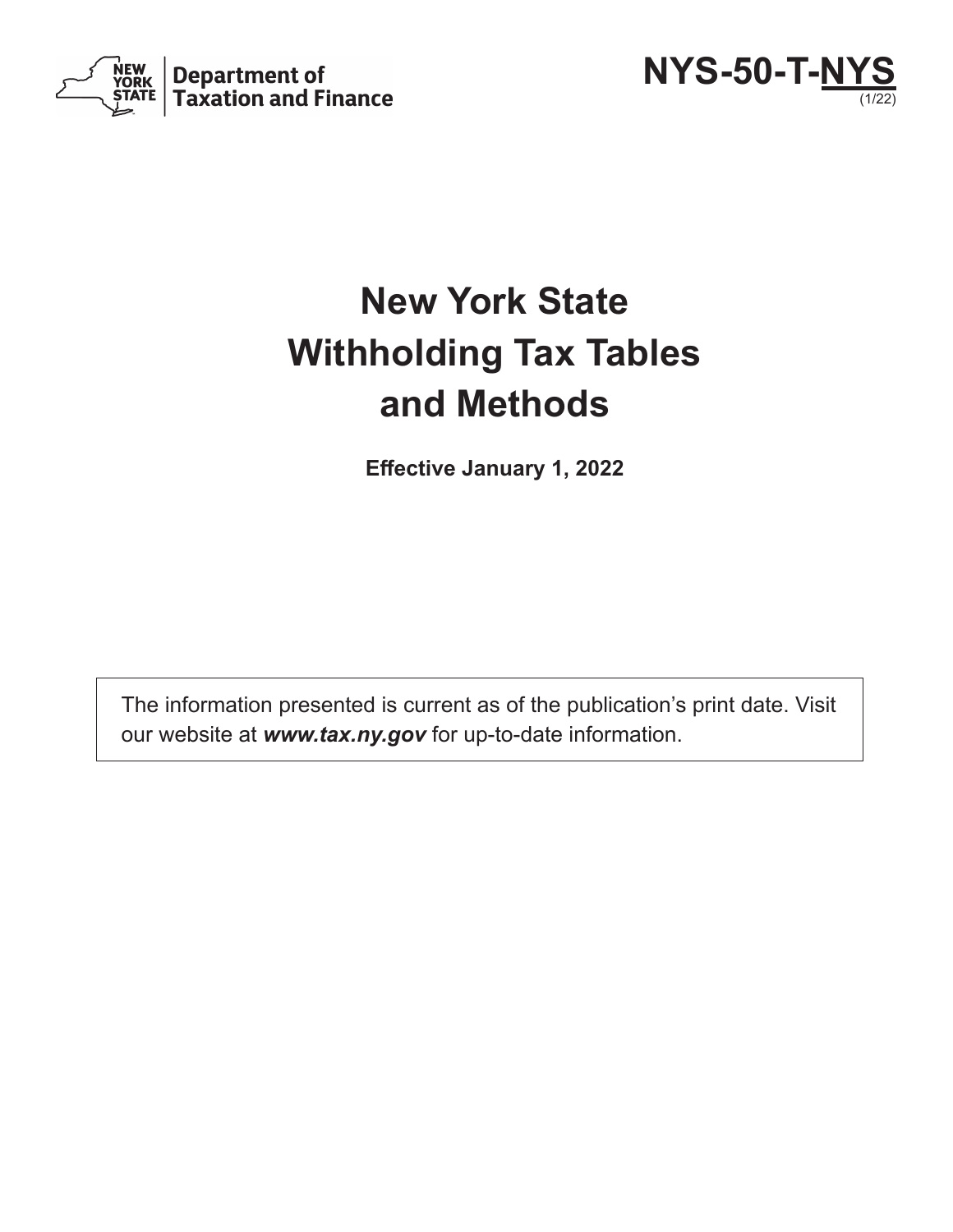Department of Taxation and Finance

**NYS-50-T-NYS**
(1/22)

# New York State Withholding Tax Tables and Methods

**Effective January 1, 2022**

The information presented is current as of the publication's print date. Visit our website at ***www.tax.ny.gov*** for up-to-date information.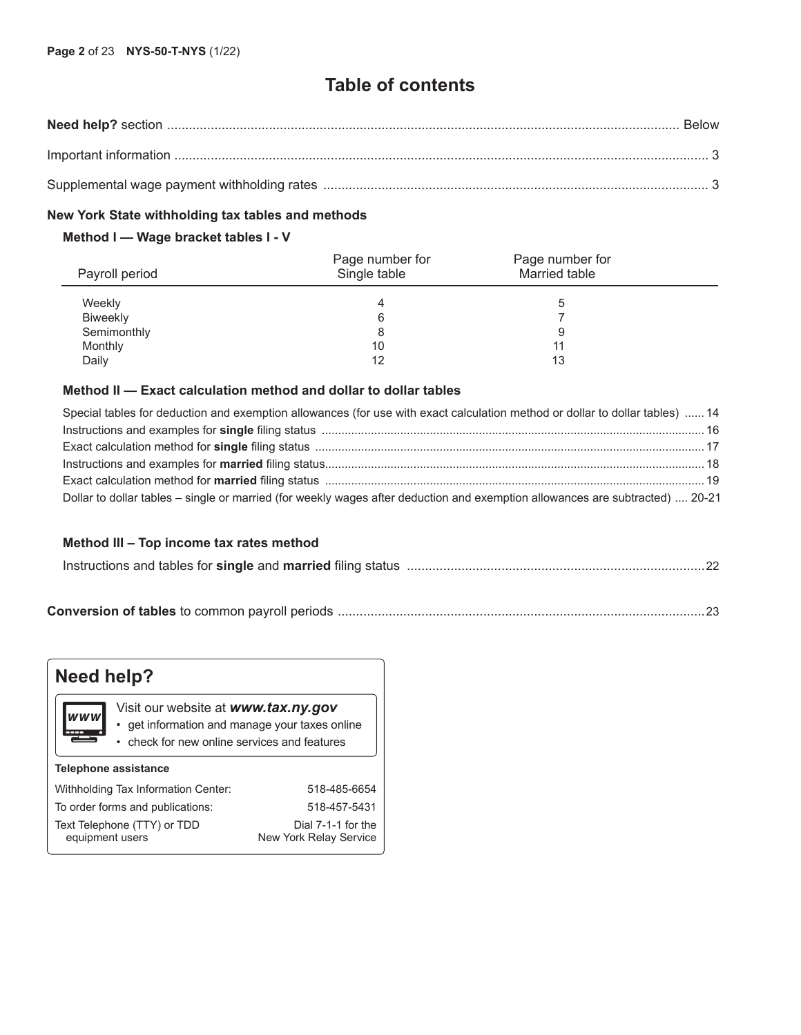# Table of contents

**Need help?** section ........................................................................................................................................ Below

Important information ............................................................................................................................................. 3

Supplemental wage payment withholding rates ...................................................................................................... 3

## New York State withholding tax tables and methods

### Method I — Wage bracket tables I - V

| Payroll period | Page number for Single table | Page number for Married table |
|---|---|---|
| Weekly | 4 | 5 |
| Biweekly | 6 | 7 |
| Semimonthly | 8 | 9 |
| Monthly | 10 | 11 |
| Daily | 12 | 13 |

### Method II — Exact calculation method and dollar to dollar tables

Special tables for deduction and exemption allowances (for use with exact calculation method or dollar to dollar tables) ...... 14

Instructions and examples for **single** filing status ........................................................................................................ 16

Exact calculation method for **single** filing status ........................................................................................................... 17

Instructions and examples for **married** filing status......................................................................................................... 18

Exact calculation method for **married** filing status ......................................................................................................... 19

Dollar to dollar tables – single or married (for weekly wages after deduction and exemption allowances are subtracted) .... 20-21

### Method III – Top income tax rates method

Instructions and tables for **single** and **married** filing status ........................................................................................ 22

**Conversion of tables** to common payroll periods ..................................................................................................... 23

## Need help?

Visit our website at ***www.tax.ny.gov***
- get information and manage your taxes online
- check for new online services and features

**Telephone assistance**

| | |
|---|---|
| Withholding Tax Information Center: | 518-485-6654 |
| To order forms and publications: | 518-457-5431 |
| Text Telephone (TTY) or TDD equipment users | Dial 7-1-1 for the New York Relay Service |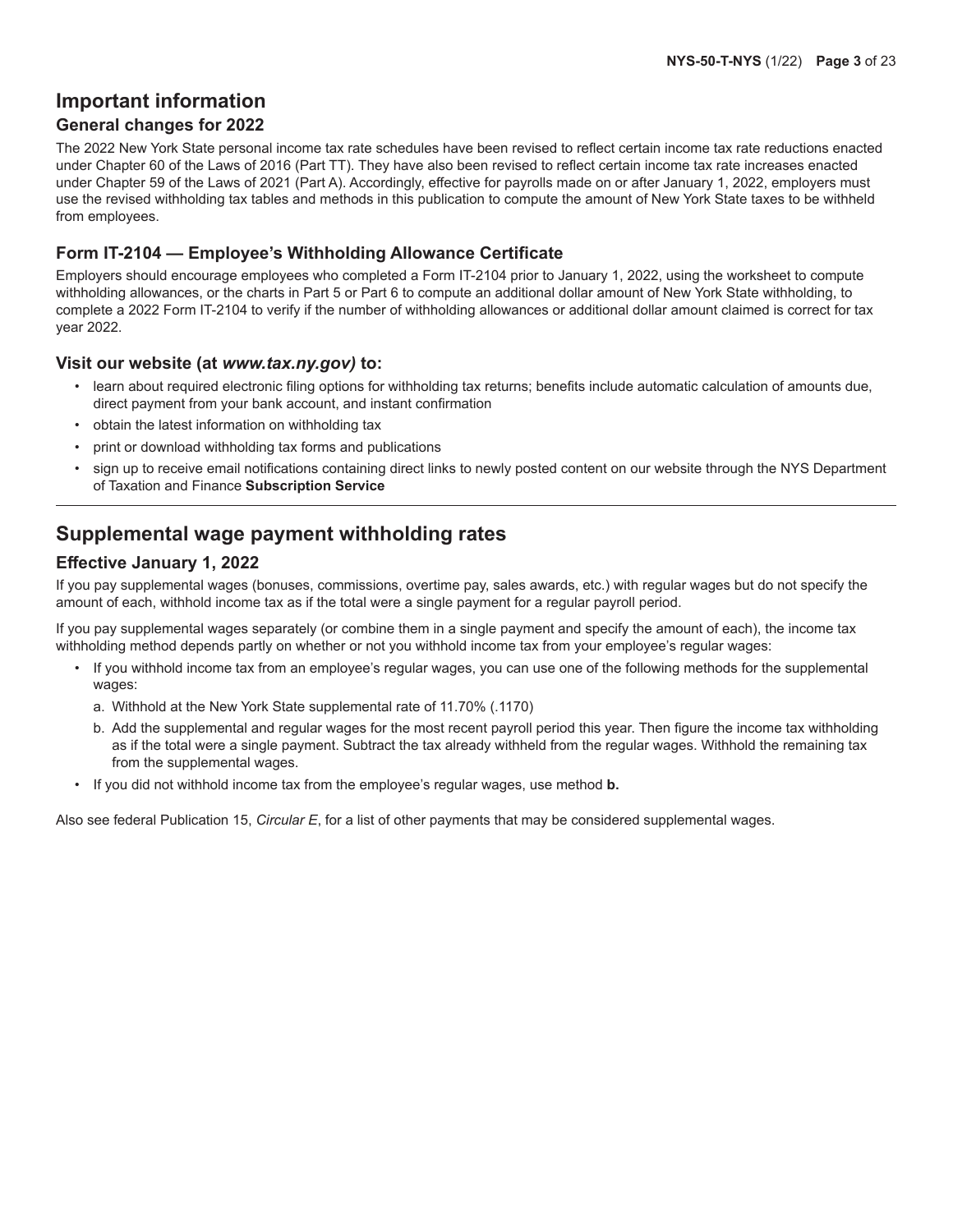# Important information

## General changes for 2022

The 2022 New York State personal income tax rate schedules have been revised to reflect certain income tax rate reductions enacted under Chapter 60 of the Laws of 2016 (Part TT). They have also been revised to reflect certain income tax rate increases enacted under Chapter 59 of the Laws of 2021 (Part A). Accordingly, effective for payrolls made on or after January 1, 2022, employers must use the revised withholding tax tables and methods in this publication to compute the amount of New York State taxes to be withheld from employees.

### Form IT-2104 — Employee's Withholding Allowance Certificate

Employers should encourage employees who completed a Form IT-2104 prior to January 1, 2022, using the worksheet to compute withholding allowances, or the charts in Part 5 or Part 6 to compute an additional dollar amount of New York State withholding, to complete a 2022 Form IT-2104 to verify if the number of withholding allowances or additional dollar amount claimed is correct for tax year 2022.

### Visit our website (at *www.tax.ny.gov)* to:

- learn about required electronic filing options for withholding tax returns; benefits include automatic calculation of amounts due, direct payment from your bank account, and instant confirmation
- obtain the latest information on withholding tax
- print or download withholding tax forms and publications
- sign up to receive email notifications containing direct links to newly posted content on our website through the NYS Department of Taxation and Finance **Subscription Service**

---

# Supplemental wage payment withholding rates

## Effective January 1, 2022

If you pay supplemental wages (bonuses, commissions, overtime pay, sales awards, etc.) with regular wages but do not specify the amount of each, withhold income tax as if the total were a single payment for a regular payroll period.

If you pay supplemental wages separately (or combine them in a single payment and specify the amount of each), the income tax withholding method depends partly on whether or not you withhold income tax from your employee's regular wages:

- If you withhold income tax from an employee's regular wages, you can use one of the following methods for the supplemental wages:
  a. Withhold at the New York State supplemental rate of 11.70% (.1170)
  b. Add the supplemental and regular wages for the most recent payroll period this year. Then figure the income tax withholding as if the total were a single payment. Subtract the tax already withheld from the regular wages. Withhold the remaining tax from the supplemental wages.
- If you did not withhold income tax from the employee's regular wages, use method **b.**

Also see federal Publication 15, *Circular E*, for a list of other payments that may be considered supplemental wages.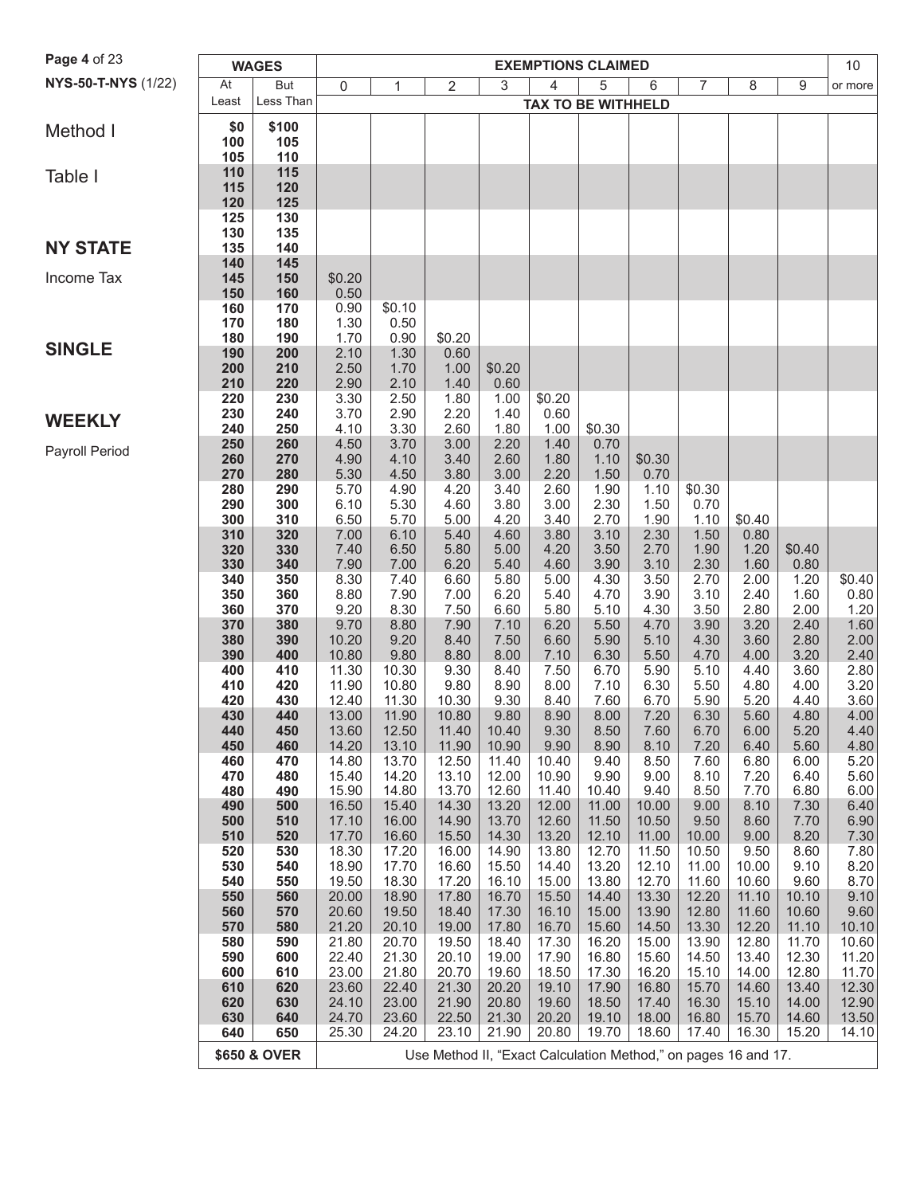NYS-50-T-NYS (1/22)

Method I

Table I

**NY STATE**

Income Tax

**SINGLE**

**WEEKLY**

Payroll Period

| WAGES | | EXEMPTIONS CLAIMED | | | | | | | | | | 10 |
|---|---|---|---|---|---|---|---|---|---|---|---|---|
| At Least | But Less Than | 0 | 1 | 2 | 3 | 4 | 5 | 6 | 7 | 8 | 9 | or more |
| | | TAX TO BE WITHHELD | | | | | | | | | | |
| $0 | $100 | | | | | | | | | | | |
| 100 | 105 | | | | | | | | | | | |
| 105 | 110 | | | | | | | | | | | |
| 110 | 115 | | | | | | | | | | | |
| 115 | 120 | | | | | | | | | | | |
| 120 | 125 | | | | | | | | | | | |
| 125 | 130 | | | | | | | | | | | |
| 130 | 135 | | | | | | | | | | | |
| 135 | 140 | | | | | | | | | | | |
| 140 | 145 | | | | | | | | | | | |
| 145 | 150 | $0.20 | | | | | | | | | | |
| 150 | 160 | 0.50 | | | | | | | | | | |
| 160 | 170 | 0.90 | $0.10 | | | | | | | | | |
| 170 | 180 | 1.30 | 0.50 | | | | | | | | | |
| 180 | 190 | 1.70 | 0.90 | $0.20 | | | | | | | | |
| 190 | 200 | 2.10 | 1.30 | 0.60 | | | | | | | | |
| 200 | 210 | 2.50 | 1.70 | 1.00 | $0.20 | | | | | | | |
| 210 | 220 | 2.90 | 2.10 | 1.40 | 0.60 | | | | | | | |
| 220 | 230 | 3.30 | 2.50 | 1.80 | 1.00 | $0.20 | | | | | | |
| 230 | 240 | 3.70 | 2.90 | 2.20 | 1.40 | 0.60 | | | | | | |
| 240 | 250 | 4.10 | 3.30 | 2.60 | 1.80 | 1.00 | $0.30 | | | | | |
| 250 | 260 | 4.50 | 3.70 | 3.00 | 2.20 | 1.40 | 0.70 | | | | | |
| 260 | 270 | 4.90 | 4.10 | 3.40 | 2.60 | 1.80 | 1.10 | $0.30 | | | | |
| 270 | 280 | 5.30 | 4.50 | 3.80 | 3.00 | 2.20 | 1.50 | 0.70 | | | | |
| 280 | 290 | 5.70 | 4.90 | 4.20 | 3.40 | 2.60 | 1.90 | 1.10 | $0.30 | | | |
| 290 | 300 | 6.10 | 5.30 | 4.60 | 3.80 | 3.00 | 2.30 | 1.50 | 0.70 | | | |
| 300 | 310 | 6.50 | 5.70 | 5.00 | 4.20 | 3.40 | 2.70 | 1.90 | 1.10 | $0.40 | | |
| 310 | 320 | 7.00 | 6.10 | 5.40 | 4.60 | 3.80 | 3.10 | 2.30 | 1.50 | 0.80 | | |
| 320 | 330 | 7.40 | 6.50 | 5.80 | 5.00 | 4.20 | 3.50 | 2.70 | 1.90 | 1.20 | $0.40 | |
| 330 | 340 | 7.90 | 7.00 | 6.20 | 5.40 | 4.60 | 3.90 | 3.10 | 2.30 | 1.60 | 0.80 | |
| 340 | 350 | 8.30 | 7.40 | 6.60 | 5.80 | 5.00 | 4.30 | 3.50 | 2.70 | 2.00 | 1.20 | $0.40 |
| 350 | 360 | 8.80 | 7.90 | 7.00 | 6.20 | 5.40 | 4.70 | 3.90 | 3.10 | 2.40 | 1.60 | 0.80 |
| 360 | 370 | 9.20 | 8.30 | 7.50 | 6.60 | 5.80 | 5.10 | 4.30 | 3.50 | 2.80 | 2.00 | 1.20 |
| 370 | 380 | 9.70 | 8.80 | 7.90 | 7.10 | 6.20 | 5.50 | 4.70 | 3.90 | 3.20 | 2.40 | 1.60 |
| 380 | 390 | 10.20 | 9.20 | 8.40 | 7.50 | 6.60 | 5.90 | 5.10 | 4.30 | 3.60 | 2.80 | 2.00 |
| 390 | 400 | 10.80 | 9.80 | 8.80 | 8.00 | 7.10 | 6.30 | 5.50 | 4.70 | 4.00 | 3.20 | 2.40 |
| 400 | 410 | 11.30 | 10.30 | 9.30 | 8.40 | 7.50 | 6.70 | 5.90 | 5.10 | 4.40 | 3.60 | 2.80 |
| 410 | 420 | 11.90 | 10.80 | 9.80 | 8.90 | 8.00 | 7.10 | 6.30 | 5.50 | 4.80 | 4.00 | 3.20 |
| 420 | 430 | 12.40 | 11.30 | 10.30 | 9.30 | 8.40 | 7.60 | 6.70 | 5.90 | 5.20 | 4.40 | 3.60 |
| 430 | 440 | 13.00 | 11.90 | 10.80 | 9.80 | 8.90 | 8.00 | 7.20 | 6.30 | 5.60 | 4.80 | 4.00 |
| 440 | 450 | 13.60 | 12.50 | 11.40 | 10.40 | 9.30 | 8.50 | 7.60 | 6.70 | 6.00 | 5.20 | 4.40 |
| 450 | 460 | 14.20 | 13.10 | 11.90 | 10.90 | 9.90 | 8.90 | 8.10 | 7.20 | 6.40 | 5.60 | 4.80 |
| 460 | 470 | 14.80 | 13.70 | 12.50 | 11.40 | 10.40 | 9.40 | 8.50 | 7.60 | 6.80 | 6.00 | 5.20 |
| 470 | 480 | 15.40 | 14.20 | 13.10 | 12.00 | 10.90 | 9.90 | 9.00 | 8.10 | 7.20 | 6.40 | 5.60 |
| 480 | 490 | 15.90 | 14.80 | 13.70 | 12.60 | 11.40 | 10.40 | 9.40 | 8.50 | 7.70 | 6.80 | 6.00 |
| 490 | 500 | 16.50 | 15.40 | 14.30 | 13.20 | 12.00 | 11.00 | 10.00 | 9.00 | 8.10 | 7.30 | 6.40 |
| 500 | 510 | 17.10 | 16.00 | 14.90 | 13.70 | 12.60 | 11.50 | 10.50 | 9.50 | 8.60 | 7.70 | 6.90 |
| 510 | 520 | 17.70 | 16.60 | 15.50 | 14.30 | 13.20 | 12.10 | 11.00 | 10.00 | 9.00 | 8.20 | 7.30 |
| 520 | 530 | 18.30 | 17.20 | 16.00 | 14.90 | 13.80 | 12.70 | 11.50 | 10.50 | 9.50 | 8.60 | 7.80 |
| 530 | 540 | 18.90 | 17.70 | 16.60 | 15.50 | 14.40 | 13.20 | 12.10 | 11.00 | 10.00 | 9.10 | 8.20 |
| 540 | 550 | 19.50 | 18.30 | 17.20 | 16.10 | 15.00 | 13.80 | 12.70 | 11.60 | 10.60 | 9.60 | 8.70 |
| 550 | 560 | 20.00 | 18.90 | 17.80 | 16.70 | 15.50 | 14.40 | 13.30 | 12.20 | 11.10 | 10.10 | 9.10 |
| 560 | 570 | 20.60 | 19.50 | 18.40 | 17.30 | 16.10 | 15.00 | 13.90 | 12.80 | 11.60 | 10.60 | 9.60 |
| 570 | 580 | 21.20 | 20.10 | 19.00 | 17.80 | 16.70 | 15.60 | 14.50 | 13.30 | 12.20 | 11.10 | 10.10 |
| 580 | 590 | 21.80 | 20.70 | 19.50 | 18.40 | 17.30 | 16.20 | 15.00 | 13.90 | 12.80 | 11.70 | 10.60 |
| 590 | 600 | 22.40 | 21.30 | 20.10 | 19.00 | 17.90 | 16.80 | 15.60 | 14.50 | 13.40 | 12.30 | 11.20 |
| 600 | 610 | 23.00 | 21.80 | 20.70 | 19.60 | 18.50 | 17.30 | 16.20 | 15.10 | 14.00 | 12.80 | 11.70 |
| 610 | 620 | 23.60 | 22.40 | 21.30 | 20.20 | 19.10 | 17.90 | 16.80 | 15.70 | 14.60 | 13.40 | 12.30 |
| 620 | 630 | 24.10 | 23.00 | 21.90 | 20.80 | 19.60 | 18.50 | 17.40 | 16.30 | 15.10 | 14.00 | 12.90 |
| 630 | 640 | 24.70 | 23.60 | 22.50 | 21.30 | 20.20 | 19.10 | 18.00 | 16.80 | 15.70 | 14.60 | 13.50 |
| 640 | 650 | 25.30 | 24.20 | 23.10 | 21.90 | 20.80 | 19.70 | 18.60 | 17.40 | 16.30 | 15.20 | 14.10 |
| $650 & OVER | | Use Method II, "Exact Calculation Method," on pages 16 and 17. | | | | | | | | | | |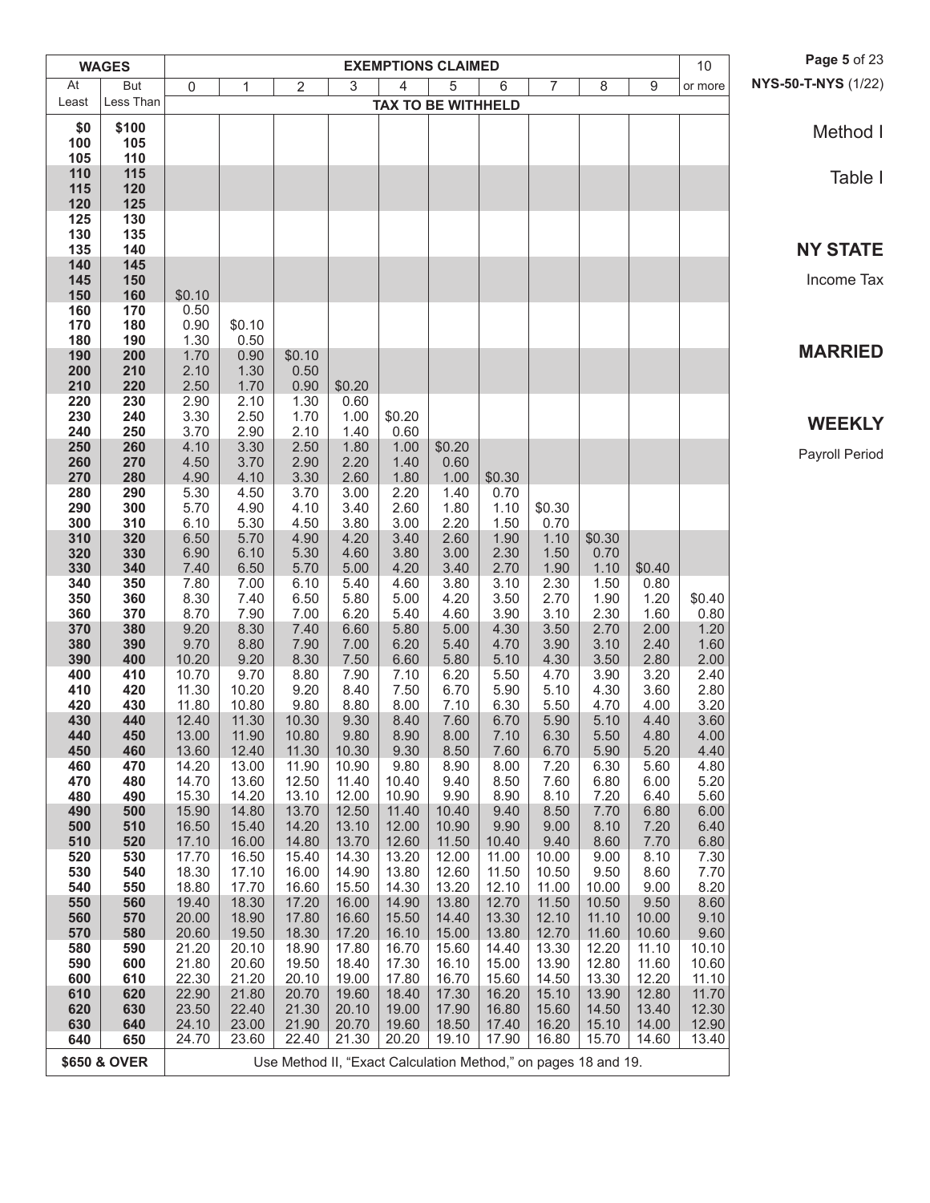| WAGES | | EXEMPTIONS CLAIMED | | | | | | | | | | 10 |
|---|---|---|---|---|---|---|---|---|---|---|---|---|
| At Least | But Less Than | 0 | 1 | 2 | 3 | 4 | 5 | 6 | 7 | 8 | 9 | or more |
| | | TAX TO BE WITHHELD | | | | | | | | | | |
| $0 | $100 | | | | | | | | | | | |
| 100 | 105 | | | | | | | | | | | |
| 105 | 110 | | | | | | | | | | | |
| 110 | 115 | | | | | | | | | | | |
| 115 | 120 | | | | | | | | | | | |
| 120 | 125 | | | | | | | | | | | |
| 125 | 130 | | | | | | | | | | | |
| 130 | 135 | | | | | | | | | | | |
| 135 | 140 | | | | | | | | | | | |
| 140 | 145 | | | | | | | | | | | |
| 145 | 150 | | | | | | | | | | | |
| 150 | 160 | $0.10 | | | | | | | | | | |
| 160 | 170 | 0.50 | | | | | | | | | | |
| 170 | 180 | 0.90 | $0.10 | | | | | | | | | |
| 180 | 190 | 1.30 | 0.50 | | | | | | | | | |
| 190 | 200 | 1.70 | 0.90 | $0.10 | | | | | | | | |
| 200 | 210 | 2.10 | 1.30 | 0.50 | | | | | | | | |
| 210 | 220 | 2.50 | 1.70 | 0.90 | $0.20 | | | | | | | |
| 220 | 230 | 2.90 | 2.10 | 1.30 | 0.60 | | | | | | | |
| 230 | 240 | 3.30 | 2.50 | 1.70 | 1.00 | $0.20 | | | | | | |
| 240 | 250 | 3.70 | 2.90 | 2.10 | 1.40 | 0.60 | | | | | | |
| 250 | 260 | 4.10 | 3.30 | 2.50 | 1.80 | 1.00 | $0.20 | | | | | |
| 260 | 270 | 4.50 | 3.70 | 2.90 | 2.20 | 1.40 | 0.60 | | | | | |
| 270 | 280 | 4.90 | 4.10 | 3.30 | 2.60 | 1.80 | 1.00 | $0.30 | | | | |
| 280 | 290 | 5.30 | 4.50 | 3.70 | 3.00 | 2.20 | 1.40 | 0.70 | | | | |
| 290 | 300 | 5.70 | 4.90 | 4.10 | 3.40 | 2.60 | 1.80 | 1.10 | $0.30 | | | |
| 300 | 310 | 6.10 | 5.30 | 4.50 | 3.80 | 3.00 | 2.20 | 1.50 | 0.70 | | | |
| 310 | 320 | 6.50 | 5.70 | 4.90 | 4.20 | 3.40 | 2.60 | 1.90 | 1.10 | $0.30 | | |
| 320 | 330 | 6.90 | 6.10 | 5.30 | 4.60 | 3.80 | 3.00 | 2.30 | 1.50 | 0.70 | | |
| 330 | 340 | 7.40 | 6.50 | 5.70 | 5.00 | 4.20 | 3.40 | 2.70 | 1.90 | 1.10 | $0.40 | |
| 340 | 350 | 7.80 | 7.00 | 6.10 | 5.40 | 4.60 | 3.80 | 3.10 | 2.30 | 1.50 | 0.80 | |
| 350 | 360 | 8.30 | 7.40 | 6.50 | 5.80 | 5.00 | 4.20 | 3.50 | 2.70 | 1.90 | 1.20 | $0.40 |
| 360 | 370 | 8.70 | 7.90 | 7.00 | 6.20 | 5.40 | 4.60 | 3.90 | 3.10 | 2.30 | 1.60 | 0.80 |
| 370 | 380 | 9.20 | 8.30 | 7.40 | 6.60 | 5.80 | 5.00 | 4.30 | 3.50 | 2.70 | 2.00 | 1.20 |
| 380 | 390 | 9.70 | 8.80 | 7.90 | 7.00 | 6.20 | 5.40 | 4.70 | 3.90 | 3.10 | 2.40 | 1.60 |
| 390 | 400 | 10.20 | 9.20 | 8.30 | 7.50 | 6.60 | 5.80 | 5.10 | 4.30 | 3.50 | 2.80 | 2.00 |
| 400 | 410 | 10.70 | 9.70 | 8.80 | 7.90 | 7.10 | 6.20 | 5.50 | 4.70 | 3.90 | 3.20 | 2.40 |
| 410 | 420 | 11.30 | 10.20 | 9.20 | 8.40 | 7.50 | 6.70 | 5.90 | 5.10 | 4.30 | 3.60 | 2.80 |
| 420 | 430 | 11.80 | 10.80 | 9.80 | 8.80 | 8.00 | 7.10 | 6.30 | 5.50 | 4.70 | 4.00 | 3.20 |
| 430 | 440 | 12.40 | 11.30 | 10.30 | 9.30 | 8.40 | 7.60 | 6.70 | 5.90 | 5.10 | 4.40 | 3.60 |
| 440 | 450 | 13.00 | 11.90 | 10.80 | 9.80 | 8.90 | 8.00 | 7.10 | 6.30 | 5.50 | 4.80 | 4.00 |
| 450 | 460 | 13.60 | 12.40 | 11.30 | 10.30 | 9.30 | 8.50 | 7.60 | 6.70 | 5.90 | 5.20 | 4.40 |
| 460 | 470 | 14.20 | 13.00 | 11.90 | 10.90 | 9.80 | 8.90 | 8.00 | 7.20 | 6.30 | 5.60 | 4.80 |
| 470 | 480 | 14.70 | 13.60 | 12.50 | 11.40 | 10.40 | 9.40 | 8.50 | 7.60 | 6.80 | 6.00 | 5.20 |
| 480 | 490 | 15.30 | 14.20 | 13.10 | 12.00 | 10.90 | 9.90 | 8.90 | 8.10 | 7.20 | 6.40 | 5.60 |
| 490 | 500 | 15.90 | 14.80 | 13.70 | 12.50 | 11.40 | 10.40 | 9.40 | 8.50 | 7.70 | 6.80 | 6.00 |
| 500 | 510 | 16.50 | 15.40 | 14.20 | 13.10 | 12.00 | 10.90 | 9.90 | 9.00 | 8.10 | 7.20 | 6.40 |
| 510 | 520 | 17.10 | 16.00 | 14.80 | 13.70 | 12.60 | 11.50 | 10.40 | 9.40 | 8.60 | 7.70 | 6.80 |
| 520 | 530 | 17.70 | 16.50 | 15.40 | 14.30 | 13.20 | 12.00 | 11.00 | 10.00 | 9.00 | 8.10 | 7.30 |
| 530 | 540 | 18.30 | 17.10 | 16.00 | 14.90 | 13.80 | 12.60 | 11.50 | 10.50 | 9.50 | 8.60 | 7.70 |
| 540 | 550 | 18.80 | 17.70 | 16.60 | 15.50 | 14.30 | 13.20 | 12.10 | 11.00 | 10.00 | 9.00 | 8.20 |
| 550 | 560 | 19.40 | 18.30 | 17.20 | 16.00 | 14.90 | 13.80 | 12.70 | 11.50 | 10.50 | 9.50 | 8.60 |
| 560 | 570 | 20.00 | 18.90 | 17.80 | 16.60 | 15.50 | 14.40 | 13.30 | 12.10 | 11.10 | 10.00 | 9.10 |
| 570 | 580 | 20.60 | 19.50 | 18.30 | 17.20 | 16.10 | 15.00 | 13.80 | 12.70 | 11.60 | 10.60 | 9.60 |
| 580 | 590 | 21.20 | 20.10 | 18.90 | 17.80 | 16.70 | 15.60 | 14.40 | 13.30 | 12.20 | 11.10 | 10.10 |
| 590 | 600 | 21.80 | 20.60 | 19.50 | 18.40 | 17.30 | 16.10 | 15.00 | 13.90 | 12.80 | 11.60 | 10.60 |
| 600 | 610 | 22.30 | 21.20 | 20.10 | 19.00 | 17.80 | 16.70 | 15.60 | 14.50 | 13.30 | 12.20 | 11.10 |
| 610 | 620 | 22.90 | 21.80 | 20.70 | 19.60 | 18.40 | 17.30 | 16.20 | 15.10 | 13.90 | 12.80 | 11.70 |
| 620 | 630 | 23.50 | 22.40 | 21.30 | 20.10 | 19.00 | 17.90 | 16.80 | 15.60 | 14.50 | 13.40 | 12.30 |
| 630 | 640 | 24.10 | 23.00 | 21.90 | 20.70 | 19.60 | 18.50 | 17.40 | 16.20 | 15.10 | 14.00 | 12.90 |
| 640 | 650 | 24.70 | 23.60 | 22.40 | 21.30 | 20.20 | 19.10 | 17.90 | 16.80 | 15.70 | 14.60 | 13.40 |
| $650 & OVER | | Use Method II, "Exact Calculation Method," on pages 18 and 19. | | | | | | | | | | |

NYS-50-T-NYS (1/22)

Method I

Table I

**NY STATE**

Income Tax

**MARRIED**

**WEEKLY**

Payroll Period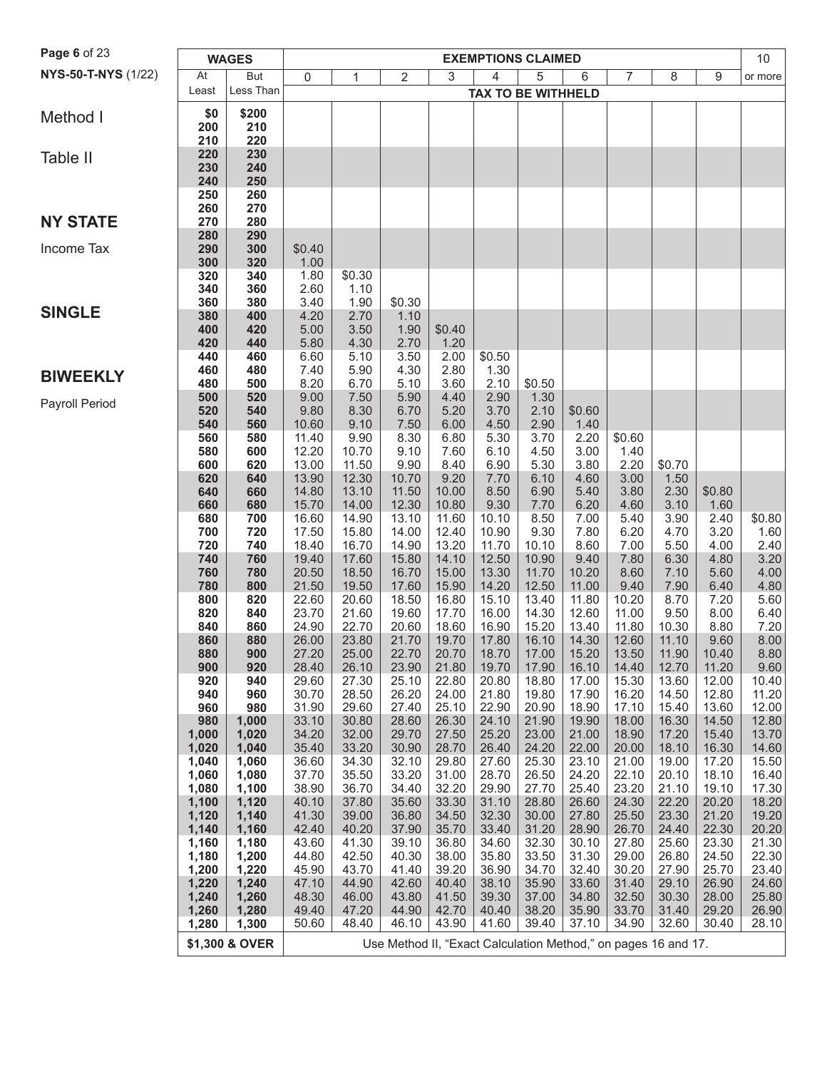# Method I

## Table II

## NY STATE

Income Tax

## SINGLE

## BIWEEKLY

Payroll Period

| WAGES | | EXEMPTIONS CLAIMED | | | | | | | | | | 10 |
|---|---|---|---|---|---|---|---|---|---|---|---|---|
| At Least | But Less Than | 0 | 1 | 2 | 3 | 4 | 5 | 6 | 7 | 8 | 9 | or more |
| | | TAX TO BE WITHHELD | | | | | | | | | | |
| $0 | $200 | | | | | | | | | | | |
| 200 | 210 | | | | | | | | | | | |
| 210 | 220 | | | | | | | | | | | |
| 220 | 230 | | | | | | | | | | | |
| 230 | 240 | | | | | | | | | | | |
| 240 | 250 | | | | | | | | | | | |
| 250 | 260 | | | | | | | | | | | |
| 260 | 270 | | | | | | | | | | | |
| 270 | 280 | | | | | | | | | | | |
| 280 | 290 | | | | | | | | | | | |
| 290 | 300 | $0.40 | | | | | | | | | | |
| 300 | 320 | 1.00 | | | | | | | | | | |
| 320 | 340 | 1.80 | $0.30 | | | | | | | | | |
| 340 | 360 | 2.60 | 1.10 | | | | | | | | | |
| 360 | 380 | 3.40 | 1.90 | $0.30 | | | | | | | | |
| 380 | 400 | 4.20 | 2.70 | 1.10 | | | | | | | | |
| 400 | 420 | 5.00 | 3.50 | 1.90 | $0.40 | | | | | | | |
| 420 | 440 | 5.80 | 4.30 | 2.70 | 1.20 | | | | | | | |
| 440 | 460 | 6.60 | 5.10 | 3.50 | 2.00 | $0.50 | | | | | | |
| 460 | 480 | 7.40 | 5.90 | 4.30 | 2.80 | 1.30 | | | | | | |
| 480 | 500 | 8.20 | 6.70 | 5.10 | 3.60 | 2.10 | $0.50 | | | | | |
| 500 | 520 | 9.00 | 7.50 | 5.90 | 4.40 | 2.90 | 1.30 | | | | | |
| 520 | 540 | 9.80 | 8.30 | 6.70 | 5.20 | 3.70 | 2.10 | $0.60 | | | | |
| 540 | 560 | 10.60 | 9.10 | 7.50 | 6.00 | 4.50 | 2.90 | 1.40 | | | | |
| 560 | 580 | 11.40 | 9.90 | 8.30 | 6.80 | 5.30 | 3.70 | 2.20 | $0.60 | | | |
| 580 | 600 | 12.20 | 10.70 | 9.10 | 7.60 | 6.10 | 4.50 | 3.00 | 1.40 | | | |
| 600 | 620 | 13.00 | 11.50 | 9.90 | 8.40 | 6.90 | 5.30 | 3.80 | 2.20 | $0.70 | | |
| 620 | 640 | 13.90 | 12.30 | 10.70 | 9.20 | 7.70 | 6.10 | 4.60 | 3.00 | 1.50 | | |
| 640 | 660 | 14.80 | 13.10 | 11.50 | 10.00 | 8.50 | 6.90 | 5.40 | 3.80 | 2.30 | $0.80 | |
| 660 | 680 | 15.70 | 14.00 | 12.30 | 10.80 | 9.30 | 7.70 | 6.20 | 4.60 | 3.10 | 1.60 | |
| 680 | 700 | 16.60 | 14.90 | 13.10 | 11.60 | 10.10 | 8.50 | 7.00 | 5.40 | 3.90 | 2.40 | $0.80 |
| 700 | 720 | 17.50 | 15.80 | 14.00 | 12.40 | 10.90 | 9.30 | 7.80 | 6.20 | 4.70 | 3.20 | 1.60 |
| 720 | 740 | 18.40 | 16.70 | 14.90 | 13.20 | 11.70 | 10.10 | 8.60 | 7.00 | 5.50 | 4.00 | 2.40 |
| 740 | 760 | 19.40 | 17.60 | 15.80 | 14.10 | 12.50 | 10.90 | 9.40 | 7.80 | 6.30 | 4.80 | 3.20 |
| 760 | 780 | 20.50 | 18.50 | 16.70 | 15.00 | 13.30 | 11.70 | 10.20 | 8.60 | 7.10 | 5.60 | 4.00 |
| 780 | 800 | 21.50 | 19.50 | 17.60 | 15.90 | 14.20 | 12.50 | 11.00 | 9.40 | 7.90 | 6.40 | 4.80 |
| 800 | 820 | 22.60 | 20.60 | 18.50 | 16.80 | 15.10 | 13.40 | 11.80 | 10.20 | 8.70 | 7.20 | 5.60 |
| 820 | 840 | 23.70 | 21.60 | 19.60 | 17.70 | 16.00 | 14.30 | 12.60 | 11.00 | 9.50 | 8.00 | 6.40 |
| 840 | 860 | 24.90 | 22.70 | 20.60 | 18.60 | 16.90 | 15.20 | 13.40 | 11.80 | 10.30 | 8.80 | 7.20 |
| 860 | 880 | 26.00 | 23.80 | 21.70 | 19.70 | 17.80 | 16.10 | 14.30 | 12.60 | 11.10 | 9.60 | 8.00 |
| 880 | 900 | 27.20 | 25.00 | 22.70 | 20.70 | 18.70 | 17.00 | 15.20 | 13.50 | 11.90 | 10.40 | 8.80 |
| 900 | 920 | 28.40 | 26.10 | 23.90 | 21.80 | 19.70 | 17.90 | 16.10 | 14.40 | 12.70 | 11.20 | 9.60 |
| 920 | 940 | 29.60 | 27.30 | 25.10 | 22.80 | 20.80 | 18.80 | 17.00 | 15.30 | 13.60 | 12.00 | 10.40 |
| 940 | 960 | 30.70 | 28.50 | 26.20 | 24.00 | 21.80 | 19.80 | 17.90 | 16.20 | 14.50 | 12.80 | 11.20 |
| 960 | 980 | 31.90 | 29.60 | 27.40 | 25.10 | 22.90 | 20.90 | 18.90 | 17.10 | 15.40 | 13.60 | 12.00 |
| 980 | 1,000 | 33.10 | 30.80 | 28.60 | 26.30 | 24.10 | 21.90 | 19.90 | 18.00 | 16.30 | 14.50 | 12.80 |
| 1,000 | 1,020 | 34.20 | 32.00 | 29.70 | 27.50 | 25.20 | 23.00 | 21.00 | 18.90 | 17.20 | 15.40 | 13.70 |
| 1,020 | 1,040 | 35.40 | 33.20 | 30.90 | 28.70 | 26.40 | 24.20 | 22.00 | 20.00 | 18.10 | 16.30 | 14.60 |
| 1,040 | 1,060 | 36.60 | 34.30 | 32.10 | 29.80 | 27.60 | 25.30 | 23.10 | 21.00 | 19.00 | 17.20 | 15.50 |
| 1,060 | 1,080 | 37.70 | 35.50 | 33.20 | 31.00 | 28.70 | 26.50 | 24.20 | 22.10 | 20.10 | 18.10 | 16.40 |
| 1,080 | 1,100 | 38.90 | 36.70 | 34.40 | 32.20 | 29.90 | 27.70 | 25.40 | 23.20 | 21.10 | 19.10 | 17.30 |
| 1,100 | 1,120 | 40.10 | 37.80 | 35.60 | 33.30 | 31.10 | 28.80 | 26.60 | 24.30 | 22.20 | 20.20 | 18.20 |
| 1,120 | 1,140 | 41.30 | 39.00 | 36.80 | 34.50 | 32.30 | 30.00 | 27.80 | 25.50 | 23.30 | 21.20 | 19.20 |
| 1,140 | 1,160 | 42.40 | 40.20 | 37.90 | 35.70 | 33.40 | 31.20 | 28.90 | 26.70 | 24.40 | 22.30 | 20.20 |
| 1,160 | 1,180 | 43.60 | 41.30 | 39.10 | 36.80 | 34.60 | 32.30 | 30.10 | 27.80 | 25.60 | 23.30 | 21.30 |
| 1,180 | 1,200 | 44.80 | 42.50 | 40.30 | 38.00 | 35.80 | 33.50 | 31.30 | 29.00 | 26.80 | 24.50 | 22.30 |
| 1,200 | 1,220 | 45.90 | 43.70 | 41.40 | 39.20 | 36.90 | 34.70 | 32.40 | 30.20 | 27.90 | 25.70 | 23.40 |
| 1,220 | 1,240 | 47.10 | 44.90 | 42.60 | 40.40 | 38.10 | 35.90 | 33.60 | 31.40 | 29.10 | 26.90 | 24.60 |
| 1,240 | 1,260 | 48.30 | 46.00 | 43.80 | 41.50 | 39.30 | 37.00 | 34.80 | 32.50 | 30.30 | 28.00 | 25.80 |
| 1,260 | 1,280 | 49.40 | 47.20 | 44.90 | 42.70 | 40.40 | 38.20 | 35.90 | 33.70 | 31.40 | 29.20 | 26.90 |
| 1,280 | 1,300 | 50.60 | 48.40 | 46.10 | 43.90 | 41.60 | 39.40 | 37.10 | 34.90 | 32.60 | 30.40 | 28.10 |
| $1,300 & OVER | | Use Method II, "Exact Calculation Method," on pages 16 and 17. | | | | | | | | | | |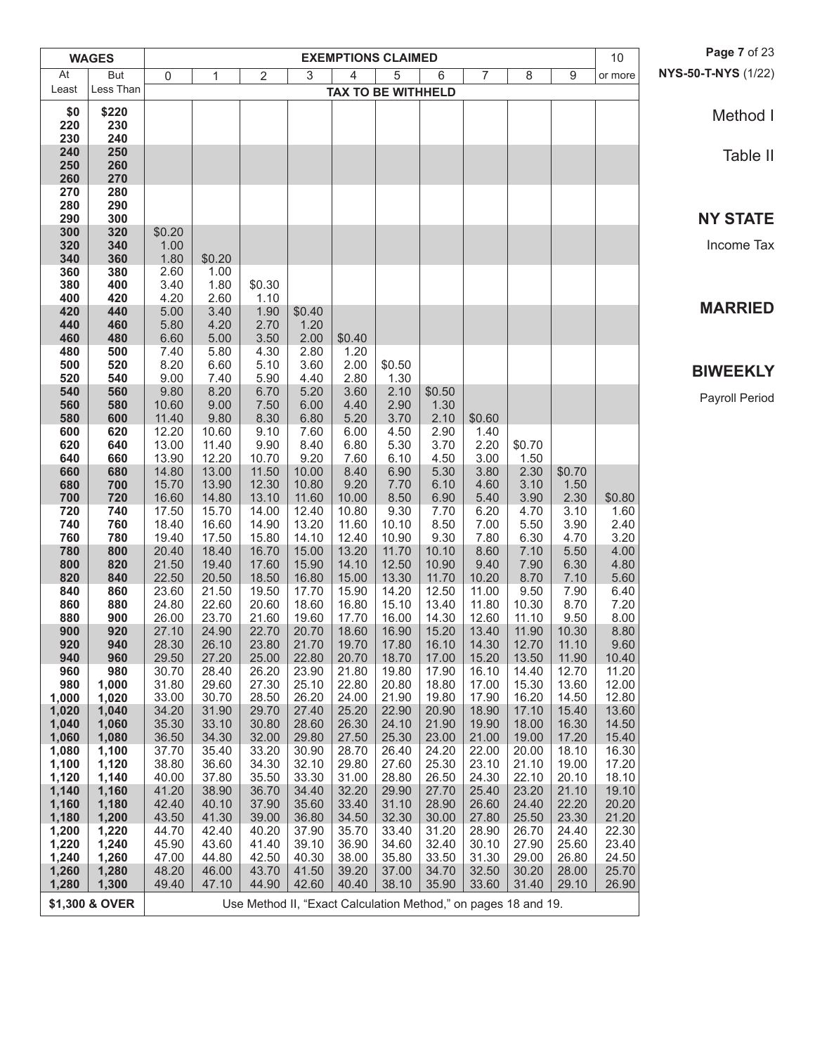Method I

Table II

**NY STATE**

Income Tax

**MARRIED**

**BIWEEKLY**

Payroll Period

| WAGES | | EXEMPTIONS CLAIMED | | | | | | | | | | 10 |
|---|---|---|---|---|---|---|---|---|---|---|---|---|
| At Least | But Less Than | 0 | 1 | 2 | 3 | 4 | 5 | 6 | 7 | 8 | 9 | or more |
| | | TAX TO BE WITHHELD | | | | | | | | | | |
| $0 | $220 | | | | | | | | | | | |
| 220 | 230 | | | | | | | | | | | |
| 230 | 240 | | | | | | | | | | | |
| 240 | 250 | | | | | | | | | | | |
| 250 | 260 | | | | | | | | | | | |
| 260 | 270 | | | | | | | | | | | |
| 270 | 280 | | | | | | | | | | | |
| 280 | 290 | | | | | | | | | | | |
| 290 | 300 | | | | | | | | | | | |
| 300 | 320 | $0.20 | | | | | | | | | | |
| 320 | 340 | 1.00 | | | | | | | | | | |
| 340 | 360 | 1.80 | $0.20 | | | | | | | | | |
| 360 | 380 | 2.60 | 1.00 | | | | | | | | | |
| 380 | 400 | 3.40 | 1.80 | $0.30 | | | | | | | | |
| 400 | 420 | 4.20 | 2.60 | 1.10 | | | | | | | | |
| 420 | 440 | 5.00 | 3.40 | 1.90 | $0.40 | | | | | | | |
| 440 | 460 | 5.80 | 4.20 | 2.70 | 1.20 | | | | | | | |
| 460 | 480 | 6.60 | 5.00 | 3.50 | 2.00 | $0.40 | | | | | | |
| 480 | 500 | 7.40 | 5.80 | 4.30 | 2.80 | 1.20 | | | | | | |
| 500 | 520 | 8.20 | 6.60 | 5.10 | 3.60 | 2.00 | $0.50 | | | | | |
| 520 | 540 | 9.00 | 7.40 | 5.90 | 4.40 | 2.80 | 1.30 | | | | | |
| 540 | 560 | 9.80 | 8.20 | 6.70 | 5.20 | 3.60 | 2.10 | $0.50 | | | | |
| 560 | 580 | 10.60 | 9.00 | 7.50 | 6.00 | 4.40 | 2.90 | 1.30 | | | | |
| 580 | 600 | 11.40 | 9.80 | 8.30 | 6.80 | 5.20 | 3.70 | 2.10 | $0.60 | | | |
| 600 | 620 | 12.20 | 10.60 | 9.10 | 7.60 | 6.00 | 4.50 | 2.90 | 1.40 | | | |
| 620 | 640 | 13.00 | 11.40 | 9.90 | 8.40 | 6.80 | 5.30 | 3.70 | 2.20 | $0.70 | | |
| 640 | 660 | 13.90 | 12.20 | 10.70 | 9.20 | 7.60 | 6.10 | 4.50 | 3.00 | 1.50 | | |
| 660 | 680 | 14.80 | 13.00 | 11.50 | 10.00 | 8.40 | 6.90 | 5.30 | 3.80 | 2.30 | $0.70 | |
| 680 | 700 | 15.70 | 13.90 | 12.30 | 10.80 | 9.20 | 7.70 | 6.10 | 4.60 | 3.10 | 1.50 | |
| 700 | 720 | 16.60 | 14.80 | 13.10 | 11.60 | 10.00 | 8.50 | 6.90 | 5.40 | 3.90 | 2.30 | $0.80 |
| 720 | 740 | 17.50 | 15.70 | 14.00 | 12.40 | 10.80 | 9.30 | 7.70 | 6.20 | 4.70 | 3.10 | 1.60 |
| 740 | 760 | 18.40 | 16.60 | 14.90 | 13.20 | 11.60 | 10.10 | 8.50 | 7.00 | 5.50 | 3.90 | 2.40 |
| 760 | 780 | 19.40 | 17.50 | 15.80 | 14.10 | 12.40 | 10.90 | 9.30 | 7.80 | 6.30 | 4.70 | 3.20 |
| 780 | 800 | 20.40 | 18.40 | 16.70 | 15.00 | 13.20 | 11.70 | 10.10 | 8.60 | 7.10 | 5.50 | 4.00 |
| 800 | 820 | 21.50 | 19.40 | 17.60 | 15.90 | 14.10 | 12.50 | 10.90 | 9.40 | 7.90 | 6.30 | 4.80 |
| 820 | 840 | 22.50 | 20.50 | 18.50 | 16.80 | 15.00 | 13.30 | 11.70 | 10.20 | 8.70 | 7.10 | 5.60 |
| 840 | 860 | 23.60 | 21.50 | 19.50 | 17.70 | 15.90 | 14.20 | 12.50 | 11.00 | 9.50 | 7.90 | 6.40 |
| 860 | 880 | 24.80 | 22.60 | 20.60 | 18.60 | 16.80 | 15.10 | 13.40 | 11.80 | 10.30 | 8.70 | 7.20 |
| 880 | 900 | 26.00 | 23.70 | 21.60 | 19.60 | 17.70 | 16.00 | 14.30 | 12.60 | 11.10 | 9.50 | 8.00 |
| 900 | 920 | 27.10 | 24.90 | 22.70 | 20.70 | 18.60 | 16.90 | 15.20 | 13.40 | 11.90 | 10.30 | 8.80 |
| 920 | 940 | 28.30 | 26.10 | 23.80 | 21.70 | 19.70 | 17.80 | 16.10 | 14.30 | 12.70 | 11.10 | 9.60 |
| 940 | 960 | 29.50 | 27.20 | 25.00 | 22.80 | 20.70 | 18.70 | 17.00 | 15.20 | 13.50 | 11.90 | 10.40 |
| 960 | 980 | 30.70 | 28.40 | 26.20 | 23.90 | 21.80 | 19.80 | 17.90 | 16.10 | 14.40 | 12.70 | 11.20 |
| 980 | 1,000 | 31.80 | 29.60 | 27.30 | 25.10 | 22.80 | 20.80 | 18.80 | 17.00 | 15.30 | 13.60 | 12.00 |
| 1,000 | 1,020 | 33.00 | 30.70 | 28.50 | 26.20 | 24.00 | 21.90 | 19.80 | 17.90 | 16.20 | 14.50 | 12.80 |
| 1,020 | 1,040 | 34.20 | 31.90 | 29.70 | 27.40 | 25.20 | 22.90 | 20.90 | 18.90 | 17.10 | 15.40 | 13.60 |
| 1,040 | 1,060 | 35.30 | 33.10 | 30.80 | 28.60 | 26.30 | 24.10 | 21.90 | 19.90 | 18.00 | 16.30 | 14.50 |
| 1,060 | 1,080 | 36.50 | 34.30 | 32.00 | 29.80 | 27.50 | 25.30 | 23.00 | 21.00 | 19.00 | 17.20 | 15.40 |
| 1,080 | 1,100 | 37.70 | 35.40 | 33.20 | 30.90 | 28.70 | 26.40 | 24.20 | 22.00 | 20.00 | 18.10 | 16.30 |
| 1,100 | 1,120 | 38.80 | 36.60 | 34.30 | 32.10 | 29.80 | 27.60 | 25.30 | 23.10 | 21.10 | 19.00 | 17.20 |
| 1,120 | 1,140 | 40.00 | 37.80 | 35.50 | 33.30 | 31.00 | 28.80 | 26.50 | 24.30 | 22.10 | 20.10 | 18.10 |
| 1,140 | 1,160 | 41.20 | 38.90 | 36.70 | 34.40 | 32.20 | 29.90 | 27.70 | 25.40 | 23.20 | 21.10 | 19.10 |
| 1,160 | 1,180 | 42.40 | 40.10 | 37.90 | 35.60 | 33.40 | 31.10 | 28.90 | 26.60 | 24.40 | 22.20 | 20.20 |
| 1,180 | 1,200 | 43.50 | 41.30 | 39.00 | 36.80 | 34.50 | 32.30 | 30.00 | 27.80 | 25.50 | 23.30 | 21.20 |
| 1,200 | 1,220 | 44.70 | 42.40 | 40.20 | 37.90 | 35.70 | 33.40 | 31.20 | 28.90 | 26.70 | 24.40 | 22.30 |
| 1,220 | 1,240 | 45.90 | 43.60 | 41.40 | 39.10 | 36.90 | 34.60 | 32.40 | 30.10 | 27.90 | 25.60 | 23.40 |
| 1,240 | 1,260 | 47.00 | 44.80 | 42.50 | 40.30 | 38.00 | 35.80 | 33.50 | 31.30 | 29.00 | 26.80 | 24.50 |
| 1,260 | 1,280 | 48.20 | 46.00 | 43.70 | 41.50 | 39.20 | 37.00 | 34.70 | 32.50 | 30.20 | 28.00 | 25.70 |
| 1,280 | 1,300 | 49.40 | 47.10 | 44.90 | 42.60 | 40.40 | 38.10 | 35.90 | 33.60 | 31.40 | 29.10 | 26.90 |
| $1,300 & OVER | | Use Method II, "Exact Calculation Method," on pages 18 and 19. | | | | | | | | | | |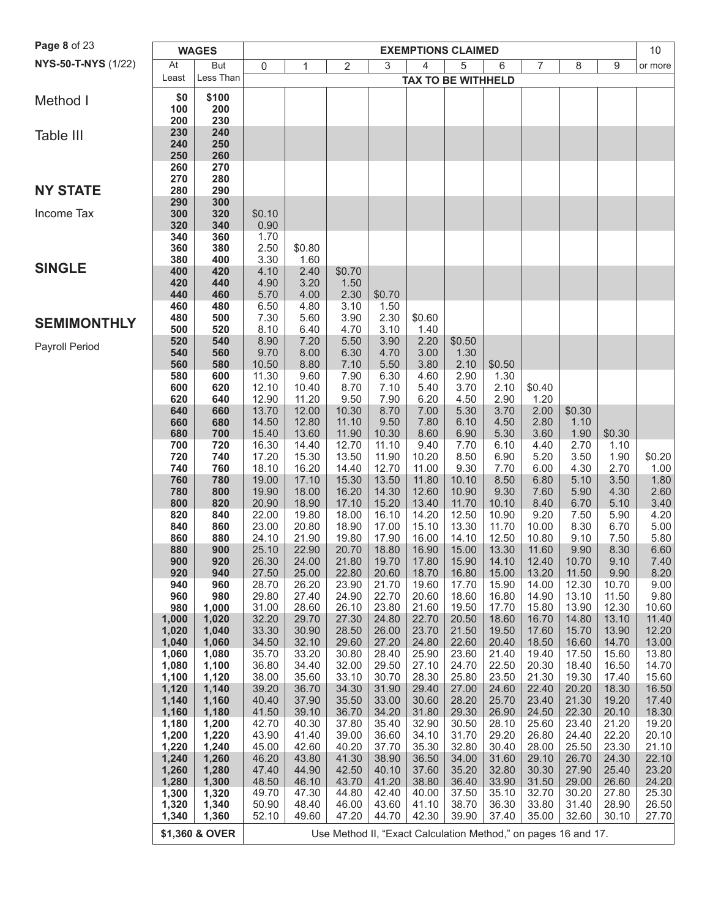Method I

Table III

## NY STATE

Income Tax

## SINGLE

## SEMIMONTHLY

Payroll Period

| WAGES | | EXEMPTIONS CLAIMED | | | | | | | | | | 10 |
|---|---|---|---|---|---|---|---|---|---|---|---|---|
| At Least | But Less Than | 0 | 1 | 2 | 3 | 4 | 5 | 6 | 7 | 8 | 9 | or more |
| | | TAX TO BE WITHHELD | | | | | | | | | | |
| $0 | $100 | | | | | | | | | | | |
| 100 | 200 | | | | | | | | | | | |
| 200 | 230 | | | | | | | | | | | |
| 230 | 240 | | | | | | | | | | | |
| 240 | 250 | | | | | | | | | | | |
| 250 | 260 | | | | | | | | | | | |
| 260 | 270 | | | | | | | | | | | |
| 270 | 280 | | | | | | | | | | | |
| 280 | 290 | | | | | | | | | | | |
| 290 | 300 | | | | | | | | | | | |
| 300 | 320 | $0.10 | | | | | | | | | | |
| 320 | 340 | 0.90 | | | | | | | | | | |
| 340 | 360 | 1.70 | | | | | | | | | | |
| 360 | 380 | 2.50 | $0.80 | | | | | | | | | |
| 380 | 400 | 3.30 | 1.60 | | | | | | | | | |
| 400 | 420 | 4.10 | 2.40 | $0.70 | | | | | | | | |
| 420 | 440 | 4.90 | 3.20 | 1.50 | | | | | | | | |
| 440 | 460 | 5.70 | 4.00 | 2.30 | $0.70 | | | | | | | |
| 460 | 480 | 6.50 | 4.80 | 3.10 | 1.50 | | | | | | | |
| 480 | 500 | 7.30 | 5.60 | 3.90 | 2.30 | $0.60 | | | | | | |
| 500 | 520 | 8.10 | 6.40 | 4.70 | 3.10 | 1.40 | | | | | | |
| 520 | 540 | 8.90 | 7.20 | 5.50 | 3.90 | 2.20 | $0.50 | | | | | |
| 540 | 560 | 9.70 | 8.00 | 6.30 | 4.70 | 3.00 | 1.30 | | | | | |
| 560 | 580 | 10.50 | 8.80 | 7.10 | 5.50 | 3.80 | 2.10 | $0.50 | | | | |
| 580 | 600 | 11.30 | 9.60 | 7.90 | 6.30 | 4.60 | 2.90 | 1.30 | | | | |
| 600 | 620 | 12.10 | 10.40 | 8.70 | 7.10 | 5.40 | 3.70 | 2.10 | $0.40 | | | |
| 620 | 640 | 12.90 | 11.20 | 9.50 | 7.90 | 6.20 | 4.50 | 2.90 | 1.20 | | | |
| 640 | 660 | 13.70 | 12.00 | 10.30 | 8.70 | 7.00 | 5.30 | 3.70 | 2.00 | $0.30 | | |
| 660 | 680 | 14.50 | 12.80 | 11.10 | 9.50 | 7.80 | 6.10 | 4.50 | 2.80 | 1.10 | | |
| 680 | 700 | 15.40 | 13.60 | 11.90 | 10.30 | 8.60 | 6.90 | 5.30 | 3.60 | 1.90 | $0.30 | |
| 700 | 720 | 16.30 | 14.40 | 12.70 | 11.10 | 9.40 | 7.70 | 6.10 | 4.40 | 2.70 | 1.10 | |
| 720 | 740 | 17.20 | 15.30 | 13.50 | 11.90 | 10.20 | 8.50 | 6.90 | 5.20 | 3.50 | 1.90 | $0.20 |
| 740 | 760 | 18.10 | 16.20 | 14.40 | 12.70 | 11.00 | 9.30 | 7.70 | 6.00 | 4.30 | 2.70 | 1.00 |
| 760 | 780 | 19.00 | 17.10 | 15.30 | 13.50 | 11.80 | 10.10 | 8.50 | 6.80 | 5.10 | 3.50 | 1.80 |
| 780 | 800 | 19.90 | 18.00 | 16.20 | 14.30 | 12.60 | 10.90 | 9.30 | 7.60 | 5.90 | 4.30 | 2.60 |
| 800 | 820 | 20.90 | 18.90 | 17.10 | 15.20 | 13.40 | 11.70 | 10.10 | 8.40 | 6.70 | 5.10 | 3.40 |
| 820 | 840 | 22.00 | 19.80 | 18.00 | 16.10 | 14.20 | 12.50 | 10.90 | 9.20 | 7.50 | 5.90 | 4.20 |
| 840 | 860 | 23.00 | 20.80 | 18.90 | 17.00 | 15.10 | 13.30 | 11.70 | 10.00 | 8.30 | 6.70 | 5.00 |
| 860 | 880 | 24.10 | 21.90 | 19.80 | 17.90 | 16.00 | 14.10 | 12.50 | 10.80 | 9.10 | 7.50 | 5.80 |
| 880 | 900 | 25.10 | 22.90 | 20.70 | 18.80 | 16.90 | 15.00 | 13.30 | 11.60 | 9.90 | 8.30 | 6.60 |
| 900 | 920 | 26.30 | 24.00 | 21.80 | 19.70 | 17.80 | 15.90 | 14.10 | 12.40 | 10.70 | 9.10 | 7.40 |
| 920 | 940 | 27.50 | 25.00 | 22.80 | 20.60 | 18.70 | 16.80 | 15.00 | 13.20 | 11.50 | 9.90 | 8.20 |
| 940 | 960 | 28.70 | 26.20 | 23.90 | 21.70 | 19.60 | 17.70 | 15.90 | 14.00 | 12.30 | 10.70 | 9.00 |
| 960 | 980 | 29.80 | 27.40 | 24.90 | 22.70 | 20.60 | 18.60 | 16.80 | 14.90 | 13.10 | 11.50 | 9.80 |
| 980 | 1,000 | 31.00 | 28.60 | 26.10 | 23.80 | 21.60 | 19.50 | 17.70 | 15.80 | 13.90 | 12.30 | 10.60 |
| 1,000 | 1,020 | 32.20 | 29.70 | 27.30 | 24.80 | 22.70 | 20.50 | 18.60 | 16.70 | 14.80 | 13.10 | 11.40 |
| 1,020 | 1,040 | 33.30 | 30.90 | 28.50 | 26.00 | 23.70 | 21.50 | 19.50 | 17.60 | 15.70 | 13.90 | 12.20 |
| 1,040 | 1,060 | 34.50 | 32.10 | 29.60 | 27.20 | 24.80 | 22.60 | 20.40 | 18.50 | 16.60 | 14.70 | 13.00 |
| 1,060 | 1,080 | 35.70 | 33.20 | 30.80 | 28.40 | 25.90 | 23.60 | 21.40 | 19.40 | 17.50 | 15.60 | 13.80 |
| 1,080 | 1,100 | 36.80 | 34.40 | 32.00 | 29.50 | 27.10 | 24.70 | 22.50 | 20.30 | 18.40 | 16.50 | 14.70 |
| 1,100 | 1,120 | 38.00 | 35.60 | 33.10 | 30.70 | 28.30 | 25.80 | 23.50 | 21.30 | 19.30 | 17.40 | 15.60 |
| 1,120 | 1,140 | 39.20 | 36.70 | 34.30 | 31.90 | 29.40 | 27.00 | 24.60 | 22.40 | 20.20 | 18.30 | 16.50 |
| 1,140 | 1,160 | 40.40 | 37.90 | 35.50 | 33.00 | 30.60 | 28.20 | 25.70 | 23.40 | 21.30 | 19.20 | 17.40 |
| 1,160 | 1,180 | 41.50 | 39.10 | 36.70 | 34.20 | 31.80 | 29.30 | 26.90 | 24.50 | 22.30 | 20.10 | 18.30 |
| 1,180 | 1,200 | 42.70 | 40.30 | 37.80 | 35.40 | 32.90 | 30.50 | 28.10 | 25.60 | 23.40 | 21.20 | 19.20 |
| 1,200 | 1,220 | 43.90 | 41.40 | 39.00 | 36.60 | 34.10 | 31.70 | 29.20 | 26.80 | 24.40 | 22.20 | 20.10 |
| 1,220 | 1,240 | 45.00 | 42.60 | 40.20 | 37.70 | 35.30 | 32.80 | 30.40 | 28.00 | 25.50 | 23.30 | 21.10 |
| 1,240 | 1,260 | 46.20 | 43.80 | 41.30 | 38.90 | 36.50 | 34.00 | 31.60 | 29.10 | 26.70 | 24.30 | 22.10 |
| 1,260 | 1,280 | 47.40 | 44.90 | 42.50 | 40.10 | 37.60 | 35.20 | 32.80 | 30.30 | 27.90 | 25.40 | 23.20 |
| 1,280 | 1,300 | 48.50 | 46.10 | 43.70 | 41.20 | 38.80 | 36.40 | 33.90 | 31.50 | 29.00 | 26.60 | 24.20 |
| 1,300 | 1,320 | 49.70 | 47.30 | 44.80 | 42.40 | 40.00 | 37.50 | 35.10 | 32.70 | 30.20 | 27.80 | 25.30 |
| 1,320 | 1,340 | 50.90 | 48.40 | 46.00 | 43.60 | 41.10 | 38.70 | 36.30 | 33.80 | 31.40 | 28.90 | 26.50 |
| 1,340 | 1,360 | 52.10 | 49.60 | 47.20 | 44.70 | 42.30 | 39.90 | 37.40 | 35.00 | 32.60 | 30.10 | 27.70 |
| $1,360 & OVER | | Use Method II, "Exact Calculation Method," on pages 16 and 17. | | | | | | | | | | |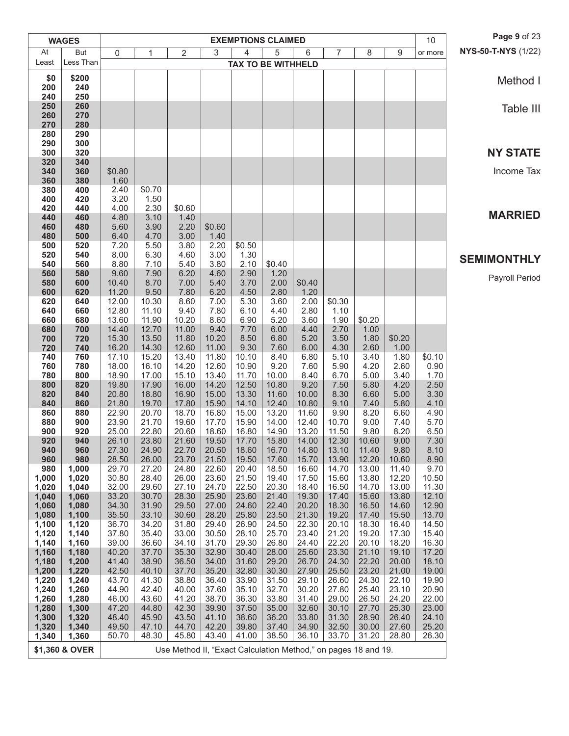# Method I

## Table III

## NY STATE

Income Tax

## MARRIED

## SEMIMONTHLY

Payroll Period

| WAGES | | EXEMPTIONS CLAIMED | | | | | | | | | | 10 |
|---|---|---|---|---|---|---|---|---|---|---|---|---|
| At Least | But Less Than | 0 | 1 | 2 | 3 | 4 | 5 | 6 | 7 | 8 | 9 | or more |
| | | TAX TO BE WITHHELD | | | | | | | | | | |
| $0 | $200 | | | | | | | | | | | |
| 200 | 240 | | | | | | | | | | | |
| 240 | 250 | | | | | | | | | | | |
| 250 | 260 | | | | | | | | | | | |
| 260 | 270 | | | | | | | | | | | |
| 270 | 280 | | | | | | | | | | | |
| 280 | 290 | | | | | | | | | | | |
| 290 | 300 | | | | | | | | | | | |
| 300 | 320 | | | | | | | | | | | |
| 320 | 340 | | | | | | | | | | | |
| 340 | 360 | $0.80 | | | | | | | | | | |
| 360 | 380 | 1.60 | | | | | | | | | | |
| 380 | 400 | 2.40 | $0.70 | | | | | | | | | |
| 400 | 420 | 3.20 | 1.50 | | | | | | | | | |
| 420 | 440 | 4.00 | 2.30 | $0.60 | | | | | | | | |
| 440 | 460 | 4.80 | 3.10 | 1.40 | | | | | | | | |
| 460 | 480 | 5.60 | 3.90 | 2.20 | $0.60 | | | | | | | |
| 480 | 500 | 6.40 | 4.70 | 3.00 | 1.40 | | | | | | | |
| 500 | 520 | 7.20 | 5.50 | 3.80 | 2.20 | $0.50 | | | | | | |
| 520 | 540 | 8.00 | 6.30 | 4.60 | 3.00 | 1.30 | | | | | | |
| 540 | 560 | 8.80 | 7.10 | 5.40 | 3.80 | 2.10 | $0.40 | | | | | |
| 560 | 580 | 9.60 | 7.90 | 6.20 | 4.60 | 2.90 | 1.20 | | | | | |
| 580 | 600 | 10.40 | 8.70 | 7.00 | 5.40 | 3.70 | 2.00 | $0.40 | | | | |
| 600 | 620 | 11.20 | 9.50 | 7.80 | 6.20 | 4.50 | 2.80 | 1.20 | | | | |
| 620 | 640 | 12.00 | 10.30 | 8.60 | 7.00 | 5.30 | 3.60 | 2.00 | $0.30 | | | |
| 640 | 660 | 12.80 | 11.10 | 9.40 | 7.80 | 6.10 | 4.40 | 2.80 | 1.10 | | | |
| 660 | 680 | 13.60 | 11.90 | 10.20 | 8.60 | 6.90 | 5.20 | 3.60 | 1.90 | $0.20 | | |
| 680 | 700 | 14.40 | 12.70 | 11.00 | 9.40 | 7.70 | 6.00 | 4.40 | 2.70 | 1.00 | | |
| 700 | 720 | 15.30 | 13.50 | 11.80 | 10.20 | 8.50 | 6.80 | 5.20 | 3.50 | 1.80 | $0.20 | |
| 720 | 740 | 16.20 | 14.30 | 12.60 | 11.00 | 9.30 | 7.60 | 6.00 | 4.30 | 2.60 | 1.00 | |
| 740 | 760 | 17.10 | 15.20 | 13.40 | 11.80 | 10.10 | 8.40 | 6.80 | 5.10 | 3.40 | 1.80 | $0.10 |
| 760 | 780 | 18.00 | 16.10 | 14.20 | 12.60 | 10.90 | 9.20 | 7.60 | 5.90 | 4.20 | 2.60 | 0.90 |
| 780 | 800 | 18.90 | 17.00 | 15.10 | 13.40 | 11.70 | 10.00 | 8.40 | 6.70 | 5.00 | 3.40 | 1.70 |
| 800 | 820 | 19.80 | 17.90 | 16.00 | 14.20 | 12.50 | 10.80 | 9.20 | 7.50 | 5.80 | 4.20 | 2.50 |
| 820 | 840 | 20.80 | 18.80 | 16.90 | 15.00 | 13.30 | 11.60 | 10.00 | 8.30 | 6.60 | 5.00 | 3.30 |
| 840 | 860 | 21.80 | 19.70 | 17.80 | 15.90 | 14.10 | 12.40 | 10.80 | 9.10 | 7.40 | 5.80 | 4.10 |
| 860 | 880 | 22.90 | 20.70 | 18.70 | 16.80 | 15.00 | 13.20 | 11.60 | 9.90 | 8.20 | 6.60 | 4.90 |
| 880 | 900 | 23.90 | 21.70 | 19.60 | 17.70 | 15.90 | 14.00 | 12.40 | 10.70 | 9.00 | 7.40 | 5.70 |
| 900 | 920 | 25.00 | 22.80 | 20.60 | 18.60 | 16.80 | 14.90 | 13.20 | 11.50 | 9.80 | 8.20 | 6.50 |
| 920 | 940 | 26.10 | 23.80 | 21.60 | 19.50 | 17.70 | 15.80 | 14.00 | 12.30 | 10.60 | 9.00 | 7.30 |
| 940 | 960 | 27.30 | 24.90 | 22.70 | 20.50 | 18.60 | 16.70 | 14.80 | 13.10 | 11.40 | 9.80 | 8.10 |
| 960 | 980 | 28.50 | 26.00 | 23.70 | 21.50 | 19.50 | 17.60 | 15.70 | 13.90 | 12.20 | 10.60 | 8.90 |
| 980 | 1,000 | 29.70 | 27.20 | 24.80 | 22.60 | 20.40 | 18.50 | 16.60 | 14.70 | 13.00 | 11.40 | 9.70 |
| 1,000 | 1,020 | 30.80 | 28.40 | 26.00 | 23.60 | 21.50 | 19.40 | 17.50 | 15.60 | 13.80 | 12.20 | 10.50 |
| 1,020 | 1,040 | 32.00 | 29.60 | 27.10 | 24.70 | 22.50 | 20.30 | 18.40 | 16.50 | 14.70 | 13.00 | 11.30 |
| 1,040 | 1,060 | 33.20 | 30.70 | 28.30 | 25.90 | 23.60 | 21.40 | 19.30 | 17.40 | 15.60 | 13.80 | 12.10 |
| 1,060 | 1,080 | 34.30 | 31.90 | 29.50 | 27.00 | 24.60 | 22.40 | 20.20 | 18.30 | 16.50 | 14.60 | 12.90 |
| 1,080 | 1,100 | 35.50 | 33.10 | 30.60 | 28.20 | 25.80 | 23.50 | 21.30 | 19.20 | 17.40 | 15.50 | 13.70 |
| 1,100 | 1,120 | 36.70 | 34.20 | 31.80 | 29.40 | 26.90 | 24.50 | 22.30 | 20.10 | 18.30 | 16.40 | 14.50 |
| 1,120 | 1,140 | 37.80 | 35.40 | 33.00 | 30.50 | 28.10 | 25.70 | 23.40 | 21.20 | 19.20 | 17.30 | 15.40 |
| 1,140 | 1,160 | 39.00 | 36.60 | 34.10 | 31.70 | 29.30 | 26.80 | 24.40 | 22.20 | 20.10 | 18.20 | 16.30 |
| 1,160 | 1,180 | 40.20 | 37.70 | 35.30 | 32.90 | 30.40 | 28.00 | 25.60 | 23.30 | 21.10 | 19.10 | 17.20 |
| 1,180 | 1,200 | 41.40 | 38.90 | 36.50 | 34.00 | 31.60 | 29.20 | 26.70 | 24.30 | 22.20 | 20.00 | 18.10 |
| 1,200 | 1,220 | 42.50 | 40.10 | 37.70 | 35.20 | 32.80 | 30.30 | 27.90 | 25.50 | 23.20 | 21.00 | 19.00 |
| 1,220 | 1,240 | 43.70 | 41.30 | 38.80 | 36.40 | 33.90 | 31.50 | 29.10 | 26.60 | 24.30 | 22.10 | 19.90 |
| 1,240 | 1,260 | 44.90 | 42.40 | 40.00 | 37.60 | 35.10 | 32.70 | 30.20 | 27.80 | 25.40 | 23.10 | 20.90 |
| 1,260 | 1,280 | 46.00 | 43.60 | 41.20 | 38.70 | 36.30 | 33.80 | 31.40 | 29.00 | 26.50 | 24.20 | 22.00 |
| 1,280 | 1,300 | 47.20 | 44.80 | 42.30 | 39.90 | 37.50 | 35.00 | 32.60 | 30.10 | 27.70 | 25.30 | 23.00 |
| 1,300 | 1,320 | 48.40 | 45.90 | 43.50 | 41.10 | 38.60 | 36.20 | 33.80 | 31.30 | 28.90 | 26.40 | 24.10 |
| 1,320 | 1,340 | 49.50 | 47.10 | 44.70 | 42.20 | 39.80 | 37.40 | 34.90 | 32.50 | 30.00 | 27.60 | 25.20 |
| 1,340 | 1,360 | 50.70 | 48.30 | 45.80 | 43.40 | 41.00 | 38.50 | 36.10 | 33.70 | 31.20 | 28.80 | 26.30 |
| $1,360 & OVER | | Use Method II, "Exact Calculation Method," on pages 18 and 19. | | | | | | | | | | |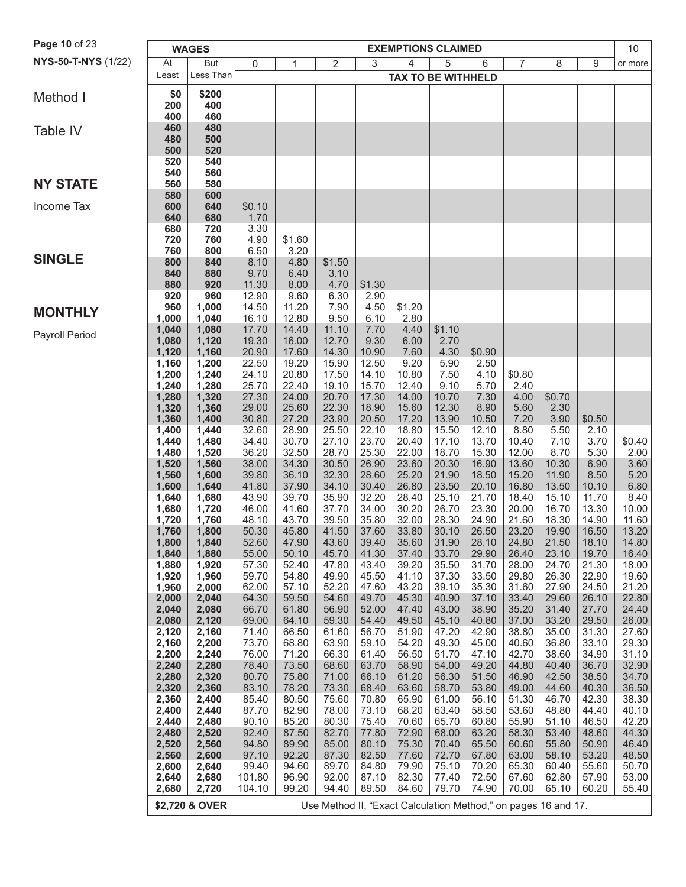Method I

Table IV

# NY STATE

Income Tax

# SINGLE

# MONTHLY

Payroll Period

| WAGES | | EXEMPTIONS CLAIMED | | | | | | | | | | 10 |
|---|---|---|---|---|---|---|---|---|---|---|---|---|
| At Least | But Less Than | 0 | 1 | 2 | 3 | 4 | 5 | 6 | 7 | 8 | 9 | or more |
| | | TAX TO BE WITHHELD | | | | | | | | | | |
| $0 | $200 | | | | | | | | | | | |
| 200 | 400 | | | | | | | | | | | |
| 400 | 460 | | | | | | | | | | | |
| 460 | 480 | | | | | | | | | | | |
| 480 | 500 | | | | | | | | | | | |
| 500 | 520 | | | | | | | | | | | |
| 520 | 540 | | | | | | | | | | | |
| 540 | 560 | | | | | | | | | | | |
| 560 | 580 | | | | | | | | | | | |
| 580 | 600 | | | | | | | | | | | |
| 600 | 640 | $0.10 | | | | | | | | | | |
| 640 | 680 | 1.70 | | | | | | | | | | |
| 680 | 720 | 3.30 | | | | | | | | | | |
| 720 | 760 | 4.90 | $1.60 | | | | | | | | | |
| 760 | 800 | 6.50 | 3.20 | | | | | | | | | |
| 800 | 840 | 8.10 | 4.80 | $1.50 | | | | | | | | |
| 840 | 880 | 9.70 | 6.40 | 3.10 | | | | | | | | |
| 880 | 920 | 11.30 | 8.00 | 4.70 | $1.30 | | | | | | | |
| 920 | 960 | 12.90 | 9.60 | 6.30 | 2.90 | | | | | | | |
| 960 | 1,000 | 14.50 | 11.20 | 7.90 | 4.50 | $1.20 | | | | | | |
| 1,000 | 1,040 | 16.10 | 12.80 | 9.50 | 6.10 | 2.80 | | | | | | |
| 1,040 | 1,080 | 17.70 | 14.40 | 11.10 | 7.70 | 4.40 | $1.10 | | | | | |
| 1,080 | 1,120 | 19.30 | 16.00 | 12.70 | 9.30 | 6.00 | 2.70 | | | | | |
| 1,120 | 1,160 | 20.90 | 17.60 | 14.30 | 10.90 | 7.60 | 4.30 | $0.90 | | | | |
| 1,160 | 1,200 | 22.50 | 19.20 | 15.90 | 12.50 | 9.20 | 5.90 | 2.50 | | | | |
| 1,200 | 1,240 | 24.10 | 20.80 | 17.50 | 14.10 | 10.80 | 7.50 | 4.10 | $0.80 | | | |
| 1,240 | 1,280 | 25.70 | 22.40 | 19.10 | 15.70 | 12.40 | 9.10 | 5.70 | 2.40 | | | |
| 1,280 | 1,320 | 27.30 | 24.00 | 20.70 | 17.30 | 14.00 | 10.70 | 7.30 | 4.00 | $0.70 | | |
| 1,320 | 1,360 | 29.00 | 25.60 | 22.30 | 18.90 | 15.60 | 12.30 | 8.90 | 5.60 | 2.30 | | |
| 1,360 | 1,400 | 30.80 | 27.20 | 23.90 | 20.50 | 17.20 | 13.90 | 10.50 | 7.20 | 3.90 | $0.50 | |
| 1,400 | 1,440 | 32.60 | 28.90 | 25.50 | 22.10 | 18.80 | 15.50 | 12.10 | 8.80 | 5.50 | 2.10 | |
| 1,440 | 1,480 | 34.40 | 30.70 | 27.10 | 23.70 | 20.40 | 17.10 | 13.70 | 10.40 | 7.10 | 3.70 | $0.40 |
| 1,480 | 1,520 | 36.20 | 32.50 | 28.70 | 25.30 | 22.00 | 18.70 | 15.30 | 12.00 | 8.70 | 5.30 | 2.00 |
| 1,520 | 1,560 | 38.00 | 34.30 | 30.50 | 26.90 | 23.60 | 20.30 | 16.90 | 13.60 | 10.30 | 6.90 | 3.60 |
| 1,560 | 1,600 | 39.80 | 36.10 | 32.30 | 28.60 | 25.20 | 21.90 | 18.50 | 15.20 | 11.90 | 8.50 | 5.20 |
| 1,600 | 1,640 | 41.80 | 37.90 | 34.10 | 30.40 | 26.80 | 23.50 | 20.10 | 16.80 | 13.50 | 10.10 | 6.80 |
| 1,640 | 1,680 | 43.90 | 39.70 | 35.90 | 32.20 | 28.40 | 25.10 | 21.70 | 18.40 | 15.10 | 11.70 | 8.40 |
| 1,680 | 1,720 | 46.00 | 41.60 | 37.70 | 34.00 | 30.20 | 26.70 | 23.30 | 20.00 | 16.70 | 13.30 | 10.00 |
| 1,720 | 1,760 | 48.10 | 43.70 | 39.50 | 35.80 | 32.00 | 28.30 | 24.90 | 21.60 | 18.30 | 14.90 | 11.60 |
| 1,760 | 1,800 | 50.30 | 45.80 | 41.50 | 37.60 | 33.80 | 30.10 | 26.50 | 23.20 | 19.90 | 16.50 | 13.20 |
| 1,800 | 1,840 | 52.60 | 47.90 | 43.60 | 39.40 | 35.60 | 31.90 | 28.10 | 24.80 | 21.50 | 18.10 | 14.80 |
| 1,840 | 1,880 | 55.00 | 50.10 | 45.70 | 41.30 | 37.40 | 33.70 | 29.90 | 26.40 | 23.10 | 19.70 | 16.40 |
| 1,880 | 1,920 | 57.30 | 52.40 | 47.80 | 43.40 | 39.20 | 35.50 | 31.70 | 28.00 | 24.70 | 21.30 | 18.00 |
| 1,920 | 1,960 | 59.70 | 54.80 | 49.90 | 45.50 | 41.10 | 37.30 | 33.50 | 29.80 | 26.30 | 22.90 | 19.60 |
| 1,960 | 2,000 | 62.00 | 57.10 | 52.20 | 47.60 | 43.20 | 39.10 | 35.30 | 31.60 | 27.90 | 24.50 | 21.20 |
| 2,000 | 2,040 | 64.30 | 59.50 | 54.60 | 49.70 | 45.30 | 40.90 | 37.10 | 33.40 | 29.60 | 26.10 | 22.80 |
| 2,040 | 2,080 | 66.70 | 61.80 | 56.90 | 52.00 | 47.40 | 43.00 | 38.90 | 35.20 | 31.40 | 27.70 | 24.40 |
| 2,080 | 2,120 | 69.00 | 64.10 | 59.30 | 54.40 | 49.50 | 45.10 | 40.80 | 37.00 | 33.20 | 29.50 | 26.00 |
| 2,120 | 2,160 | 71.40 | 66.50 | 61.60 | 56.70 | 51.90 | 47.20 | 42.90 | 38.80 | 35.00 | 31.30 | 27.60 |
| 2,160 | 2,200 | 73.70 | 68.80 | 63.90 | 59.10 | 54.20 | 49.30 | 45.00 | 40.60 | 36.80 | 33.10 | 29.30 |
| 2,200 | 2,240 | 76.00 | 71.20 | 66.30 | 61.40 | 56.50 | 51.70 | 47.10 | 42.70 | 38.60 | 34.90 | 31.10 |
| 2,240 | 2,280 | 78.40 | 73.50 | 68.60 | 63.70 | 58.90 | 54.00 | 49.20 | 44.80 | 40.40 | 36.70 | 32.90 |
| 2,280 | 2,320 | 80.70 | 75.80 | 71.00 | 66.10 | 61.20 | 56.30 | 51.50 | 46.90 | 42.50 | 38.50 | 34.70 |
| 2,320 | 2,360 | 83.10 | 78.20 | 73.30 | 68.40 | 63.60 | 58.70 | 53.80 | 49.00 | 44.60 | 40.30 | 36.50 |
| 2,360 | 2,400 | 85.40 | 80.50 | 75.60 | 70.80 | 65.90 | 61.00 | 56.10 | 51.30 | 46.70 | 42.30 | 38.30 |
| 2,400 | 2,440 | 87.70 | 82.90 | 78.00 | 73.10 | 68.20 | 63.40 | 58.50 | 53.60 | 48.80 | 44.40 | 40.10 |
| 2,440 | 2,480 | 90.10 | 85.20 | 80.30 | 75.40 | 70.60 | 65.70 | 60.80 | 55.90 | 51.10 | 46.50 | 42.20 |
| 2,480 | 2,520 | 92.40 | 87.50 | 82.70 | 77.80 | 72.90 | 68.00 | 63.20 | 58.30 | 53.40 | 48.60 | 44.30 |
| 2,520 | 2,560 | 94.80 | 89.90 | 85.00 | 80.10 | 75.30 | 70.40 | 65.50 | 60.60 | 55.80 | 50.90 | 46.40 |
| 2,560 | 2,600 | 97.10 | 92.20 | 87.30 | 82.50 | 77.60 | 72.70 | 67.80 | 63.00 | 58.10 | 53.20 | 48.50 |
| 2,600 | 2,640 | 99.40 | 94.60 | 89.70 | 84.80 | 79.90 | 75.10 | 70.20 | 65.30 | 60.40 | 55.60 | 50.70 |
| 2,640 | 2,680 | 101.80 | 96.90 | 92.00 | 87.10 | 82.30 | 77.40 | 72.50 | 67.60 | 62.80 | 57.90 | 53.00 |
| 2,680 | 2,720 | 104.10 | 99.20 | 94.40 | 89.50 | 84.60 | 79.70 | 74.90 | 70.00 | 65.10 | 60.20 | 55.40 |
| $2,720 & OVER | | Use Method II, "Exact Calculation Method," on pages 16 and 17. | | | | | | | | | | |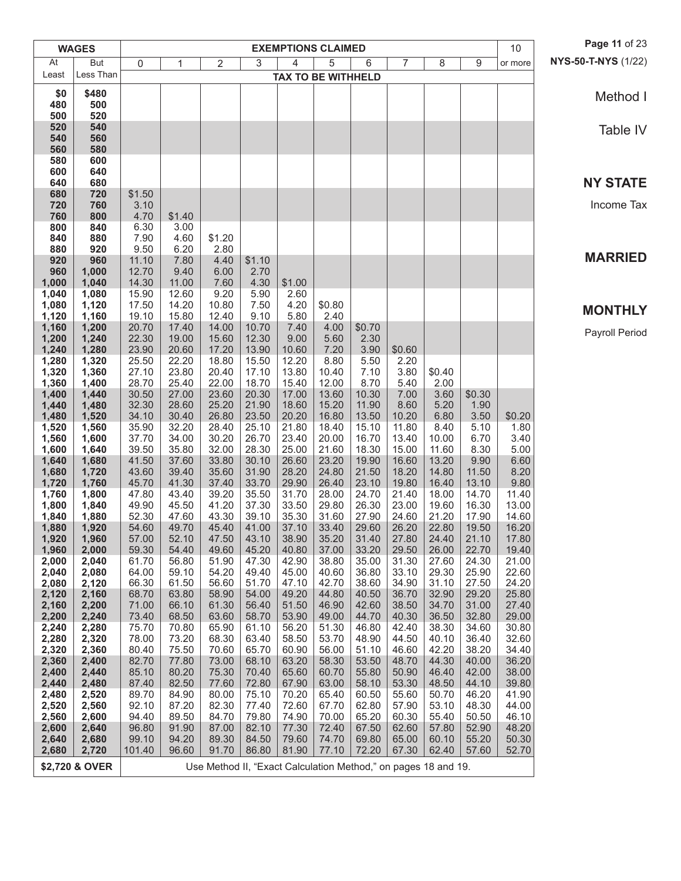NYS-50-T-NYS (1/22)

## Method I

### Table IV

## NY STATE

Income Tax

## MARRIED

## MONTHLY

Payroll Period

| WAGES | | EXEMPTIONS CLAIMED | | | | | | | | | | 10 |
|---|---|---|---|---|---|---|---|---|---|---|---|---|
| At Least | But Less Than | 0 | 1 | 2 | 3 | 4 | 5 | 6 | 7 | 8 | 9 | or more |
| | | TAX TO BE WITHHELD | | | | | | | | | | |
| $0 | $480 | | | | | | | | | | | |
| 480 | 500 | | | | | | | | | | | |
| 500 | 520 | | | | | | | | | | | |
| 520 | 540 | | | | | | | | | | | |
| 540 | 560 | | | | | | | | | | | |
| 560 | 580 | | | | | | | | | | | |
| 580 | 600 | | | | | | | | | | | |
| 600 | 640 | | | | | | | | | | | |
| 640 | 680 | | | | | | | | | | | |
| 680 | 720 | $1.50 | | | | | | | | | | |
| 720 | 760 | 3.10 | | | | | | | | | | |
| 760 | 800 | 4.70 | $1.40 | | | | | | | | | |
| 800 | 840 | 6.30 | 3.00 | | | | | | | | | |
| 840 | 880 | 7.90 | 4.60 | $1.20 | | | | | | | | |
| 880 | 920 | 9.50 | 6.20 | 2.80 | | | | | | | | |
| 920 | 960 | 11.10 | 7.80 | 4.40 | $1.10 | | | | | | | |
| 960 | 1,000 | 12.70 | 9.40 | 6.00 | 2.70 | | | | | | | |
| 1,000 | 1,040 | 14.30 | 11.00 | 7.60 | 4.30 | $1.00 | | | | | | |
| 1,040 | 1,080 | 15.90 | 12.60 | 9.20 | 5.90 | 2.60 | | | | | | |
| 1,080 | 1,120 | 17.50 | 14.20 | 10.80 | 7.50 | 4.20 | $0.80 | | | | | |
| 1,120 | 1,160 | 19.10 | 15.80 | 12.40 | 9.10 | 5.80 | 2.40 | | | | | |
| 1,160 | 1,200 | 20.70 | 17.40 | 14.00 | 10.70 | 7.40 | 4.00 | $0.70 | | | | |
| 1,200 | 1,240 | 22.30 | 19.00 | 15.60 | 12.30 | 9.00 | 5.60 | 2.30 | | | | |
| 1,240 | 1,280 | 23.90 | 20.60 | 17.20 | 13.90 | 10.60 | 7.20 | 3.90 | $0.60 | | | |
| 1,280 | 1,320 | 25.50 | 22.20 | 18.80 | 15.50 | 12.20 | 8.80 | 5.50 | 2.20 | | | |
| 1,320 | 1,360 | 27.10 | 23.80 | 20.40 | 17.10 | 13.80 | 10.40 | 7.10 | 3.80 | $0.40 | | |
| 1,360 | 1,400 | 28.70 | 25.40 | 22.00 | 18.70 | 15.40 | 12.00 | 8.70 | 5.40 | 2.00 | | |
| 1,400 | 1,440 | 30.50 | 27.00 | 23.60 | 20.30 | 17.00 | 13.60 | 10.30 | 7.00 | 3.60 | $0.30 | |
| 1,440 | 1,480 | 32.30 | 28.60 | 25.20 | 21.90 | 18.60 | 15.20 | 11.90 | 8.60 | 5.20 | 1.90 | |
| 1,480 | 1,520 | 34.10 | 30.40 | 26.80 | 23.50 | 20.20 | 16.80 | 13.50 | 10.20 | 6.80 | 3.50 | $0.20 |
| 1,520 | 1,560 | 35.90 | 32.20 | 28.40 | 25.10 | 21.80 | 18.40 | 15.10 | 11.80 | 8.40 | 5.10 | 1.80 |
| 1,560 | 1,600 | 37.70 | 34.00 | 30.20 | 26.70 | 23.40 | 20.00 | 16.70 | 13.40 | 10.00 | 6.70 | 3.40 |
| 1,600 | 1,640 | 39.50 | 35.80 | 32.00 | 28.30 | 25.00 | 21.60 | 18.30 | 15.00 | 11.60 | 8.30 | 5.00 |
| 1,640 | 1,680 | 41.50 | 37.60 | 33.80 | 30.10 | 26.60 | 23.20 | 19.90 | 16.60 | 13.20 | 9.90 | 6.60 |
| 1,680 | 1,720 | 43.60 | 39.40 | 35.60 | 31.90 | 28.20 | 24.80 | 21.50 | 18.20 | 14.80 | 11.50 | 8.20 |
| 1,720 | 1,760 | 45.70 | 41.30 | 37.40 | 33.70 | 29.90 | 26.40 | 23.10 | 19.80 | 16.40 | 13.10 | 9.80 |
| 1,760 | 1,800 | 47.80 | 43.40 | 39.20 | 35.50 | 31.70 | 28.00 | 24.70 | 21.40 | 18.00 | 14.70 | 11.40 |
| 1,800 | 1,840 | 49.90 | 45.50 | 41.20 | 37.30 | 33.50 | 29.80 | 26.30 | 23.00 | 19.60 | 16.30 | 13.00 |
| 1,840 | 1,880 | 52.30 | 47.60 | 43.30 | 39.10 | 35.30 | 31.60 | 27.90 | 24.60 | 21.20 | 17.90 | 14.60 |
| 1,880 | 1,920 | 54.60 | 49.70 | 45.40 | 41.00 | 37.10 | 33.40 | 29.60 | 26.20 | 22.80 | 19.50 | 16.20 |
| 1,920 | 1,960 | 57.00 | 52.10 | 47.50 | 43.10 | 38.90 | 35.20 | 31.40 | 27.80 | 24.40 | 21.10 | 17.80 |
| 1,960 | 2,000 | 59.30 | 54.40 | 49.60 | 45.20 | 40.80 | 37.00 | 33.20 | 29.50 | 26.00 | 22.70 | 19.40 |
| 2,000 | 2,040 | 61.70 | 56.80 | 51.90 | 47.30 | 42.90 | 38.80 | 35.00 | 31.30 | 27.60 | 24.30 | 21.00 |
| 2,040 | 2,080 | 64.00 | 59.10 | 54.20 | 49.40 | 45.00 | 40.60 | 36.80 | 33.10 | 29.30 | 25.90 | 22.60 |
| 2,080 | 2,120 | 66.30 | 61.50 | 56.60 | 51.70 | 47.10 | 42.70 | 38.60 | 34.90 | 31.10 | 27.50 | 24.20 |
| 2,120 | 2,160 | 68.70 | 63.80 | 58.90 | 54.00 | 49.20 | 44.80 | 40.50 | 36.70 | 32.90 | 29.20 | 25.80 |
| 2,160 | 2,200 | 71.00 | 66.10 | 61.30 | 56.40 | 51.50 | 46.90 | 42.60 | 38.50 | 34.70 | 31.00 | 27.40 |
| 2,200 | 2,240 | 73.40 | 68.50 | 63.60 | 58.70 | 53.90 | 49.00 | 44.70 | 40.30 | 36.50 | 32.80 | 29.00 |
| 2,240 | 2,280 | 75.70 | 70.80 | 65.90 | 61.10 | 56.20 | 51.30 | 46.80 | 42.40 | 38.30 | 34.60 | 30.80 |
| 2,280 | 2,320 | 78.00 | 73.20 | 68.30 | 63.40 | 58.50 | 53.70 | 48.90 | 44.50 | 40.10 | 36.40 | 32.60 |
| 2,320 | 2,360 | 80.40 | 75.50 | 70.60 | 65.70 | 60.90 | 56.00 | 51.10 | 46.60 | 42.20 | 38.20 | 34.40 |
| 2,360 | 2,400 | 82.70 | 77.80 | 73.00 | 68.10 | 63.20 | 58.30 | 53.50 | 48.70 | 44.30 | 40.00 | 36.20 |
| 2,400 | 2,440 | 85.10 | 80.20 | 75.30 | 70.40 | 65.60 | 60.70 | 55.80 | 50.90 | 46.40 | 42.00 | 38.00 |
| 2,440 | 2,480 | 87.40 | 82.50 | 77.60 | 72.80 | 67.90 | 63.00 | 58.10 | 53.30 | 48.50 | 44.10 | 39.80 |
| 2,480 | 2,520 | 89.70 | 84.90 | 80.00 | 75.10 | 70.20 | 65.40 | 60.50 | 55.60 | 50.70 | 46.20 | 41.90 |
| 2,520 | 2,560 | 92.10 | 87.20 | 82.30 | 77.40 | 72.60 | 67.70 | 62.80 | 57.90 | 53.10 | 48.30 | 44.00 |
| 2,560 | 2,600 | 94.40 | 89.50 | 84.70 | 79.80 | 74.90 | 70.00 | 65.20 | 60.30 | 55.40 | 50.50 | 46.10 |
| 2,600 | 2,640 | 96.80 | 91.90 | 87.00 | 82.10 | 77.30 | 72.40 | 67.50 | 62.60 | 57.80 | 52.90 | 48.20 |
| 2,640 | 2,680 | 99.10 | 94.20 | 89.30 | 84.50 | 79.60 | 74.70 | 69.80 | 65.00 | 60.10 | 55.20 | 50.30 |
| 2,680 | 2,720 | 101.40 | 96.60 | 91.70 | 86.80 | 81.90 | 77.10 | 72.20 | 67.30 | 62.40 | 57.60 | 52.70 |
| $2,720 & OVER | | Use Method II, "Exact Calculation Method," on pages 18 and 19. | | | | | | | | | | |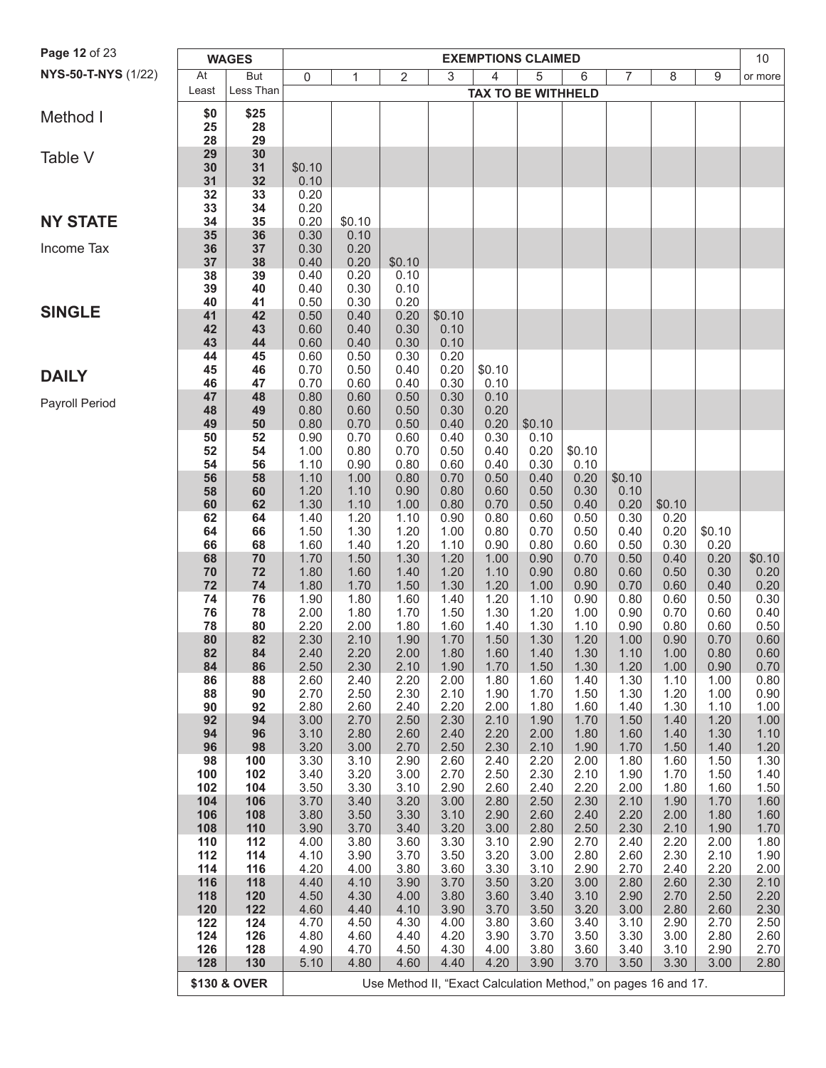NYS-50-T-NYS (1/22)

# Method I

## Table V

## NY STATE

Income Tax

## SINGLE

## DAILY

Payroll Period

| WAGES | | EXEMPTIONS CLAIMED | | | | | | | | | | |
|---|---|---|---|---|---|---|---|---|---|---|---|---|
| At Least | But Less Than | 0 | 1 | 2 | 3 | 4 | 5 | 6 | 7 | 8 | 9 | 10 or more |
| | | TAX TO BE WITHHELD | | | | | | | | | | |
| $0 | $25 | | | | | | | | | | | |
| 25 | 28 | | | | | | | | | | | |
| 28 | 29 | | | | | | | | | | | |
| 29 | 30 | | | | | | | | | | | |
| 30 | 31 | $0.10 | | | | | | | | | | |
| 31 | 32 | 0.10 | | | | | | | | | | |
| 32 | 33 | 0.20 | | | | | | | | | | |
| 33 | 34 | 0.20 | | | | | | | | | | |
| 34 | 35 | 0.20 | $0.10 | | | | | | | | | |
| 35 | 36 | 0.30 | 0.10 | | | | | | | | | |
| 36 | 37 | 0.30 | 0.20 | | | | | | | | | |
| 37 | 38 | 0.40 | 0.20 | $0.10 | | | | | | | | |
| 38 | 39 | 0.40 | 0.20 | 0.10 | | | | | | | | |
| 39 | 40 | 0.40 | 0.30 | 0.10 | | | | | | | | |
| 40 | 41 | 0.50 | 0.30 | 0.20 | | | | | | | | |
| 41 | 42 | 0.50 | 0.40 | 0.20 | $0.10 | | | | | | | |
| 42 | 43 | 0.60 | 0.40 | 0.30 | 0.10 | | | | | | | |
| 43 | 44 | 0.60 | 0.40 | 0.30 | 0.10 | | | | | | | |
| 44 | 45 | 0.60 | 0.50 | 0.30 | 0.20 | | | | | | | |
| 45 | 46 | 0.70 | 0.50 | 0.40 | 0.20 | $0.10 | | | | | | |
| 46 | 47 | 0.70 | 0.60 | 0.40 | 0.30 | 0.10 | | | | | | |
| 47 | 48 | 0.80 | 0.60 | 0.50 | 0.30 | 0.10 | | | | | | |
| 48 | 49 | 0.80 | 0.60 | 0.50 | 0.30 | 0.20 | | | | | | |
| 49 | 50 | 0.80 | 0.70 | 0.50 | 0.40 | 0.20 | $0.10 | | | | | |
| 50 | 52 | 0.90 | 0.70 | 0.60 | 0.40 | 0.30 | 0.10 | | | | | |
| 52 | 54 | 1.00 | 0.80 | 0.70 | 0.50 | 0.40 | 0.20 | $0.10 | | | | |
| 54 | 56 | 1.10 | 0.90 | 0.80 | 0.60 | 0.40 | 0.30 | 0.10 | | | | |
| 56 | 58 | 1.10 | 1.00 | 0.80 | 0.70 | 0.50 | 0.40 | 0.20 | $0.10 | | | |
| 58 | 60 | 1.20 | 1.10 | 0.90 | 0.80 | 0.60 | 0.50 | 0.30 | 0.10 | | | |
| 60 | 62 | 1.30 | 1.10 | 1.00 | 0.80 | 0.70 | 0.50 | 0.40 | 0.20 | $0.10 | | |
| 62 | 64 | 1.40 | 1.20 | 1.10 | 0.90 | 0.80 | 0.60 | 0.50 | 0.30 | 0.20 | | |
| 64 | 66 | 1.50 | 1.30 | 1.20 | 1.00 | 0.80 | 0.70 | 0.50 | 0.40 | 0.20 | $0.10 | |
| 66 | 68 | 1.60 | 1.40 | 1.20 | 1.10 | 0.90 | 0.80 | 0.60 | 0.50 | 0.30 | 0.20 | |
| 68 | 70 | 1.70 | 1.50 | 1.30 | 1.20 | 1.00 | 0.90 | 0.70 | 0.50 | 0.40 | 0.20 | $0.10 |
| 70 | 72 | 1.80 | 1.60 | 1.40 | 1.20 | 1.10 | 0.90 | 0.80 | 0.60 | 0.50 | 0.30 | 0.20 |
| 72 | 74 | 1.80 | 1.70 | 1.50 | 1.30 | 1.20 | 1.00 | 0.90 | 0.70 | 0.60 | 0.40 | 0.20 |
| 74 | 76 | 1.90 | 1.80 | 1.60 | 1.40 | 1.20 | 1.10 | 0.90 | 0.80 | 0.60 | 0.50 | 0.30 |
| 76 | 78 | 2.00 | 1.80 | 1.70 | 1.50 | 1.30 | 1.20 | 1.00 | 0.90 | 0.70 | 0.60 | 0.40 |
| 78 | 80 | 2.20 | 2.00 | 1.80 | 1.60 | 1.40 | 1.30 | 1.10 | 0.90 | 0.80 | 0.60 | 0.50 |
| 80 | 82 | 2.30 | 2.10 | 1.90 | 1.70 | 1.50 | 1.30 | 1.20 | 1.00 | 0.90 | 0.70 | 0.60 |
| 82 | 84 | 2.40 | 2.20 | 2.00 | 1.80 | 1.60 | 1.40 | 1.30 | 1.10 | 1.00 | 0.80 | 0.60 |
| 84 | 86 | 2.50 | 2.30 | 2.10 | 1.90 | 1.70 | 1.50 | 1.30 | 1.20 | 1.00 | 0.90 | 0.70 |
| 86 | 88 | 2.60 | 2.40 | 2.20 | 2.00 | 1.80 | 1.60 | 1.40 | 1.30 | 1.10 | 1.00 | 0.80 |
| 88 | 90 | 2.70 | 2.50 | 2.30 | 2.10 | 1.90 | 1.70 | 1.50 | 1.30 | 1.20 | 1.00 | 0.90 |
| 90 | 92 | 2.80 | 2.60 | 2.40 | 2.20 | 2.00 | 1.80 | 1.60 | 1.40 | 1.30 | 1.10 | 1.00 |
| 92 | 94 | 3.00 | 2.70 | 2.50 | 2.30 | 2.10 | 1.90 | 1.70 | 1.50 | 1.40 | 1.20 | 1.00 |
| 94 | 96 | 3.10 | 2.80 | 2.60 | 2.40 | 2.20 | 2.00 | 1.80 | 1.60 | 1.40 | 1.30 | 1.10 |
| 96 | 98 | 3.20 | 3.00 | 2.70 | 2.50 | 2.30 | 2.10 | 1.90 | 1.70 | 1.50 | 1.40 | 1.20 |
| 98 | 100 | 3.30 | 3.10 | 2.90 | 2.60 | 2.40 | 2.20 | 2.00 | 1.80 | 1.60 | 1.50 | 1.30 |
| 100 | 102 | 3.40 | 3.20 | 3.00 | 2.70 | 2.50 | 2.30 | 2.10 | 1.90 | 1.70 | 1.50 | 1.40 |
| 102 | 104 | 3.50 | 3.30 | 3.10 | 2.90 | 2.60 | 2.40 | 2.20 | 2.00 | 1.80 | 1.60 | 1.50 |
| 104 | 106 | 3.70 | 3.40 | 3.20 | 3.00 | 2.80 | 2.50 | 2.30 | 2.10 | 1.90 | 1.70 | 1.60 |
| 106 | 108 | 3.80 | 3.50 | 3.30 | 3.10 | 2.90 | 2.60 | 2.40 | 2.20 | 2.00 | 1.80 | 1.60 |
| 108 | 110 | 3.90 | 3.70 | 3.40 | 3.20 | 3.00 | 2.80 | 2.50 | 2.30 | 2.10 | 1.90 | 1.70 |
| 110 | 112 | 4.00 | 3.80 | 3.60 | 3.30 | 3.10 | 2.90 | 2.70 | 2.40 | 2.20 | 2.00 | 1.80 |
| 112 | 114 | 4.10 | 3.90 | 3.70 | 3.50 | 3.20 | 3.00 | 2.80 | 2.60 | 2.30 | 2.10 | 1.90 |
| 114 | 116 | 4.20 | 4.00 | 3.80 | 3.60 | 3.30 | 3.10 | 2.90 | 2.70 | 2.40 | 2.20 | 2.00 |
| 116 | 118 | 4.40 | 4.10 | 3.90 | 3.70 | 3.50 | 3.20 | 3.00 | 2.80 | 2.60 | 2.30 | 2.10 |
| 118 | 120 | 4.50 | 4.30 | 4.00 | 3.80 | 3.60 | 3.40 | 3.10 | 2.90 | 2.70 | 2.50 | 2.20 |
| 120 | 122 | 4.60 | 4.40 | 4.10 | 3.90 | 3.70 | 3.50 | 3.20 | 3.00 | 2.80 | 2.60 | 2.30 |
| 122 | 124 | 4.70 | 4.50 | 4.30 | 4.00 | 3.80 | 3.60 | 3.40 | 3.10 | 2.90 | 2.70 | 2.50 |
| 124 | 126 | 4.80 | 4.60 | 4.40 | 4.20 | 3.90 | 3.70 | 3.50 | 3.30 | 3.00 | 2.80 | 2.60 |
| 126 | 128 | 4.90 | 4.70 | 4.50 | 4.30 | 4.00 | 3.80 | 3.60 | 3.40 | 3.10 | 2.90 | 2.70 |
| 128 | 130 | 5.10 | 4.80 | 4.60 | 4.40 | 4.20 | 3.90 | 3.70 | 3.50 | 3.30 | 3.00 | 2.80 |
| $130 & OVER | | Use Method II, "Exact Calculation Method," on pages 16 and 17. | | | | | | | | | | |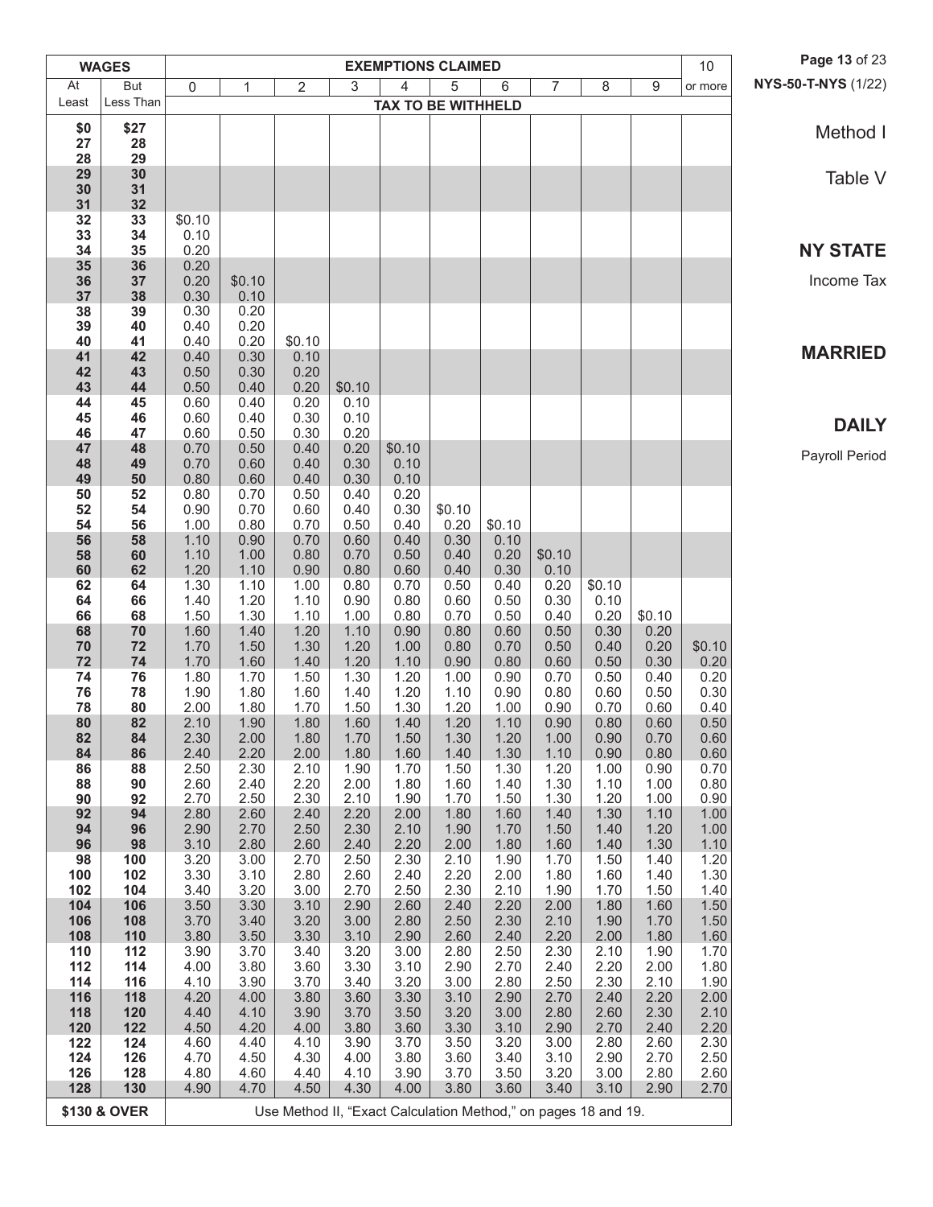**NYS-50-T-NYS** (1/22)

Method I

Table V

## NY STATE

Income Tax

## MARRIED

## DAILY

Payroll Period

| WAGES | | EXEMPTIONS CLAIMED | | | | | | | | | | 10 |
|---|---|---|---|---|---|---|---|---|---|---|---|---|
| At Least | But Less Than | 0 | 1 | 2 | 3 | 4 | 5 | 6 | 7 | 8 | 9 | or more |
| | | TAX TO BE WITHHELD | | | | | | | | | | |
| $0 | $27 | | | | | | | | | | | |
| 27 | 28 | | | | | | | | | | | |
| 28 | 29 | | | | | | | | | | | |
| 29 | 30 | | | | | | | | | | | |
| 30 | 31 | | | | | | | | | | | |
| 31 | 32 | | | | | | | | | | | |
| 32 | 33 | $0.10 | | | | | | | | | | |
| 33 | 34 | 0.10 | | | | | | | | | | |
| 34 | 35 | 0.20 | | | | | | | | | | |
| 35 | 36 | 0.20 | | | | | | | | | | |
| 36 | 37 | 0.20 | $0.10 | | | | | | | | | |
| 37 | 38 | 0.30 | 0.10 | | | | | | | | | |
| 38 | 39 | 0.30 | 0.20 | | | | | | | | | |
| 39 | 40 | 0.40 | 0.20 | | | | | | | | | |
| 40 | 41 | 0.40 | 0.20 | $0.10 | | | | | | | | |
| 41 | 42 | 0.40 | 0.30 | 0.10 | | | | | | | | |
| 42 | 43 | 0.50 | 0.30 | 0.20 | | | | | | | | |
| 43 | 44 | 0.50 | 0.40 | 0.20 | $0.10 | | | | | | | |
| 44 | 45 | 0.60 | 0.40 | 0.20 | 0.10 | | | | | | | |
| 45 | 46 | 0.60 | 0.40 | 0.30 | 0.10 | | | | | | | |
| 46 | 47 | 0.60 | 0.50 | 0.30 | 0.20 | | | | | | | |
| 47 | 48 | 0.70 | 0.50 | 0.40 | 0.20 | $0.10 | | | | | | |
| 48 | 49 | 0.70 | 0.60 | 0.40 | 0.30 | 0.10 | | | | | | |
| 49 | 50 | 0.80 | 0.60 | 0.40 | 0.30 | 0.10 | | | | | | |
| 50 | 52 | 0.80 | 0.70 | 0.50 | 0.40 | 0.20 | | | | | | |
| 52 | 54 | 0.90 | 0.70 | 0.60 | 0.40 | 0.30 | $0.10 | | | | | |
| 54 | 56 | 1.00 | 0.80 | 0.70 | 0.50 | 0.40 | 0.20 | $0.10 | | | | |
| 56 | 58 | 1.10 | 0.90 | 0.70 | 0.60 | 0.40 | 0.30 | 0.10 | | | | |
| 58 | 60 | 1.10 | 1.00 | 0.80 | 0.70 | 0.50 | 0.40 | 0.20 | $0.10 | | | |
| 60 | 62 | 1.20 | 1.10 | 0.90 | 0.80 | 0.60 | 0.40 | 0.30 | 0.10 | | | |
| 62 | 64 | 1.30 | 1.10 | 1.00 | 0.80 | 0.70 | 0.50 | 0.40 | 0.20 | $0.10 | | |
| 64 | 66 | 1.40 | 1.20 | 1.10 | 0.90 | 0.80 | 0.60 | 0.50 | 0.30 | 0.10 | | |
| 66 | 68 | 1.50 | 1.30 | 1.10 | 1.00 | 0.80 | 0.70 | 0.50 | 0.40 | 0.20 | $0.10 | |
| 68 | 70 | 1.60 | 1.40 | 1.20 | 1.10 | 0.90 | 0.80 | 0.60 | 0.50 | 0.30 | 0.20 | |
| 70 | 72 | 1.70 | 1.50 | 1.30 | 1.20 | 1.00 | 0.80 | 0.70 | 0.50 | 0.40 | 0.20 | $0.10 |
| 72 | 74 | 1.70 | 1.60 | 1.40 | 1.20 | 1.10 | 0.90 | 0.80 | 0.60 | 0.50 | 0.30 | 0.20 |
| 74 | 76 | 1.80 | 1.70 | 1.50 | 1.30 | 1.20 | 1.00 | 0.90 | 0.70 | 0.50 | 0.40 | 0.20 |
| 76 | 78 | 1.90 | 1.80 | 1.60 | 1.40 | 1.20 | 1.10 | 0.90 | 0.80 | 0.60 | 0.50 | 0.30 |
| 78 | 80 | 2.00 | 1.80 | 1.70 | 1.50 | 1.30 | 1.20 | 1.00 | 0.90 | 0.70 | 0.60 | 0.40 |
| 80 | 82 | 2.10 | 1.90 | 1.80 | 1.60 | 1.40 | 1.20 | 1.10 | 0.90 | 0.80 | 0.60 | 0.50 |
| 82 | 84 | 2.30 | 2.00 | 1.80 | 1.70 | 1.50 | 1.30 | 1.20 | 1.00 | 0.90 | 0.70 | 0.60 |
| 84 | 86 | 2.40 | 2.20 | 2.00 | 1.80 | 1.60 | 1.40 | 1.30 | 1.10 | 0.90 | 0.80 | 0.60 |
| 86 | 88 | 2.50 | 2.30 | 2.10 | 1.90 | 1.70 | 1.50 | 1.30 | 1.20 | 1.00 | 0.90 | 0.70 |
| 88 | 90 | 2.60 | 2.40 | 2.20 | 2.00 | 1.80 | 1.60 | 1.40 | 1.30 | 1.10 | 1.00 | 0.80 |
| 90 | 92 | 2.70 | 2.50 | 2.30 | 2.10 | 1.90 | 1.70 | 1.50 | 1.30 | 1.20 | 1.00 | 0.90 |
| 92 | 94 | 2.80 | 2.60 | 2.40 | 2.20 | 2.00 | 1.80 | 1.60 | 1.40 | 1.30 | 1.10 | 1.00 |
| 94 | 96 | 2.90 | 2.70 | 2.50 | 2.30 | 2.10 | 1.90 | 1.70 | 1.50 | 1.40 | 1.20 | 1.00 |
| 96 | 98 | 3.10 | 2.80 | 2.60 | 2.40 | 2.20 | 2.00 | 1.80 | 1.60 | 1.40 | 1.30 | 1.10 |
| 98 | 100 | 3.20 | 3.00 | 2.70 | 2.50 | 2.30 | 2.10 | 1.90 | 1.70 | 1.50 | 1.40 | 1.20 |
| 100 | 102 | 3.30 | 3.10 | 2.80 | 2.60 | 2.40 | 2.20 | 2.00 | 1.80 | 1.60 | 1.40 | 1.30 |
| 102 | 104 | 3.40 | 3.20 | 3.00 | 2.70 | 2.50 | 2.30 | 2.10 | 1.90 | 1.70 | 1.50 | 1.40 |
| 104 | 106 | 3.50 | 3.30 | 3.10 | 2.90 | 2.60 | 2.40 | 2.20 | 2.00 | 1.80 | 1.60 | 1.50 |
| 106 | 108 | 3.70 | 3.40 | 3.20 | 3.00 | 2.80 | 2.50 | 2.30 | 2.10 | 1.90 | 1.70 | 1.50 |
| 108 | 110 | 3.80 | 3.50 | 3.30 | 3.10 | 2.90 | 2.60 | 2.40 | 2.20 | 2.00 | 1.80 | 1.60 |
| 110 | 112 | 3.90 | 3.70 | 3.40 | 3.20 | 3.00 | 2.80 | 2.50 | 2.30 | 2.10 | 1.90 | 1.70 |
| 112 | 114 | 4.00 | 3.80 | 3.60 | 3.30 | 3.10 | 2.90 | 2.70 | 2.40 | 2.20 | 2.00 | 1.80 |
| 114 | 116 | 4.10 | 3.90 | 3.70 | 3.40 | 3.20 | 3.00 | 2.80 | 2.50 | 2.30 | 2.10 | 1.90 |
| 116 | 118 | 4.20 | 4.00 | 3.80 | 3.60 | 3.30 | 3.10 | 2.90 | 2.70 | 2.40 | 2.20 | 2.00 |
| 118 | 120 | 4.40 | 4.10 | 3.90 | 3.70 | 3.50 | 3.20 | 3.00 | 2.80 | 2.60 | 2.30 | 2.10 |
| 120 | 122 | 4.50 | 4.20 | 4.00 | 3.80 | 3.60 | 3.30 | 3.10 | 2.90 | 2.70 | 2.40 | 2.20 |
| 122 | 124 | 4.60 | 4.40 | 4.10 | 3.90 | 3.70 | 3.50 | 3.20 | 3.00 | 2.80 | 2.60 | 2.30 |
| 124 | 126 | 4.70 | 4.50 | 4.30 | 4.00 | 3.80 | 3.60 | 3.40 | 3.10 | 2.90 | 2.70 | 2.50 |
| 126 | 128 | 4.80 | 4.60 | 4.40 | 4.10 | 3.90 | 3.70 | 3.50 | 3.20 | 3.00 | 2.80 | 2.60 |
| 128 | 130 | 4.90 | 4.70 | 4.50 | 4.30 | 4.00 | 3.80 | 3.60 | 3.40 | 3.10 | 2.90 | 2.70 |
| $130 & OVER | | Use Method II, "Exact Calculation Method," on pages 18 and 19. | | | | | | | | | | |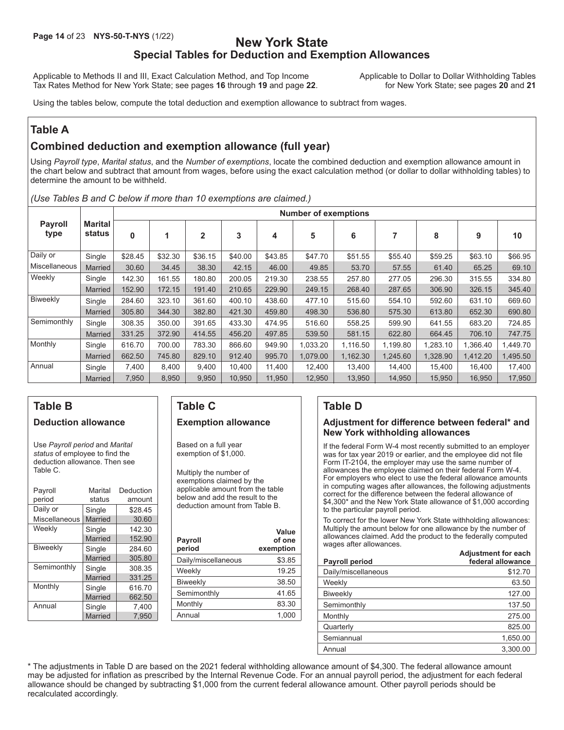# New York State
## Special Tables for Deduction and Exemption Allowances

Applicable to Methods II and III, Exact Calculation Method, and Top Income Tax Rates Method for New York State; see pages **16** through **19** and page **22**.

Applicable to Dollar to Dollar Withholding Tables for New York State; see pages **20** and **21**

Using the tables below, compute the total deduction and exemption allowance to subtract from wages.

## Table A

### Combined deduction and exemption allowance (full year)

Using *Payroll type*, *Marital status*, and the *Number of exemptions*, locate the combined deduction and exemption allowance amount in the chart below and subtract that amount from wages, before using the exact calculation method (or dollar to dollar withholding tables) to determine the amount to be withheld.

*(Use Tables B and C below if more than 10 exemptions are claimed.)*

| Payroll type | Marital status | Number of exemptions | | | | | | | | | | |
|---|---|---|---|---|---|---|---|---|---|---|---|---|
| | | **0** | **1** | **2** | **3** | **4** | **5** | **6** | **7** | **8** | **9** | **10** |
| Daily or Miscellaneous | Single | $28.45 | $32.30 | $36.15 | $40.00 | $43.85 | $47.70 | $51.55 | $55.40 | $59.25 | $63.10 | $66.95 |
| | Married | 30.60 | 34.45 | 38.30 | 42.15 | 46.00 | 49.85 | 53.70 | 57.55 | 61.40 | 65.25 | 69.10 |
| Weekly | Single | 142.30 | 161.55 | 180.80 | 200.05 | 219.30 | 238.55 | 257.80 | 277.05 | 296.30 | 315.55 | 334.80 |
| | Married | 152.90 | 172.15 | 191.40 | 210.65 | 229.90 | 249.15 | 268.40 | 287.65 | 306.90 | 326.15 | 345.40 |
| Biweekly | Single | 284.60 | 323.10 | 361.60 | 400.10 | 438.60 | 477.10 | 515.60 | 554.10 | 592.60 | 631.10 | 669.60 |
| | Married | 305.80 | 344.30 | 382.80 | 421.30 | 459.80 | 498.30 | 536.80 | 575.30 | 613.80 | 652.30 | 690.80 |
| Semimonthly | Single | 308.35 | 350.00 | 391.65 | 433.30 | 474.95 | 516.60 | 558.25 | 599.90 | 641.55 | 683.20 | 724.85 |
| | Married | 331.25 | 372.90 | 414.55 | 456.20 | 497.85 | 539.50 | 581.15 | 622.80 | 664.45 | 706.10 | 747.75 |
| Monthly | Single | 616.70 | 700.00 | 783.30 | 866.60 | 949.90 | 1,033.20 | 1,116.50 | 1,199.80 | 1,283.10 | 1,366.40 | 1,449.70 |
| | Married | 662.50 | 745.80 | 829.10 | 912.40 | 995.70 | 1,079.00 | 1,162.30 | 1,245.60 | 1,328.90 | 1,412.20 | 1,495.50 |
| Annual | Single | 7,400 | 8,400 | 9,400 | 10,400 | 11,400 | 12,400 | 13,400 | 14,400 | 15,400 | 16,400 | 17,400 |
| | Married | 7,950 | 8,950 | 9,950 | 10,950 | 11,950 | 12,950 | 13,950 | 14,950 | 15,950 | 16,950 | 17,950 |

## Table B

### Deduction allowance

Use *Payroll period* and *Marital status* of employee to find the deduction allowance. Then see Table C.

| Payroll period | Marital status | Deduction amount |
|---|---|---|
| Daily or Miscellaneous | Single | $28.45 |
| | Married | 30.60 |
| Weekly | Single | 142.30 |
| | Married | 152.90 |
| Biweekly | Single | 284.60 |
| | Married | 305.80 |
| Semimonthly | Single | 308.35 |
| | Married | 331.25 |
| Monthly | Single | 616.70 |
| | Married | 662.50 |
| Annual | Single | 7,400 |
| | Married | 7,950 |

## Table C

### Exemption allowance

Based on a full year exemption of $1,000.

Multiply the number of exemptions claimed by the applicable amount from the table below and add the result to the deduction amount from Table B.

| Payroll period | Value of one exemption |
|---|---|
| Daily/miscellaneous | $3.85 |
| Weekly | 19.25 |
| Biweekly | 38.50 |
| Semimonthly | 41.65 |
| Monthly | 83.30 |
| Annual | 1,000 |

## Table D

### Adjustment for difference between federal* and New York withholding allowances

If the federal Form W-4 most recently submitted to an employer was for tax year 2019 or earlier, and the employee did not file Form IT-2104, the employer may use the same number of allowances the employee claimed on their federal Form W-4. For employers who elect to use the federal allowance amounts in computing wages after allowances, the following adjustments correct for the difference between the federal allowance of $4,300* and the New York State allowance of $1,000 according to the particular payroll period.

To correct for the lower New York State withholding allowances: Multiply the amount below for one allowance by the number of allowances claimed. Add the product to the federally computed wages after allowances.

| Payroll period | Adjustment for each federal allowance |
|---|---|
| Daily/miscellaneous | $12.70 |
| Weekly | 63.50 |
| Biweekly | 127.00 |
| Semimonthly | 137.50 |
| Monthly | 275.00 |
| Quarterly | 825.00 |
| Semiannual | 1,650.00 |
| Annual | 3,300.00 |

\* The adjustments in Table D are based on the 2021 federal withholding allowance amount of $4,300. The federal allowance amount may be adjusted for inflation as prescribed by the Internal Revenue Code. For an annual payroll period, the adjustment for each federal allowance should be changed by subtracting $1,000 from the current federal allowance amount. Other payroll periods should be recalculated accordingly.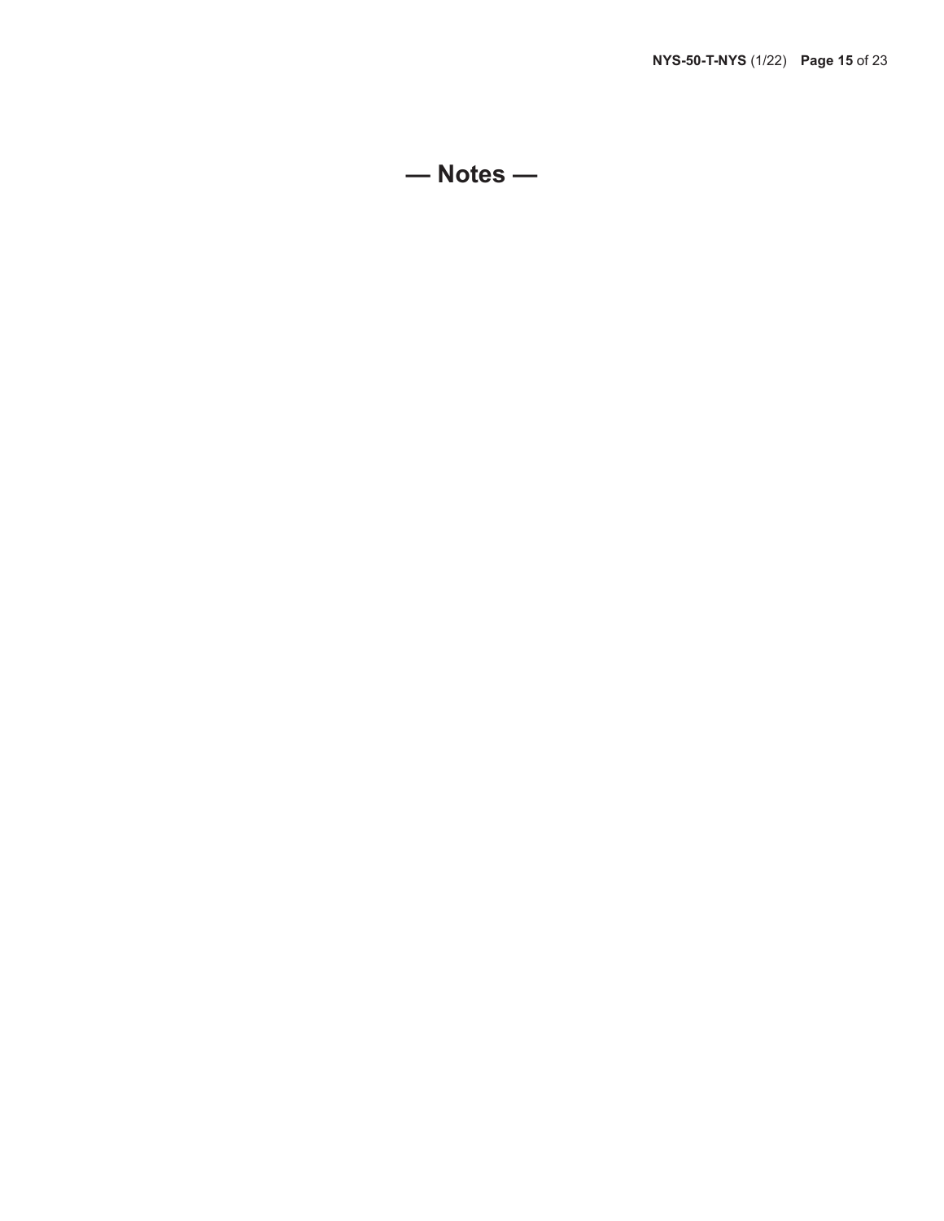# — Notes —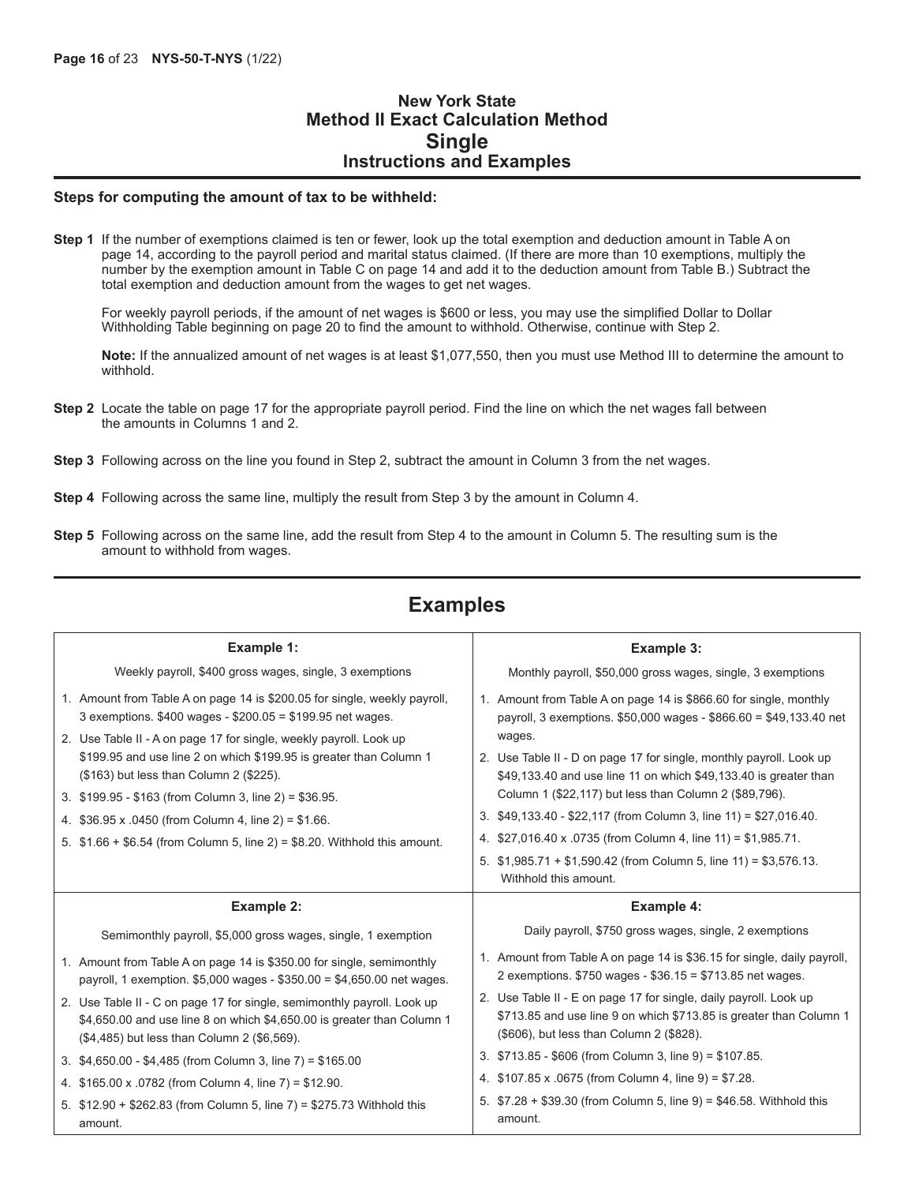# New York State
# Method II Exact Calculation Method
# Single
## Instructions and Examples

**Steps for computing the amount of tax to be withheld:**

**Step 1** If the number of exemptions claimed is ten or fewer, look up the total exemption and deduction amount in Table A on page 14, according to the payroll period and marital status claimed. (If there are more than 10 exemptions, multiply the number by the exemption amount in Table C on page 14 and add it to the deduction amount from Table B.) Subtract the total exemption and deduction amount from the wages to get net wages.

For weekly payroll periods, if the amount of net wages is $600 or less, you may use the simplified Dollar to Dollar Withholding Table beginning on page 20 to find the amount to withhold. Otherwise, continue with Step 2.

**Note:** If the annualized amount of net wages is at least $1,077,550, then you must use Method III to determine the amount to withhold.

**Step 2** Locate the table on page 17 for the appropriate payroll period. Find the line on which the net wages fall between the amounts in Columns 1 and 2.

**Step 3** Following across on the line you found in Step 2, subtract the amount in Column 3 from the net wages.

**Step 4** Following across the same line, multiply the result from Step 3 by the amount in Column 4.

**Step 5** Following across on the same line, add the result from Step 4 to the amount in Column 5. The resulting sum is the amount to withhold from wages.

## Examples

**Example 1:**

Weekly payroll, $400 gross wages, single, 3 exemptions

1. Amount from Table A on page 14 is $200.05 for single, weekly payroll, 3 exemptions. $400 wages - $200.05 = $199.95 net wages.
2. Use Table II - A on page 17 for single, weekly payroll. Look up $199.95 and use line 2 on which $199.95 is greater than Column 1 ($163) but less than Column 2 ($225).
3. $199.95 - $163 (from Column 3, line 2) = $36.95.
4. $36.95 x .0450 (from Column 4, line 2) = $1.66.
5. $1.66 + $6.54 (from Column 5, line 2) = $8.20. Withhold this amount.

**Example 2:**

Semimonthly payroll, $5,000 gross wages, single, 1 exemption

1. Amount from Table A on page 14 is $350.00 for single, semimonthly payroll, 1 exemption. $5,000 wages - $350.00 = $4,650.00 net wages.
2. Use Table II - C on page 17 for single, semimonthly payroll. Look up $4,650.00 and use line 8 on which $4,650.00 is greater than Column 1 ($4,485) but less than Column 2 ($6,569).
3. $4,650.00 - $4,485 (from Column 3, line 7) = $165.00
4. $165.00 x .0782 (from Column 4, line 7) = $12.90.
5. $12.90 + $262.83 (from Column 5, line 7) = $275.73 Withhold this amount.

**Example 3:**

Monthly payroll, $50,000 gross wages, single, 3 exemptions

1. Amount from Table A on page 14 is $866.60 for single, monthly payroll, 3 exemptions. $50,000 wages - $866.60 = $49,133.40 net wages.
2. Use Table II - D on page 17 for single, monthly payroll. Look up $49,133.40 and use line 11 on which $49,133.40 is greater than Column 1 ($22,117) but less than Column 2 ($89,796).
3. $49,133.40 - $22,117 (from Column 3, line 11) = $27,016.40.
4. $27,016.40 x .0735 (from Column 4, line 11) = $1,985.71.
5. $1,985.71 + $1,590.42 (from Column 5, line 11) = $3,576.13. Withhold this amount.

**Example 4:**

Daily payroll, $750 gross wages, single, 2 exemptions

1. Amount from Table A on page 14 is $36.15 for single, daily payroll, 2 exemptions. $750 wages - $36.15 = $713.85 net wages.
2. Use Table II - E on page 17 for single, daily payroll. Look up $713.85 and use line 9 on which $713.85 is greater than Column 1 ($606), but less than Column 2 ($828).
3. $713.85 - $606 (from Column 3, line 9) = $107.85.
4. $107.85 x .0675 (from Column 4, line 9) = $7.28.
5. $7.28 + $39.30 (from Column 5, line 9) = $46.58. Withhold this amount.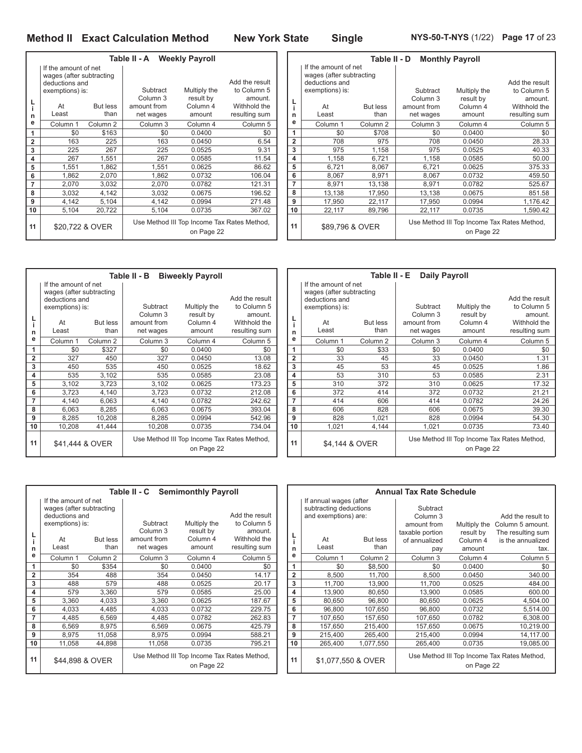## Method II Exact Calculation Method — New York State — Single

NYS-50-T-NYS (1/22)

### Table II - A Weekly Payroll

| Line | If the amount of net wages (after subtracting deductions and exemptions) is: At Least | But less than | Subtract Column 3 amount from net wages | Multiply the result by Column 4 amount | Add the result to Column 5 amount. Withhold the resulting sum |
|---|---|---|---|---|---|
| | Column 1 | Column 2 | Column 3 | Column 4 | Column 5 |
| 1 | $0 | $163 | $0 | 0.0400 | $0 |
| 2 | 163 | 225 | 163 | 0.0450 | 6.54 |
| 3 | 225 | 267 | 225 | 0.0525 | 9.31 |
| 4 | 267 | 1,551 | 267 | 0.0585 | 11.54 |
| 5 | 1,551 | 1,862 | 1,551 | 0.0625 | 86.62 |
| 6 | 1,862 | 2,070 | 1,862 | 0.0732 | 106.04 |
| 7 | 2,070 | 3,032 | 2,070 | 0.0782 | 121.31 |
| 8 | 3,032 | 4,142 | 3,032 | 0.0675 | 196.52 |
| 9 | 4,142 | 5,104 | 4,142 | 0.0994 | 271.48 |
| 10 | 5,104 | 20,722 | 5,104 | 0.0735 | 367.02 |
| 11 | $20,722 & OVER | | Use Method III Top Income Tax Rates Method, on Page 22 | | |

### Table II - B Biweekly Payroll

| Line | If the amount of net wages (after subtracting deductions and exemptions) is: At Least | But less than | Subtract Column 3 amount from net wages | Multiply the result by Column 4 amount | Add the result to Column 5 amount. Withhold the resulting sum |
|---|---|---|---|---|---|
| | Column 1 | Column 2 | Column 3 | Column 4 | Column 5 |
| 1 | $0 | $327 | $0 | 0.0400 | $0 |
| 2 | 327 | 450 | 327 | 0.0450 | 13.08 |
| 3 | 450 | 535 | 450 | 0.0525 | 18.62 |
| 4 | 535 | 3,102 | 535 | 0.0585 | 23.08 |
| 5 | 3,102 | 3,723 | 3,102 | 0.0625 | 173.23 |
| 6 | 3,723 | 4,140 | 3,723 | 0.0732 | 212.08 |
| 7 | 4,140 | 6,063 | 4,140 | 0.0782 | 242.62 |
| 8 | 6,063 | 8,285 | 6,063 | 0.0675 | 393.04 |
| 9 | 8,285 | 10,208 | 8,285 | 0.0994 | 542.96 |
| 10 | 10,208 | 41,444 | 10,208 | 0.0735 | 734.04 |
| 11 | $41,444 & OVER | | Use Method III Top Income Tax Rates Method, on Page 22 | | |

### Table II - C Semimonthly Payroll

| Line | If the amount of net wages (after subtracting deductions and exemptions) is: At Least | But less than | Subtract Column 3 amount from net wages | Multiply the result by Column 4 amount | Add the result to Column 5 amount. Withhold the resulting sum |
|---|---|---|---|---|---|
| | Column 1 | Column 2 | Column 3 | Column 4 | Column 5 |
| 1 | $0 | $354 | $0 | 0.0400 | $0 |
| 2 | 354 | 488 | 354 | 0.0450 | 14.17 |
| 3 | 488 | 579 | 488 | 0.0525 | 20.17 |
| 4 | 579 | 3,360 | 579 | 0.0585 | 25.00 |
| 5 | 3,360 | 4,033 | 3,360 | 0.0625 | 187.67 |
| 6 | 4,033 | 4,485 | 4,033 | 0.0732 | 229.75 |
| 7 | 4,485 | 6,569 | 4,485 | 0.0782 | 262.83 |
| 8 | 6,569 | 8,975 | 6,569 | 0.0675 | 425.79 |
| 9 | 8,975 | 11,058 | 8,975 | 0.0994 | 588.21 |
| 10 | 11,058 | 44,898 | 11,058 | 0.0735 | 795.21 |
| 11 | $44,898 & OVER | | Use Method III Top Income Tax Rates Method, on Page 22 | | |

### Table II - D Monthly Payroll

| Line | If the amount of net wages (after subtracting deductions and exemptions) is: At Least | But less than | Subtract Column 3 amount from net wages | Multiply the result by Column 4 amount | Add the result to Column 5 amount. Withhold the resulting sum |
|---|---|---|---|---|---|
| | Column 1 | Column 2 | Column 3 | Column 4 | Column 5 |
| 1 | $0 | $708 | $0 | 0.0400 | $0 |
| 2 | 708 | 975 | 708 | 0.0450 | 28.33 |
| 3 | 975 | 1,158 | 975 | 0.0525 | 40.33 |
| 4 | 1,158 | 6,721 | 1,158 | 0.0585 | 50.00 |
| 5 | 6,721 | 8,067 | 6,721 | 0.0625 | 375.33 |
| 6 | 8,067 | 8,971 | 8,067 | 0.0732 | 459.50 |
| 7 | 8,971 | 13,138 | 8,971 | 0.0782 | 525.67 |
| 8 | 13,138 | 17,950 | 13,138 | 0.0675 | 851.58 |
| 9 | 17,950 | 22,117 | 17,950 | 0.0994 | 1,176.42 |
| 10 | 22,117 | 89,796 | 22,117 | 0.0735 | 1,590.42 |
| 11 | $89,796 & OVER | | Use Method III Top Income Tax Rates Method, on Page 22 | | |

### Table II - E Daily Payroll

| Line | If the amount of net wages (after subtracting deductions and exemptions) is: At Least | But less than | Subtract Column 3 amount from net wages | Multiply the result by Column 4 amount | Add the result to Column 5 amount. Withhold the resulting sum |
|---|---|---|---|---|---|
| | Column 1 | Column 2 | Column 3 | Column 4 | Column 5 |
| 1 | $0 | $33 | $0 | 0.0400 | $0 |
| 2 | 33 | 45 | 33 | 0.0450 | 1.31 |
| 3 | 45 | 53 | 45 | 0.0525 | 1.86 |
| 4 | 53 | 310 | 53 | 0.0585 | 2.31 |
| 5 | 310 | 372 | 310 | 0.0625 | 17.32 |
| 6 | 372 | 414 | 372 | 0.0732 | 21.21 |
| 7 | 414 | 606 | 414 | 0.0782 | 24.26 |
| 8 | 606 | 828 | 606 | 0.0675 | 39.30 |
| 9 | 828 | 1,021 | 828 | 0.0994 | 54.30 |
| 10 | 1,021 | 4,144 | 1,021 | 0.0735 | 73.40 |
| 11 | $4,144 & OVER | | Use Method III Top Income Tax Rates Method, on Page 22 | | |

### Annual Tax Rate Schedule

| Line | If annual wages (after subtracting deductions and exemptions) are: At Least | But less than | Subtract Column 3 amount from taxable portion of annualized pay | Multiply the result by Column 4 amount | Add the result to Column 5 amount. The resulting sum is the annualized tax. |
|---|---|---|---|---|---|
| | Column 1 | Column 2 | Column 3 | Column 4 | Column 5 |
| 1 | $0 | $8,500 | $0 | 0.0400 | $0 |
| 2 | 8,500 | 11,700 | 8,500 | 0.0450 | 340.00 |
| 3 | 11,700 | 13,900 | 11,700 | 0.0525 | 484.00 |
| 4 | 13,900 | 80,650 | 13,900 | 0.0585 | 600.00 |
| 5 | 80,650 | 96,800 | 80,650 | 0.0625 | 4,504.00 |
| 6 | 96,800 | 107,650 | 96,800 | 0.0732 | 5,514.00 |
| 7 | 107,650 | 157,650 | 107,650 | 0.0782 | 6,308.00 |
| 8 | 157,650 | 215,400 | 157,650 | 0.0675 | 10,219.00 |
| 9 | 215,400 | 265,400 | 215,400 | 0.0994 | 14,117.00 |
| 10 | 265,400 | 1,077,550 | 265,400 | 0.0735 | 19,085.00 |
| 11 | $1,077,550 & OVER | | Use Method III Top Income Tax Rates Method, on Page 22 | | |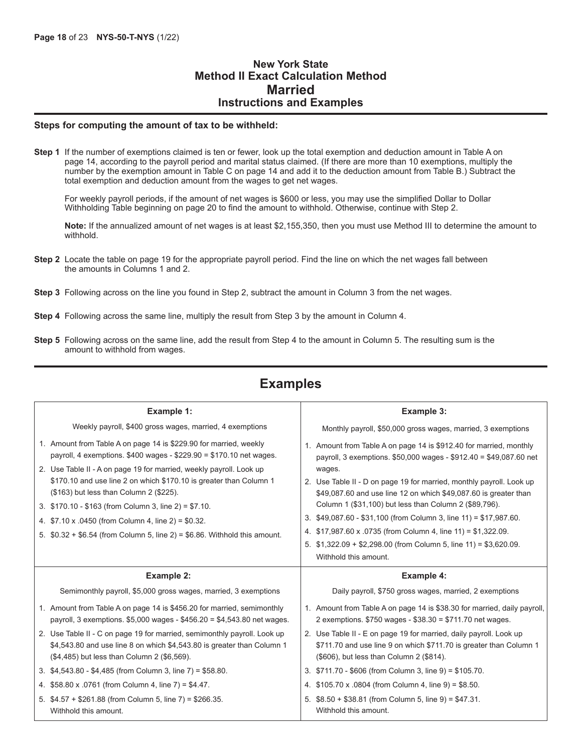# New York State
## Method II Exact Calculation Method
## Married
### Instructions and Examples

**Steps for computing the amount of tax to be withheld:**

**Step 1** If the number of exemptions claimed is ten or fewer, look up the total exemption and deduction amount in Table A on page 14, according to the payroll period and marital status claimed. (If there are more than 10 exemptions, multiply the number by the exemption amount in Table C on page 14 and add it to the deduction amount from Table B.) Subtract the total exemption and deduction amount from the wages to get net wages.

For weekly payroll periods, if the amount of net wages is $600 or less, you may use the simplified Dollar to Dollar Withholding Table beginning on page 20 to find the amount to withhold. Otherwise, continue with Step 2.

**Note:** If the annualized amount of net wages is at least $2,155,350, then you must use Method III to determine the amount to withhold.

**Step 2** Locate the table on page 19 for the appropriate payroll period. Find the line on which the net wages fall between the amounts in Columns 1 and 2.

**Step 3** Following across on the line you found in Step 2, subtract the amount in Column 3 from the net wages.

**Step 4** Following across the same line, multiply the result from Step 3 by the amount in Column 4.

**Step 5** Following across on the same line, add the result from Step 4 to the amount in Column 5. The resulting sum is the amount to withhold from wages.

## Examples

**Example 1:**

Weekly payroll, $400 gross wages, married, 4 exemptions

1. Amount from Table A on page 14 is $229.90 for married, weekly payroll, 4 exemptions. $400 wages - $229.90 = $170.10 net wages.
2. Use Table II - A on page 19 for married, weekly payroll. Look up $170.10 and use line 2 on which $170.10 is greater than Column 1 ($163) but less than Column 2 ($225).
3. $170.10 - $163 (from Column 3, line 2) = $7.10.
4. $7.10 x .0450 (from Column 4, line 2) = $0.32.
5. $0.32 + $6.54 (from Column 5, line 2) = $6.86. Withhold this amount.

**Example 2:**

Semimonthly payroll, $5,000 gross wages, married, 3 exemptions

1. Amount from Table A on page 14 is $456.20 for married, semimonthly payroll, 3 exemptions. $5,000 wages - $456.20 = $4,543.80 net wages.
2. Use Table II - C on page 19 for married, semimonthly payroll. Look up $4,543.80 and use line 8 on which $4,543.80 is greater than Column 1 ($4,485) but less than Column 2 ($6,569).
3. $4,543.80 - $4,485 (from Column 3, line 7) = $58.80.
4. $58.80 x .0761 (from Column 4, line 7) = $4.47.
5. $4.57 + $261.88 (from Column 5, line 7) = $266.35. Withhold this amount.

**Example 3:**

Monthly payroll, $50,000 gross wages, married, 3 exemptions

1. Amount from Table A on page 14 is $912.40 for married, monthly payroll, 3 exemptions. $50,000 wages - $912.40 = $49,087.60 net wages.
2. Use Table II - D on page 19 for married, monthly payroll. Look up $49,087.60 and use line 12 on which $49,087.60 is greater than Column 1 ($31,100) but less than Column 2 ($89,796).
3. $49,087.60 - $31,100 (from Column 3, line 11) = $17,987.60.
4. $17,987.60 x .0735 (from Column 4, line 11) = $1,322.09.
5. $1,322.09 + $2,298.00 (from Column 5, line 11) = $3,620.09. Withhold this amount.

**Example 4:**

Daily payroll, $750 gross wages, married, 2 exemptions

1. Amount from Table A on page 14 is $38.30 for married, daily payroll, 2 exemptions. $750 wages - $38.30 = $711.70 net wages.
2. Use Table II - E on page 19 for married, daily payroll. Look up $711.70 and use line 9 on which $711.70 is greater than Column 1 ($606), but less than Column 2 ($814).
3. $711.70 - $606 (from Column 3, line 9) = $105.70.
4. $105.70 x .0804 (from Column 4, line 9) = $8.50.
5. $8.50 + $38.81 (from Column 5, line 9) = $47.31. Withhold this amount.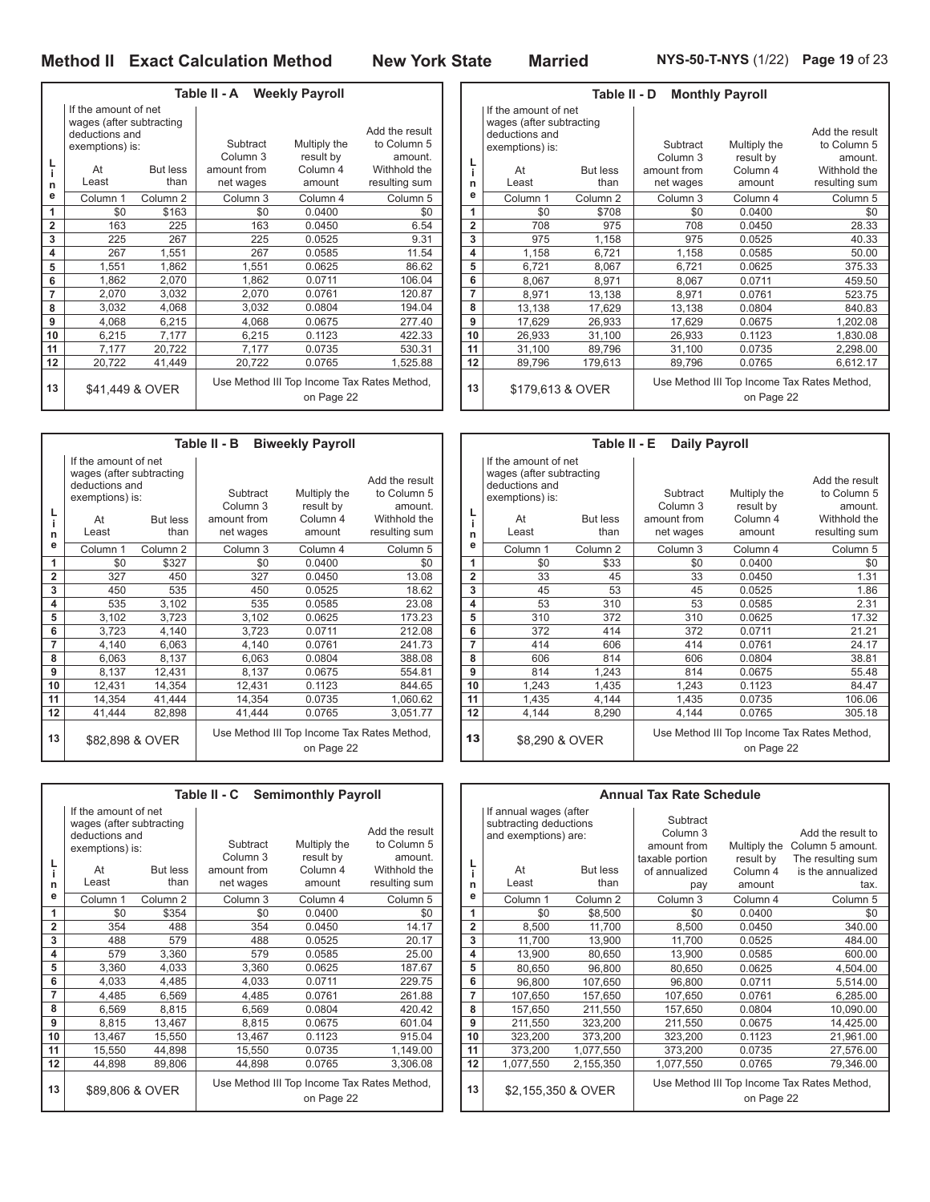# Method II Exact Calculation Method — New York State — Married

NYS-50-T-NYS (1/22)

## Table II - A Weekly Payroll

| Line | If the amount of net wages (after subtracting deductions and exemptions) is: At Least | But less than | Subtract Column 3 amount from net wages | Multiply the result by Column 4 amount | Add the result to Column 5 amount. Withhold the resulting sum |
|---|---|---|---|---|---|
| | Column 1 | Column 2 | Column 3 | Column 4 | Column 5 |
| 1 | $0 | $163 | $0 | 0.0400 | $0 |
| 2 | 163 | 225 | 163 | 0.0450 | 6.54 |
| 3 | 225 | 267 | 225 | 0.0525 | 9.31 |
| 4 | 267 | 1,551 | 267 | 0.0585 | 11.54 |
| 5 | 1,551 | 1,862 | 1,551 | 0.0625 | 86.62 |
| 6 | 1,862 | 2,070 | 1,862 | 0.0711 | 106.04 |
| 7 | 2,070 | 3,032 | 2,070 | 0.0761 | 120.87 |
| 8 | 3,032 | 4,068 | 3,032 | 0.0804 | 194.04 |
| 9 | 4,068 | 6,215 | 4,068 | 0.0675 | 277.40 |
| 10 | 6,215 | 7,177 | 6,215 | 0.1123 | 422.33 |
| 11 | 7,177 | 20,722 | 7,177 | 0.0735 | 530.31 |
| 12 | 20,722 | 41,449 | 20,722 | 0.0765 | 1,525.88 |
| 13 | $41,449 & OVER | | Use Method III Top Income Tax Rates Method, on Page 22 | | |

## Table II - B Biweekly Payroll

| Line | If the amount of net wages (after subtracting deductions and exemptions) is: At Least | But less than | Subtract Column 3 amount from net wages | Multiply the result by Column 4 amount | Add the result to Column 5 amount. Withhold the resulting sum |
|---|---|---|---|---|---|
| | Column 1 | Column 2 | Column 3 | Column 4 | Column 5 |
| 1 | $0 | $327 | $0 | 0.0400 | $0 |
| 2 | 327 | 450 | 327 | 0.0450 | 13.08 |
| 3 | 450 | 535 | 450 | 0.0525 | 18.62 |
| 4 | 535 | 3,102 | 535 | 0.0585 | 23.08 |
| 5 | 3,102 | 3,723 | 3,102 | 0.0625 | 173.23 |
| 6 | 3,723 | 4,140 | 3,723 | 0.0711 | 212.08 |
| 7 | 4,140 | 6,063 | 4,140 | 0.0761 | 241.73 |
| 8 | 6,063 | 8,137 | 6,063 | 0.0804 | 388.08 |
| 9 | 8,137 | 12,431 | 8,137 | 0.0675 | 554.81 |
| 10 | 12,431 | 14,354 | 12,431 | 0.1123 | 844.65 |
| 11 | 14,354 | 41,444 | 14,354 | 0.0735 | 1,060.62 |
| 12 | 41,444 | 82,898 | 41,444 | 0.0765 | 3,051.77 |
| 13 | $82,898 & OVER | | Use Method III Top Income Tax Rates Method, on Page 22 | | |

## Table II - C Semimonthly Payroll

| Line | If the amount of net wages (after subtracting deductions and exemptions) is: At Least | But less than | Subtract Column 3 amount from net wages | Multiply the result by Column 4 amount | Add the result to Column 5 amount. Withhold the resulting sum |
|---|---|---|---|---|---|
| | Column 1 | Column 2 | Column 3 | Column 4 | Column 5 |
| 1 | $0 | $354 | $0 | 0.0400 | $0 |
| 2 | 354 | 488 | 354 | 0.0450 | 14.17 |
| 3 | 488 | 579 | 488 | 0.0525 | 20.17 |
| 4 | 579 | 3,360 | 579 | 0.0585 | 25.00 |
| 5 | 3,360 | 4,033 | 3,360 | 0.0625 | 187.67 |
| 6 | 4,033 | 4,485 | 4,033 | 0.0711 | 229.75 |
| 7 | 4,485 | 6,569 | 4,485 | 0.0761 | 261.88 |
| 8 | 6,569 | 8,815 | 6,569 | 0.0804 | 420.42 |
| 9 | 8,815 | 13,467 | 8,815 | 0.0675 | 601.04 |
| 10 | 13,467 | 15,550 | 13,467 | 0.1123 | 915.04 |
| 11 | 15,550 | 44,898 | 15,550 | 0.0735 | 1,149.00 |
| 12 | 44,898 | 89,806 | 44,898 | 0.0765 | 3,306.08 |
| 13 | $89,806 & OVER | | Use Method III Top Income Tax Rates Method, on Page 22 | | |

## Table II - D Monthly Payroll

| Line | If the amount of net wages (after subtracting deductions and exemptions) is: At Least | But less than | Subtract Column 3 amount from net wages | Multiply the result by Column 4 amount | Add the result to Column 5 amount. Withhold the resulting sum |
|---|---|---|---|---|---|
| | Column 1 | Column 2 | Column 3 | Column 4 | Column 5 |
| 1 | $0 | $708 | $0 | 0.0400 | $0 |
| 2 | 708 | 975 | 708 | 0.0450 | 28.33 |
| 3 | 975 | 1,158 | 975 | 0.0525 | 40.33 |
| 4 | 1,158 | 6,721 | 1,158 | 0.0585 | 50.00 |
| 5 | 6,721 | 8,067 | 6,721 | 0.0625 | 375.33 |
| 6 | 8,067 | 8,971 | 8,067 | 0.0711 | 459.50 |
| 7 | 8,971 | 13,138 | 8,971 | 0.0761 | 523.75 |
| 8 | 13,138 | 17,629 | 13,138 | 0.0804 | 840.83 |
| 9 | 17,629 | 26,933 | 17,629 | 0.0675 | 1,202.08 |
| 10 | 26,933 | 31,100 | 26,933 | 0.1123 | 1,830.08 |
| 11 | 31,100 | 89,796 | 31,100 | 0.0735 | 2,298.00 |
| 12 | 89,796 | 179,613 | 89,796 | 0.0765 | 6,612.17 |
| 13 | $179,613 & OVER | | Use Method III Top Income Tax Rates Method, on Page 22 | | |

## Table II - E Daily Payroll

| Line | If the amount of net wages (after subtracting deductions and exemptions) is: At Least | But less than | Subtract Column 3 amount from net wages | Multiply the result by Column 4 amount | Add the result to Column 5 amount. Withhold the resulting sum |
|---|---|---|---|---|---|
| | Column 1 | Column 2 | Column 3 | Column 4 | Column 5 |
| 1 | $0 | $33 | $0 | 0.0400 | $0 |
| 2 | 33 | 45 | 33 | 0.0450 | 1.31 |
| 3 | 45 | 53 | 45 | 0.0525 | 1.86 |
| 4 | 53 | 310 | 53 | 0.0585 | 2.31 |
| 5 | 310 | 372 | 310 | 0.0625 | 17.32 |
| 6 | 372 | 414 | 372 | 0.0711 | 21.21 |
| 7 | 414 | 606 | 414 | 0.0761 | 24.17 |
| 8 | 606 | 814 | 606 | 0.0804 | 38.81 |
| 9 | 814 | 1,243 | 814 | 0.0675 | 55.48 |
| 10 | 1,243 | 1,435 | 1,243 | 0.1123 | 84.47 |
| 11 | 1,435 | 4,144 | 1,435 | 0.0735 | 106.06 |
| 12 | 4,144 | 8,290 | 4,144 | 0.0765 | 305.18 |
| 13 | $8,290 & OVER | | Use Method III Top Income Tax Rates Method, on Page 22 | | |

## Annual Tax Rate Schedule

| Line | If annual wages (after subtracting deductions and exemptions) are: At Least | But less than | Subtract Column 3 amount from taxable portion of annualized pay | Multiply the result by Column 4 amount | Add the result to Column 5 amount. The resulting sum is the annualized tax. |
|---|---|---|---|---|---|
| | Column 1 | Column 2 | Column 3 | Column 4 | Column 5 |
| 1 | $0 | $8,500 | $0 | 0.0400 | $0 |
| 2 | 8,500 | 11,700 | 8,500 | 0.0450 | 340.00 |
| 3 | 11,700 | 13,900 | 11,700 | 0.0525 | 484.00 |
| 4 | 13,900 | 80,650 | 13,900 | 0.0585 | 600.00 |
| 5 | 80,650 | 96,800 | 80,650 | 0.0625 | 4,504.00 |
| 6 | 96,800 | 107,650 | 96,800 | 0.0711 | 5,514.00 |
| 7 | 107,650 | 157,650 | 107,650 | 0.0761 | 6,285.00 |
| 8 | 157,650 | 211,550 | 157,650 | 0.0804 | 10,090.00 |
| 9 | 211,550 | 323,200 | 211,550 | 0.0675 | 14,425.00 |
| 10 | 323,200 | 373,200 | 323,200 | 0.1123 | 21,961.00 |
| 11 | 373,200 | 1,077,550 | 373,200 | 0.0735 | 27,576.00 |
| 12 | 1,077,550 | 2,155,350 | 1,077,550 | 0.0765 | 79,346.00 |
| 13 | $2,155,350 & OVER | | Use Method III Top Income Tax Rates Method, on Page 22 | | |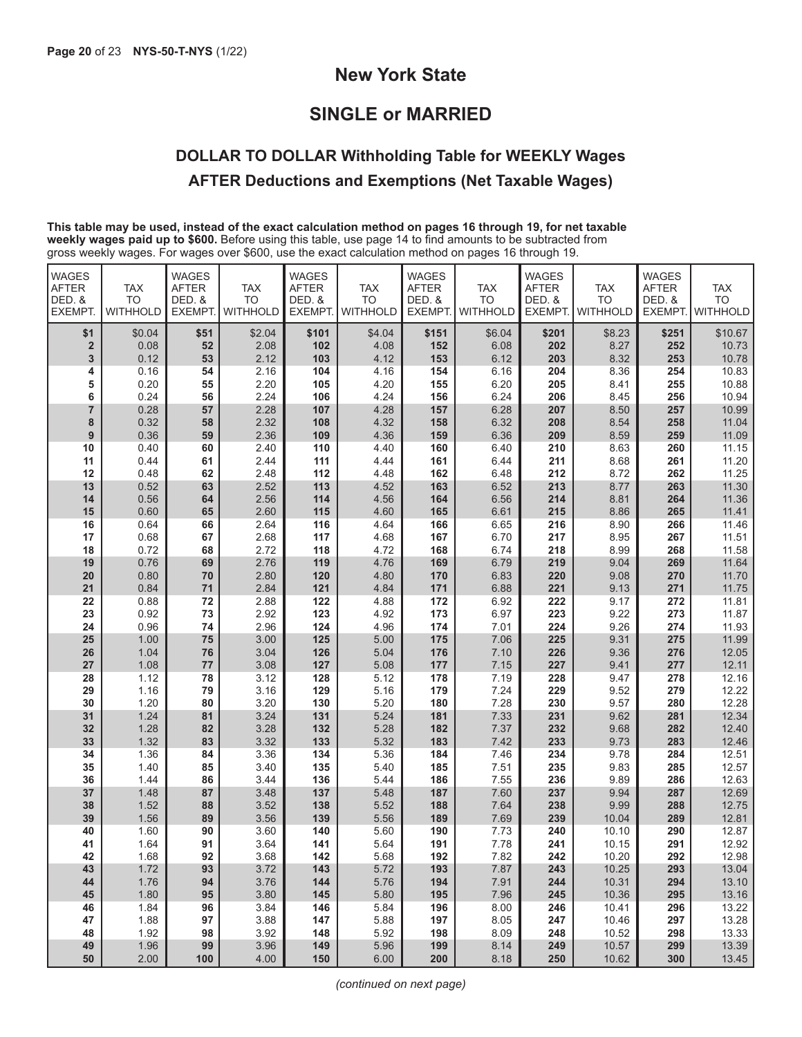## New York State

## SINGLE or MARRIED

### DOLLAR TO DOLLAR Withholding Table for WEEKLY Wages AFTER Deductions and Exemptions (Net Taxable Wages)

**This table may be used, instead of the exact calculation method on pages 16 through 19, for net taxable weekly wages paid up to $600.** Before using this table, use page 14 to find amounts to be subtracted from gross weekly wages. For wages over $600, use the exact calculation method on pages 16 through 19.

| WAGES AFTER DED. & EXEMPT. | TAX TO WITHHOLD | WAGES AFTER DED. & EXEMPT. | TAX TO WITHHOLD | WAGES AFTER DED. & EXEMPT. | TAX TO WITHHOLD | WAGES AFTER DED. & EXEMPT. | TAX TO WITHHOLD | WAGES AFTER DED. & EXEMPT. | TAX TO WITHHOLD | WAGES AFTER DED. & EXEMPT. | TAX TO WITHHOLD |
|---|---|---|---|---|---|---|---|---|---|---|---|
| $1 | $0.04 | $51 | $2.04 | $101 | $4.04 | $151 | $6.04 | $201 | $8.23 | $251 | $10.67 |
| 2 | 0.08 | 52 | 2.08 | 102 | 4.08 | 152 | 6.08 | 202 | 8.27 | 252 | 10.73 |
| 3 | 0.12 | 53 | 2.12 | 103 | 4.12 | 153 | 6.12 | 203 | 8.32 | 253 | 10.78 |
| 4 | 0.16 | 54 | 2.16 | 104 | 4.16 | 154 | 6.16 | 204 | 8.36 | 254 | 10.83 |
| 5 | 0.20 | 55 | 2.20 | 105 | 4.20 | 155 | 6.20 | 205 | 8.41 | 255 | 10.88 |
| 6 | 0.24 | 56 | 2.24 | 106 | 4.24 | 156 | 6.24 | 206 | 8.45 | 256 | 10.94 |
| 7 | 0.28 | 57 | 2.28 | 107 | 4.28 | 157 | 6.28 | 207 | 8.50 | 257 | 10.99 |
| 8 | 0.32 | 58 | 2.32 | 108 | 4.32 | 158 | 6.32 | 208 | 8.54 | 258 | 11.04 |
| 9 | 0.36 | 59 | 2.36 | 109 | 4.36 | 159 | 6.36 | 209 | 8.59 | 259 | 11.09 |
| 10 | 0.40 | 60 | 2.40 | 110 | 4.40 | 160 | 6.40 | 210 | 8.63 | 260 | 11.15 |
| 11 | 0.44 | 61 | 2.44 | 111 | 4.44 | 161 | 6.44 | 211 | 8.68 | 261 | 11.20 |
| 12 | 0.48 | 62 | 2.48 | 112 | 4.48 | 162 | 6.48 | 212 | 8.72 | 262 | 11.25 |
| 13 | 0.52 | 63 | 2.52 | 113 | 4.52 | 163 | 6.52 | 213 | 8.77 | 263 | 11.30 |
| 14 | 0.56 | 64 | 2.56 | 114 | 4.56 | 164 | 6.56 | 214 | 8.81 | 264 | 11.36 |
| 15 | 0.60 | 65 | 2.60 | 115 | 4.60 | 165 | 6.61 | 215 | 8.86 | 265 | 11.41 |
| 16 | 0.64 | 66 | 2.64 | 116 | 4.64 | 166 | 6.65 | 216 | 8.90 | 266 | 11.46 |
| 17 | 0.68 | 67 | 2.68 | 117 | 4.68 | 167 | 6.70 | 217 | 8.95 | 267 | 11.51 |
| 18 | 0.72 | 68 | 2.72 | 118 | 4.72 | 168 | 6.74 | 218 | 8.99 | 268 | 11.58 |
| 19 | 0.76 | 69 | 2.76 | 119 | 4.76 | 169 | 6.79 | 219 | 9.04 | 269 | 11.64 |
| 20 | 0.80 | 70 | 2.80 | 120 | 4.80 | 170 | 6.83 | 220 | 9.08 | 270 | 11.70 |
| 21 | 0.84 | 71 | 2.84 | 121 | 4.84 | 171 | 6.88 | 221 | 9.13 | 271 | 11.75 |
| 22 | 0.88 | 72 | 2.88 | 122 | 4.88 | 172 | 6.92 | 222 | 9.17 | 272 | 11.81 |
| 23 | 0.92 | 73 | 2.92 | 123 | 4.92 | 173 | 6.97 | 223 | 9.22 | 273 | 11.87 |
| 24 | 0.96 | 74 | 2.96 | 124 | 4.96 | 174 | 7.01 | 224 | 9.26 | 274 | 11.93 |
| 25 | 1.00 | 75 | 3.00 | 125 | 5.00 | 175 | 7.06 | 225 | 9.31 | 275 | 11.99 |
| 26 | 1.04 | 76 | 3.04 | 126 | 5.04 | 176 | 7.10 | 226 | 9.36 | 276 | 12.05 |
| 27 | 1.08 | 77 | 3.08 | 127 | 5.08 | 177 | 7.15 | 227 | 9.41 | 277 | 12.11 |
| 28 | 1.12 | 78 | 3.12 | 128 | 5.12 | 178 | 7.19 | 228 | 9.47 | 278 | 12.16 |
| 29 | 1.16 | 79 | 3.16 | 129 | 5.16 | 179 | 7.24 | 229 | 9.52 | 279 | 12.22 |
| 30 | 1.20 | 80 | 3.20 | 130 | 5.20 | 180 | 7.28 | 230 | 9.57 | 280 | 12.28 |
| 31 | 1.24 | 81 | 3.24 | 131 | 5.24 | 181 | 7.33 | 231 | 9.62 | 281 | 12.34 |
| 32 | 1.28 | 82 | 3.28 | 132 | 5.28 | 182 | 7.37 | 232 | 9.68 | 282 | 12.40 |
| 33 | 1.32 | 83 | 3.32 | 133 | 5.32 | 183 | 7.42 | 233 | 9.73 | 283 | 12.46 |
| 34 | 1.36 | 84 | 3.36 | 134 | 5.36 | 184 | 7.46 | 234 | 9.78 | 284 | 12.51 |
| 35 | 1.40 | 85 | 3.40 | 135 | 5.40 | 185 | 7.51 | 235 | 9.83 | 285 | 12.57 |
| 36 | 1.44 | 86 | 3.44 | 136 | 5.44 | 186 | 7.55 | 236 | 9.89 | 286 | 12.63 |
| 37 | 1.48 | 87 | 3.48 | 137 | 5.48 | 187 | 7.60 | 237 | 9.94 | 287 | 12.69 |
| 38 | 1.52 | 88 | 3.52 | 138 | 5.52 | 188 | 7.64 | 238 | 9.99 | 288 | 12.75 |
| 39 | 1.56 | 89 | 3.56 | 139 | 5.56 | 189 | 7.69 | 239 | 10.04 | 289 | 12.81 |
| 40 | 1.60 | 90 | 3.60 | 140 | 5.60 | 190 | 7.73 | 240 | 10.10 | 290 | 12.87 |
| 41 | 1.64 | 91 | 3.64 | 141 | 5.64 | 191 | 7.78 | 241 | 10.15 | 291 | 12.92 |
| 42 | 1.68 | 92 | 3.68 | 142 | 5.68 | 192 | 7.82 | 242 | 10.20 | 292 | 12.98 |
| 43 | 1.72 | 93 | 3.72 | 143 | 5.72 | 193 | 7.87 | 243 | 10.25 | 293 | 13.04 |
| 44 | 1.76 | 94 | 3.76 | 144 | 5.76 | 194 | 7.91 | 244 | 10.31 | 294 | 13.10 |
| 45 | 1.80 | 95 | 3.80 | 145 | 5.80 | 195 | 7.96 | 245 | 10.36 | 295 | 13.16 |
| 46 | 1.84 | 96 | 3.84 | 146 | 5.84 | 196 | 8.00 | 246 | 10.41 | 296 | 13.22 |
| 47 | 1.88 | 97 | 3.88 | 147 | 5.88 | 197 | 8.05 | 247 | 10.46 | 297 | 13.28 |
| 48 | 1.92 | 98 | 3.92 | 148 | 5.92 | 198 | 8.09 | 248 | 10.52 | 298 | 13.33 |
| 49 | 1.96 | 99 | 3.96 | 149 | 5.96 | 199 | 8.14 | 249 | 10.57 | 299 | 13.39 |
| 50 | 2.00 | 100 | 4.00 | 150 | 6.00 | 200 | 8.18 | 250 | 10.62 | 300 | 13.45 |

*(continued on next page)*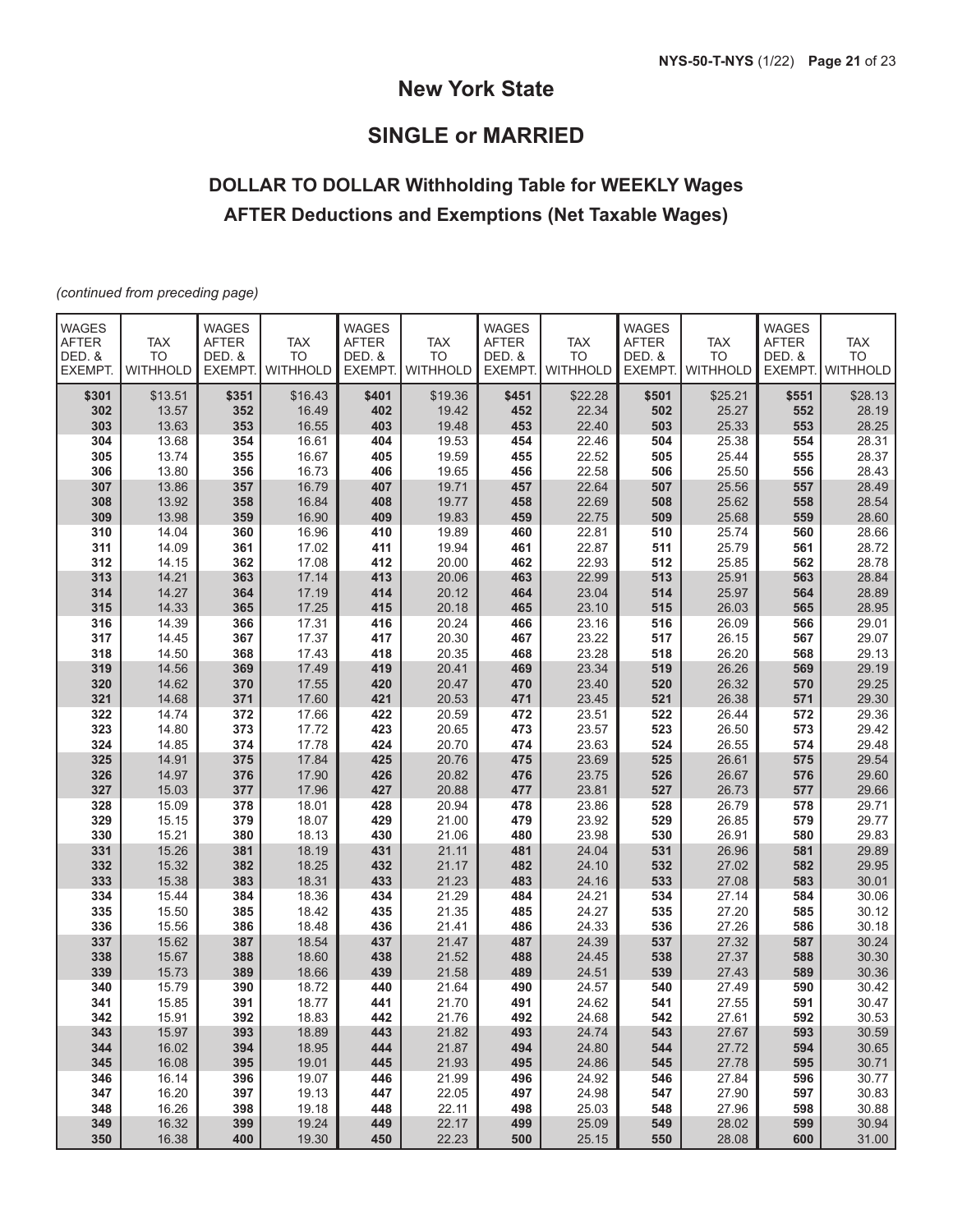## New York State

## SINGLE or MARRIED

### DOLLAR TO DOLLAR Withholding Table for WEEKLY Wages AFTER Deductions and Exemptions (Net Taxable Wages)

*(continued from preceding page)*

| WAGES AFTER DED. & EXEMPT. | TAX TO WITHHOLD | WAGES AFTER DED. & EXEMPT. | TAX TO WITHHOLD | WAGES AFTER DED. & EXEMPT. | TAX TO WITHHOLD | WAGES AFTER DED. & EXEMPT. | TAX TO WITHHOLD | WAGES AFTER DED. & EXEMPT. | TAX TO WITHHOLD | WAGES AFTER DED. & EXEMPT. | TAX TO WITHHOLD |
|---|---|---|---|---|---|---|---|---|---|---|---|
| **$301** | $13.51 | **$351** | $16.43 | **$401** | $19.36 | **$451** | $22.28 | **$501** | $25.21 | **$551** | $28.13 |
| **302** | 13.57 | **352** | 16.49 | **402** | 19.42 | **452** | 22.34 | **502** | 25.27 | **552** | 28.19 |
| **303** | 13.63 | **353** | 16.55 | **403** | 19.48 | **453** | 22.40 | **503** | 25.33 | **553** | 28.25 |
| **304** | 13.68 | **354** | 16.61 | **404** | 19.53 | **454** | 22.46 | **504** | 25.38 | **554** | 28.31 |
| **305** | 13.74 | **355** | 16.67 | **405** | 19.59 | **455** | 22.52 | **505** | 25.44 | **555** | 28.37 |
| **306** | 13.80 | **356** | 16.73 | **406** | 19.65 | **456** | 22.58 | **506** | 25.50 | **556** | 28.43 |
| **307** | 13.86 | **357** | 16.79 | **407** | 19.71 | **457** | 22.64 | **507** | 25.56 | **557** | 28.49 |
| **308** | 13.92 | **358** | 16.84 | **408** | 19.77 | **458** | 22.69 | **508** | 25.62 | **558** | 28.54 |
| **309** | 13.98 | **359** | 16.90 | **409** | 19.83 | **459** | 22.75 | **509** | 25.68 | **559** | 28.60 |
| **310** | 14.04 | **360** | 16.96 | **410** | 19.89 | **460** | 22.81 | **510** | 25.74 | **560** | 28.66 |
| **311** | 14.09 | **361** | 17.02 | **411** | 19.94 | **461** | 22.87 | **511** | 25.79 | **561** | 28.72 |
| **312** | 14.15 | **362** | 17.08 | **412** | 20.00 | **462** | 22.93 | **512** | 25.85 | **562** | 28.78 |
| **313** | 14.21 | **363** | 17.14 | **413** | 20.06 | **463** | 22.99 | **513** | 25.91 | **563** | 28.84 |
| **314** | 14.27 | **364** | 17.19 | **414** | 20.12 | **464** | 23.04 | **514** | 25.97 | **564** | 28.89 |
| **315** | 14.33 | **365** | 17.25 | **415** | 20.18 | **465** | 23.10 | **515** | 26.03 | **565** | 28.95 |
| **316** | 14.39 | **366** | 17.31 | **416** | 20.24 | **466** | 23.16 | **516** | 26.09 | **566** | 29.01 |
| **317** | 14.45 | **367** | 17.37 | **417** | 20.30 | **467** | 23.22 | **517** | 26.15 | **567** | 29.07 |
| **318** | 14.50 | **368** | 17.43 | **418** | 20.35 | **468** | 23.28 | **518** | 26.20 | **568** | 29.13 |
| **319** | 14.56 | **369** | 17.49 | **419** | 20.41 | **469** | 23.34 | **519** | 26.26 | **569** | 29.19 |
| **320** | 14.62 | **370** | 17.55 | **420** | 20.47 | **470** | 23.40 | **520** | 26.32 | **570** | 29.25 |
| **321** | 14.68 | **371** | 17.60 | **421** | 20.53 | **471** | 23.45 | **521** | 26.38 | **571** | 29.30 |
| **322** | 14.74 | **372** | 17.66 | **422** | 20.59 | **472** | 23.51 | **522** | 26.44 | **572** | 29.36 |
| **323** | 14.80 | **373** | 17.72 | **423** | 20.65 | **473** | 23.57 | **523** | 26.50 | **573** | 29.42 |
| **324** | 14.85 | **374** | 17.78 | **424** | 20.70 | **474** | 23.63 | **524** | 26.55 | **574** | 29.48 |
| **325** | 14.91 | **375** | 17.84 | **425** | 20.76 | **475** | 23.69 | **525** | 26.61 | **575** | 29.54 |
| **326** | 14.97 | **376** | 17.90 | **426** | 20.82 | **476** | 23.75 | **526** | 26.67 | **576** | 29.60 |
| **327** | 15.03 | **377** | 17.96 | **427** | 20.88 | **477** | 23.81 | **527** | 26.73 | **577** | 29.66 |
| **328** | 15.09 | **378** | 18.01 | **428** | 20.94 | **478** | 23.86 | **528** | 26.79 | **578** | 29.71 |
| **329** | 15.15 | **379** | 18.07 | **429** | 21.00 | **479** | 23.92 | **529** | 26.85 | **579** | 29.77 |
| **330** | 15.21 | **380** | 18.13 | **430** | 21.06 | **480** | 23.98 | **530** | 26.91 | **580** | 29.83 |
| **331** | 15.26 | **381** | 18.19 | **431** | 21.11 | **481** | 24.04 | **531** | 26.96 | **581** | 29.89 |
| **332** | 15.32 | **382** | 18.25 | **432** | 21.17 | **482** | 24.10 | **532** | 27.02 | **582** | 29.95 |
| **333** | 15.38 | **383** | 18.31 | **433** | 21.23 | **483** | 24.16 | **533** | 27.08 | **583** | 30.01 |
| **334** | 15.44 | **384** | 18.36 | **434** | 21.29 | **484** | 24.21 | **534** | 27.14 | **584** | 30.06 |
| **335** | 15.50 | **385** | 18.42 | **435** | 21.35 | **485** | 24.27 | **535** | 27.20 | **585** | 30.12 |
| **336** | 15.56 | **386** | 18.48 | **436** | 21.41 | **486** | 24.33 | **536** | 27.26 | **586** | 30.18 |
| **337** | 15.62 | **387** | 18.54 | **437** | 21.47 | **487** | 24.39 | **537** | 27.32 | **587** | 30.24 |
| **338** | 15.67 | **388** | 18.60 | **438** | 21.52 | **488** | 24.45 | **538** | 27.37 | **588** | 30.30 |
| **339** | 15.73 | **389** | 18.66 | **439** | 21.58 | **489** | 24.51 | **539** | 27.43 | **589** | 30.36 |
| **340** | 15.79 | **390** | 18.72 | **440** | 21.64 | **490** | 24.57 | **540** | 27.49 | **590** | 30.42 |
| **341** | 15.85 | **391** | 18.77 | **441** | 21.70 | **491** | 24.62 | **541** | 27.55 | **591** | 30.47 |
| **342** | 15.91 | **392** | 18.83 | **442** | 21.76 | **492** | 24.68 | **542** | 27.61 | **592** | 30.53 |
| **343** | 15.97 | **393** | 18.89 | **443** | 21.82 | **493** | 24.74 | **543** | 27.67 | **593** | 30.59 |
| **344** | 16.02 | **394** | 18.95 | **444** | 21.87 | **494** | 24.80 | **544** | 27.72 | **594** | 30.65 |
| **345** | 16.08 | **395** | 19.01 | **445** | 21.93 | **495** | 24.86 | **545** | 27.78 | **595** | 30.71 |
| **346** | 16.14 | **396** | 19.07 | **446** | 21.99 | **496** | 24.92 | **546** | 27.84 | **596** | 30.77 |
| **347** | 16.20 | **397** | 19.13 | **447** | 22.05 | **497** | 24.98 | **547** | 27.90 | **597** | 30.83 |
| **348** | 16.26 | **398** | 19.18 | **448** | 22.11 | **498** | 25.03 | **548** | 27.96 | **598** | 30.88 |
| **349** | 16.32 | **399** | 19.24 | **449** | 22.17 | **499** | 25.09 | **549** | 28.02 | **599** | 30.94 |
| **350** | 16.38 | **400** | 19.30 | **450** | 22.23 | **500** | 25.15 | **550** | 28.08 | **600** | 31.00 |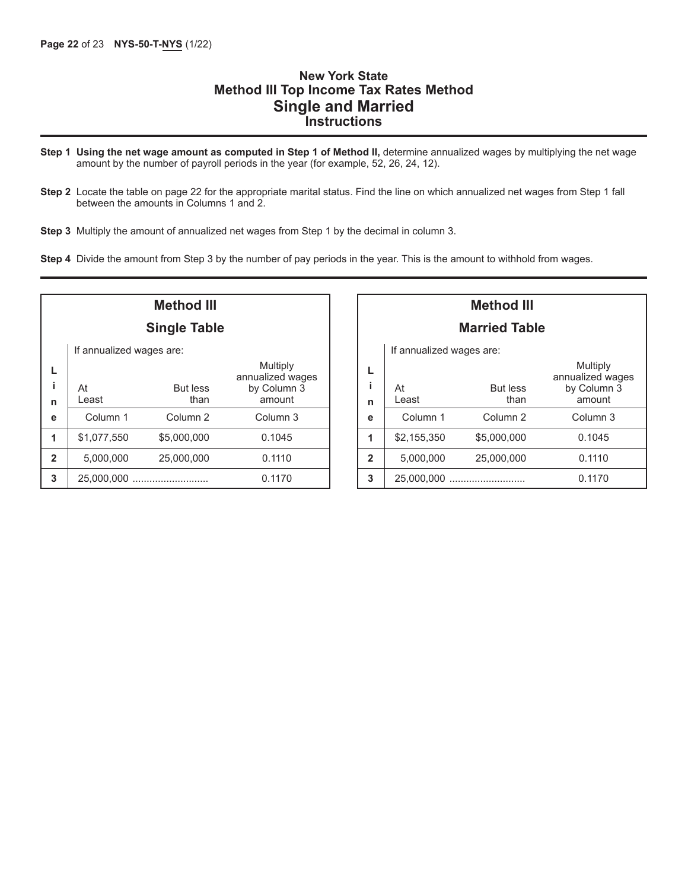# New York State
## Method III Top Income Tax Rates Method
## Single and Married
### Instructions

**Step 1** **Using the net wage amount as computed in Step 1 of Method II,** determine annualized wages by multiplying the net wage amount by the number of payroll periods in the year (for example, 52, 26, 24, 12).

**Step 2** Locate the table on page 22 for the appropriate marital status. Find the line on which annualized net wages from Step 1 fall between the amounts in Columns 1 and 2.

**Step 3** Multiply the amount of annualized net wages from Step 1 by the decimal in column 3.

**Step 4** Divide the amount from Step 3 by the number of pay periods in the year. This is the amount to withhold from wages.

**Method III**
**Single Table**

| Line | If annualized wages are: At Least | But less than | Multiply annualized wages by Column 3 amount |
|---|---|---|---|
| | Column 1 | Column 2 | Column 3 |
| 1 | $1,077,550 | $5,000,000 | 0.1045 |
| 2 | 5,000,000 | 25,000,000 | 0.1110 |
| 3 | 25,000,000 | .......................... | 0.1170 |

**Method III**
**Married Table**

| Line | If annualized wages are: At Least | But less than | Multiply annualized wages by Column 3 amount |
|---|---|---|---|
| | Column 1 | Column 2 | Column 3 |
| 1 | $2,155,350 | $5,000,000 | 0.1045 |
| 2 | 5,000,000 | 25,000,000 | 0.1110 |
| 3 | 25,000,000 | .......................... | 0.1170 |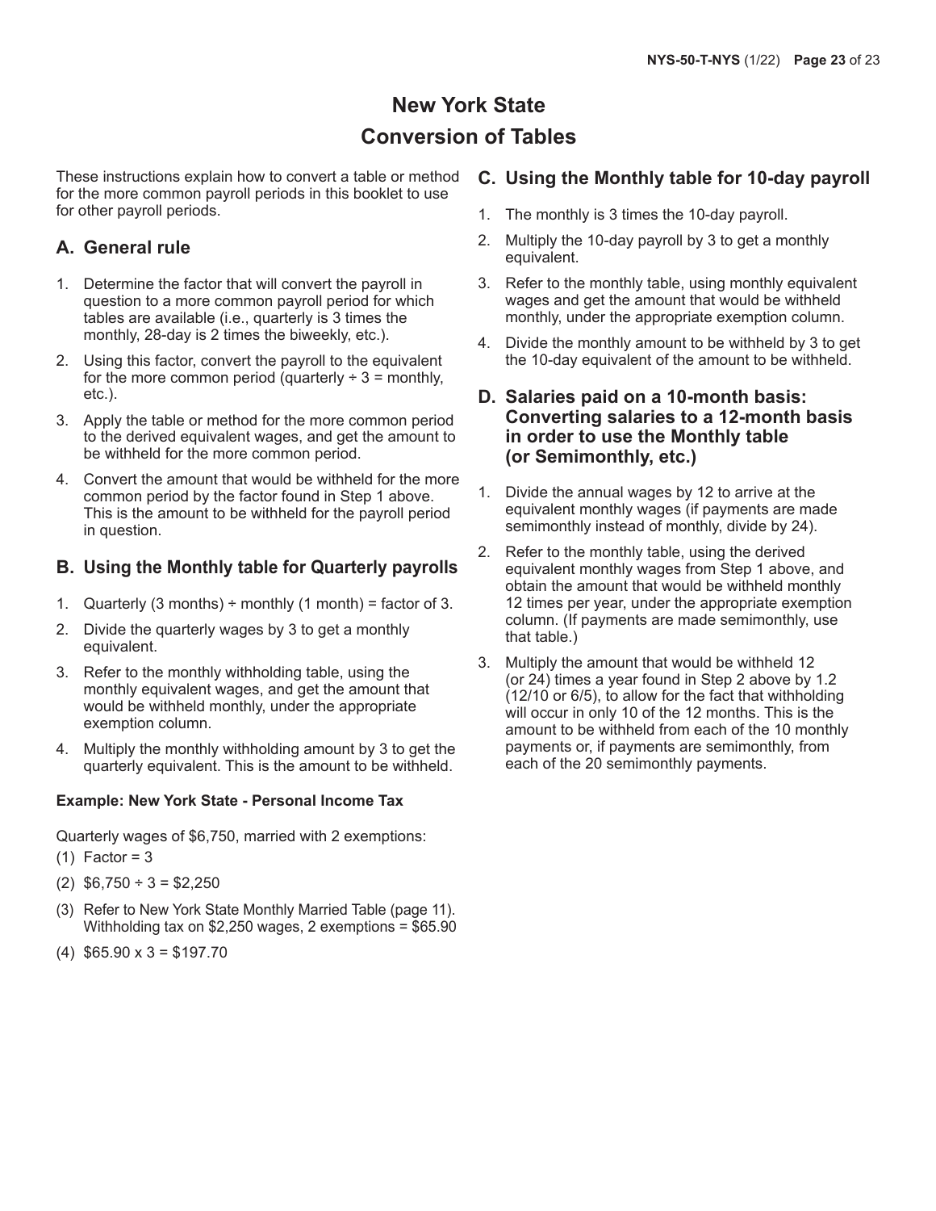# New York State
# Conversion of Tables

These instructions explain how to convert a table or method for the more common payroll periods in this booklet to use for other payroll periods.

## A. General rule

1. Determine the factor that will convert the payroll in question to a more common payroll period for which tables are available (i.e., quarterly is 3 times the monthly, 28-day is 2 times the biweekly, etc.).
2. Using this factor, convert the payroll to the equivalent for the more common period (quarterly ÷ 3 = monthly, etc.).
3. Apply the table or method for the more common period to the derived equivalent wages, and get the amount to be withheld for the more common period.
4. Convert the amount that would be withheld for the more common period by the factor found in Step 1 above. This is the amount to be withheld for the payroll period in question.

## B. Using the Monthly table for Quarterly payrolls

1. Quarterly (3 months) ÷ monthly (1 month) = factor of 3.
2. Divide the quarterly wages by 3 to get a monthly equivalent.
3. Refer to the monthly withholding table, using the monthly equivalent wages, and get the amount that would be withheld monthly, under the appropriate exemption column.
4. Multiply the monthly withholding amount by 3 to get the quarterly equivalent. This is the amount to be withheld.

**Example: New York State - Personal Income Tax**

Quarterly wages of $6,750, married with 2 exemptions:

(1) Factor = 3

(2) $6,750 ÷ 3 = $2,250

(3) Refer to New York State Monthly Married Table (page 11). Withholding tax on $2,250 wages, 2 exemptions = $65.90

(4) $65.90 x 3 = $197.70

## C. Using the Monthly table for 10-day payroll

1. The monthly is 3 times the 10-day payroll.
2. Multiply the 10-day payroll by 3 to get a monthly equivalent.
3. Refer to the monthly table, using monthly equivalent wages and get the amount that would be withheld monthly, under the appropriate exemption column.
4. Divide the monthly amount to be withheld by 3 to get the 10-day equivalent of the amount to be withheld.

## D. Salaries paid on a 10-month basis: Converting salaries to a 12-month basis in order to use the Monthly table (or Semimonthly, etc.)

1. Divide the annual wages by 12 to arrive at the equivalent monthly wages (if payments are made semimonthly instead of monthly, divide by 24).
2. Refer to the monthly table, using the derived equivalent monthly wages from Step 1 above, and obtain the amount that would be withheld monthly 12 times per year, under the appropriate exemption column. (If payments are made semimonthly, use that table.)
3. Multiply the amount that would be withheld 12 (or 24) times a year found in Step 2 above by 1.2 (12/10 or 6/5), to allow for the fact that withholding will occur in only 10 of the 12 months. This is the amount to be withheld from each of the 10 monthly payments or, if payments are semimonthly, from each of the 20 semimonthly payments.